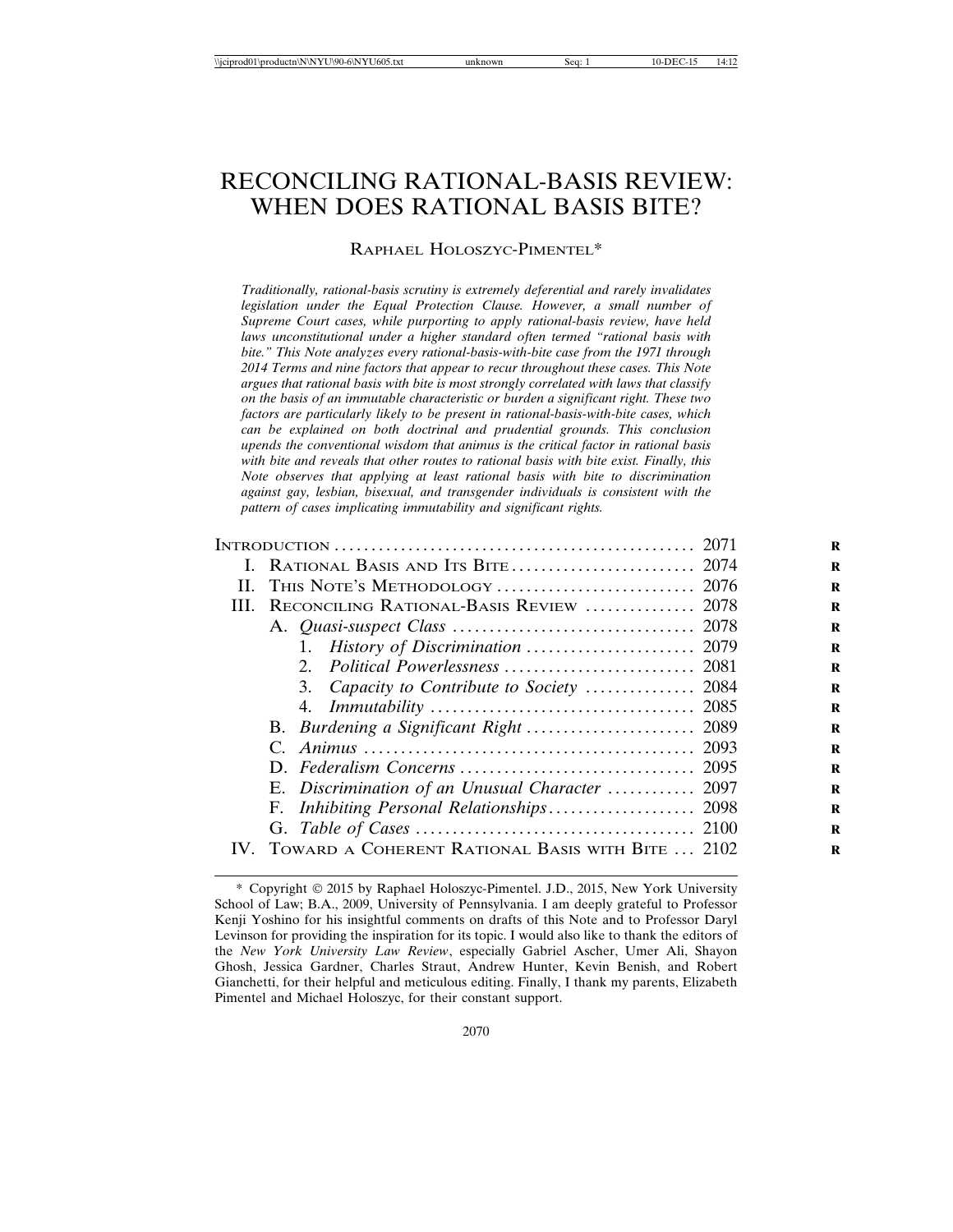# RECONCILING RATIONAL-BASIS REVIEW: WHEN DOES RATIONAL BASIS BITE?

RAPHAEL HOLOSZYC-PIMENTEL*

*Traditionally, rational-basis scrutiny is extremely deferential and rarely invalidates legislation under the Equal Protection Clause. However, a small number of Supreme Court cases, while purporting to apply rational-basis review, have held laws unconstitutional under a higher standard often termed "rational basis with bite." This Note analyzes every rational-basis-with-bite case from the 1971 through 2014 Terms and nine factors that appear to recur throughout these cases. This Note argues that rational basis with bite is most strongly correlated with laws that classify on the basis of an immutable characteristic or burden a significant right. These two factors are particularly likely to be present in rational-basis-with-bite cases, which can be explained on both doctrinal and prudential grounds. This conclusion upends the conventional wisdom that animus is the critical factor in rational basis with bite and reveals that other routes to rational basis with bite exist. Finally, this Note observes that applying at least rational basis with bite to discrimination against gay, lesbian, bisexual, and transgender individuals is consistent with the pattern of cases implicating immutability and significant rights.*

| | |
|---|---|
| INTRODUCTION | 2071 |
| I. RATIONAL BASIS AND ITS BITE | 2074 |
| II. THIS NOTE'S METHODOLOGY | 2076 |
| III. RECONCILING RATIONAL-BASIS REVIEW | 2078 |
| A. *Quasi-suspect Class* | 2078 |
| 1. *History of Discrimination* | 2079 |
| 2. *Political Powerlessness* | 2081 |
| 3. *Capacity to Contribute to Society* | 2084 |
| 4. *Immutability* | 2085 |
| B. *Burdening a Significant Right* | 2089 |
| C. *Animus* | 2093 |
| D. *Federalism Concerns* | 2095 |
| E. *Discrimination of an Unusual Character* | 2097 |
| F. *Inhibiting Personal Relationships* | 2098 |
| G. *Table of Cases* | 2100 |
| IV. TOWARD A COHERENT RATIONAL BASIS WITH BITE | 2102 |

\* Copyright © 2015 by Raphael Holoszyc-Pimentel. J.D., 2015, New York University School of Law; B.A., 2009, University of Pennsylvania. I am deeply grateful to Professor Kenji Yoshino for his insightful comments on drafts of this Note and to Professor Daryl Levinson for providing the inspiration for its topic. I would also like to thank the editors of the *New York University Law Review*, especially Gabriel Ascher, Umer Ali, Shayon Ghosh, Jessica Gardner, Charles Straut, Andrew Hunter, Kevin Benish, and Robert Gianchetti, for their helpful and meticulous editing. Finally, I thank my parents, Elizabeth Pimentel and Michael Holoszyc, for their constant support.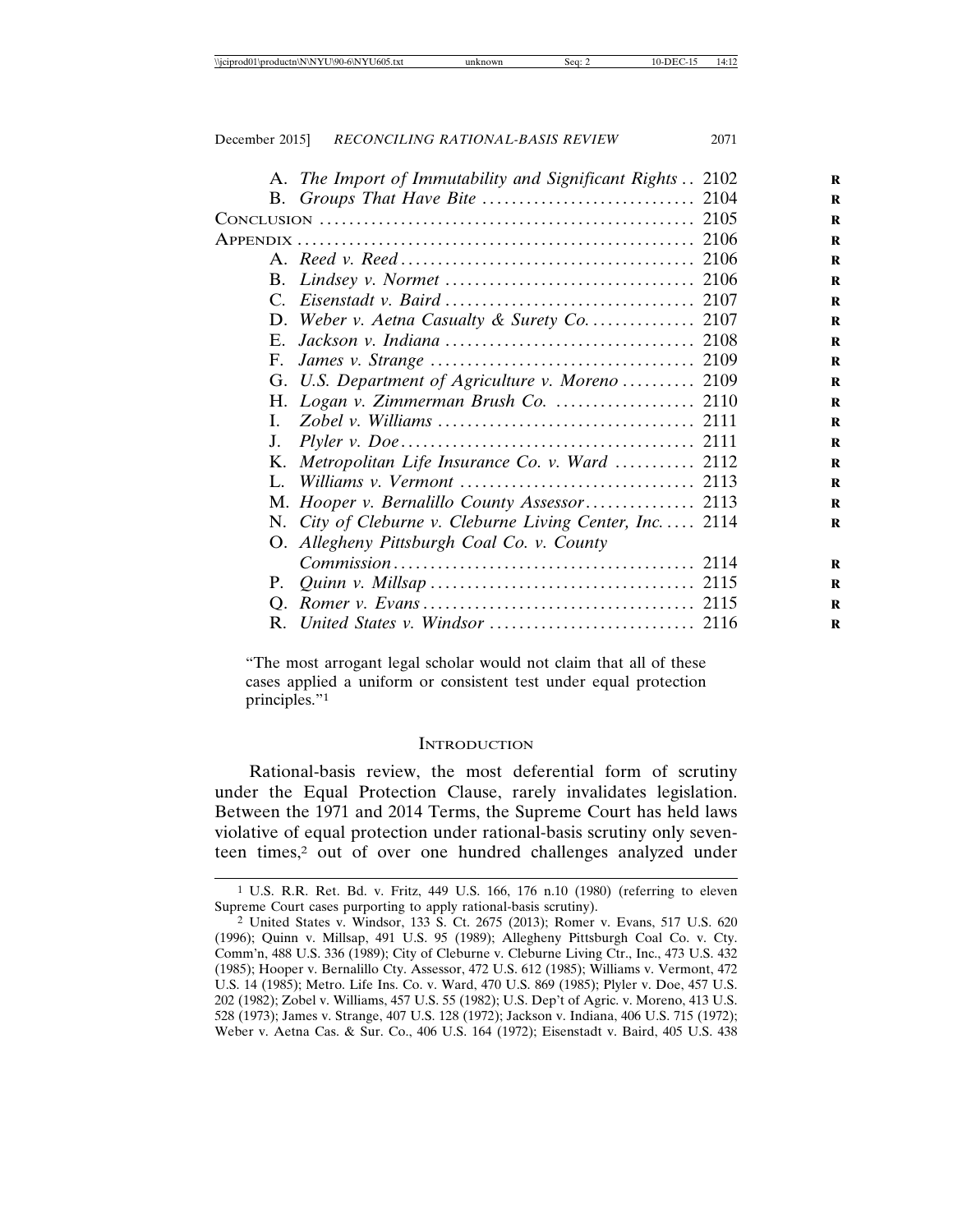A. *The Import of Immutability and Significant Rights* .. 2102
B. *Groups That Have Bite* .......................... 2104

Conclusion .......................................... 2105

Appendix ............................................ 2106

A. *Reed v. Reed* ................................... 2106
B. *Lindsey v. Normet* .............................. 2106
C. *Eisenstadt v. Baird* ............................ 2107
D. *Weber v. Aetna Casualty & Surety Co.* ........... 2107
E. *Jackson v. Indiana* ............................. 2108
F. *James v. Strange* ............................... 2109
G. *U.S. Department of Agriculture v. Moreno* ........ 2109
H. *Logan v. Zimmerman Brush Co.* .................... 2110
I. *Zobel v. Williams* .............................. 2111
J. *Plyler v. Doe* .................................. 2111
K. *Metropolitan Life Insurance Co. v. Ward* ......... 2112
L. *Williams v. Vermont* ............................ 2113
M. *Hooper v. Bernalillo County Assessor* ............ 2113
N. *City of Cleburne v. Cleburne Living Center, Inc.* .... 2114
O. *Allegheny Pittsburgh Coal Co. v. County Commission* ...................................... 2114
P. *Quinn v. Millsap* ............................... 2115
Q. *Romer v. Evans* ................................. 2115
R. *United States v. Windsor* ........................ 2116

> "The most arrogant legal scholar would not claim that all of these cases applied a uniform or consistent test under equal protection principles."[1]

## Introduction

Rational-basis review, the most deferential form of scrutiny under the Equal Protection Clause, rarely invalidates legislation. Between the 1971 and 2014 Terms, the Supreme Court has held laws violative of equal protection under rational-basis scrutiny only seventeen times,[2] out of over one hundred challenges analyzed under

---

[1] U.S. R.R. Ret. Bd. v. Fritz, 449 U.S. 166, 176 n.10 (1980) (referring to eleven Supreme Court cases purporting to apply rational-basis scrutiny).

[2] United States v. Windsor, 133 S. Ct. 2675 (2013); Romer v. Evans, 517 U.S. 620 (1996); Quinn v. Millsap, 491 U.S. 95 (1989); Allegheny Pittsburgh Coal Co. v. Cty. Comm'n, 488 U.S. 336 (1989); City of Cleburne v. Cleburne Living Ctr., Inc., 473 U.S. 432 (1985); Hooper v. Bernalillo Cty. Assessor, 472 U.S. 612 (1985); Williams v. Vermont, 472 U.S. 14 (1985); Metro. Life Ins. Co. v. Ward, 470 U.S. 869 (1985); Plyler v. Doe, 457 U.S. 202 (1982); Zobel v. Williams, 457 U.S. 55 (1982); U.S. Dep't of Agric. v. Moreno, 413 U.S. 528 (1973); James v. Strange, 407 U.S. 128 (1972); Jackson v. Indiana, 406 U.S. 715 (1972); Weber v. Aetna Cas. & Sur. Co., 406 U.S. 164 (1972); Eisenstadt v. Baird, 405 U.S. 438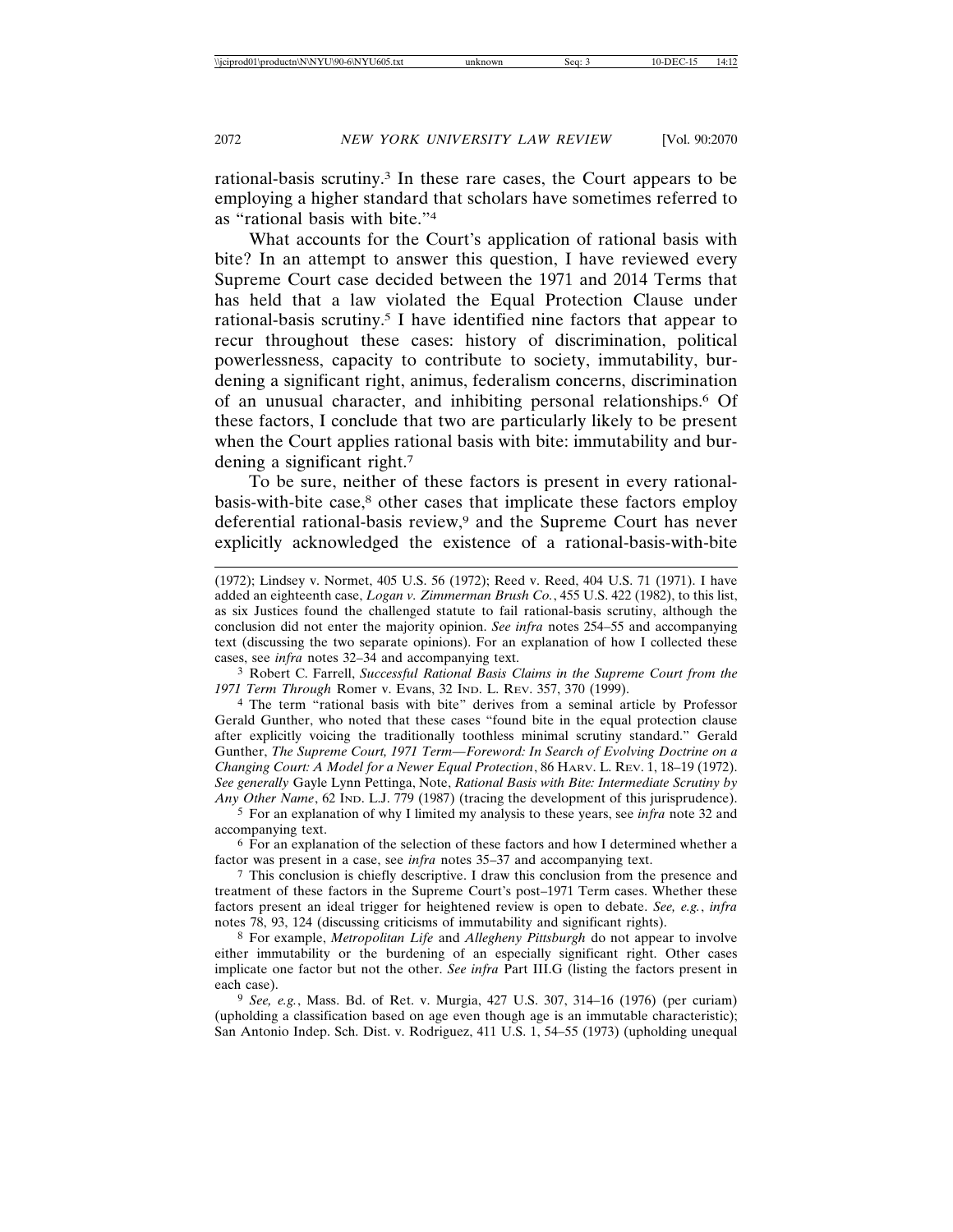rational-basis scrutiny.[3] In these rare cases, the Court appears to be employing a higher standard that scholars have sometimes referred to as "rational basis with bite."[4]

What accounts for the Court's application of rational basis with bite? In an attempt to answer this question, I have reviewed every Supreme Court case decided between the 1971 and 2014 Terms that has held that a law violated the Equal Protection Clause under rational-basis scrutiny.[5] I have identified nine factors that appear to recur throughout these cases: history of discrimination, political powerlessness, capacity to contribute to society, immutability, burdening a significant right, animus, federalism concerns, discrimination of an unusual character, and inhibiting personal relationships.[6] Of these factors, I conclude that two are particularly likely to be present when the Court applies rational basis with bite: immutability and burdening a significant right.[7]

To be sure, neither of these factors is present in every rational-basis-with-bite case,[8] other cases that implicate these factors employ deferential rational-basis review,[9] and the Supreme Court has never explicitly acknowledged the existence of a rational-basis-with-bite

---

(1972); Lindsey v. Normet, 405 U.S. 56 (1972); Reed v. Reed, 404 U.S. 71 (1971). I have added an eighteenth case, *Logan v. Zimmerman Brush Co.*, 455 U.S. 422 (1982), to this list, as six Justices found the challenged statute to fail rational-basis scrutiny, although the conclusion did not enter the majority opinion. *See infra* notes 254–55 and accompanying text (discussing the two separate opinions). For an explanation of how I collected these cases, see *infra* notes 32–34 and accompanying text.

[3] Robert C. Farrell, *Successful Rational Basis Claims in the Supreme Court from the 1971 Term Through* Romer v. Evans, 32 IND. L. REV. 357, 370 (1999).

[4] The term "rational basis with bite" derives from a seminal article by Professor Gerald Gunther, who noted that these cases "found bite in the equal protection clause after explicitly voicing the traditionally toothless minimal scrutiny standard." Gerald Gunther, *The Supreme Court, 1971 Term—Foreword: In Search of Evolving Doctrine on a Changing Court: A Model for a Newer Equal Protection*, 86 HARV. L. REV. 1, 18–19 (1972). *See generally* Gayle Lynn Pettinga, Note, *Rational Basis with Bite: Intermediate Scrutiny by Any Other Name*, 62 IND. L.J. 779 (1987) (tracing the development of this jurisprudence).

[5] For an explanation of why I limited my analysis to these years, see *infra* note 32 and accompanying text.

[6] For an explanation of the selection of these factors and how I determined whether a factor was present in a case, see *infra* notes 35–37 and accompanying text.

[7] This conclusion is chiefly descriptive. I draw this conclusion from the presence and treatment of these factors in the Supreme Court's post–1971 Term cases. Whether these factors present an ideal trigger for heightened review is open to debate. *See, e.g.*, *infra* notes 78, 93, 124 (discussing criticisms of immutability and significant rights).

[8] For example, *Metropolitan Life* and *Allegheny Pittsburgh* do not appear to involve either immutability or the burdening of an especially significant right. Other cases implicate one factor but not the other. *See infra* Part III.G (listing the factors present in each case).

[9] *See, e.g.*, Mass. Bd. of Ret. v. Murgia, 427 U.S. 307, 314–16 (1976) (per curiam) (upholding a classification based on age even though age is an immutable characteristic); San Antonio Indep. Sch. Dist. v. Rodriguez, 411 U.S. 1, 54–55 (1973) (upholding unequal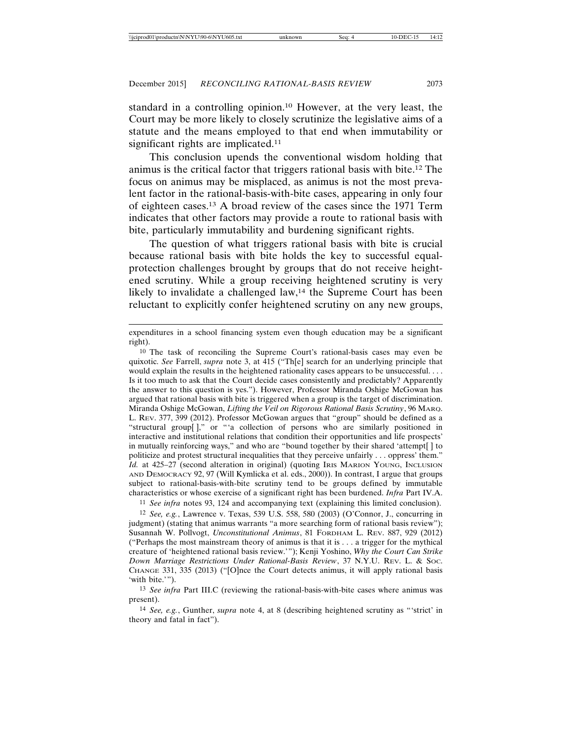standard in a controlling opinion.[10] However, at the very least, the Court may be more likely to closely scrutinize the legislative aims of a statute and the means employed to that end when immutability or significant rights are implicated.[11]

This conclusion upends the conventional wisdom holding that animus is the critical factor that triggers rational basis with bite.[12] The focus on animus may be misplaced, as animus is not the most prevalent factor in the rational-basis-with-bite cases, appearing in only four of eighteen cases.[13] A broad review of the cases since the 1971 Term indicates that other factors may provide a route to rational basis with bite, particularly immutability and burdening significant rights.

The question of what triggers rational basis with bite is crucial because rational basis with bite holds the key to successful equal-protection challenges brought by groups that do not receive heightened scrutiny. While a group receiving heightened scrutiny is very likely to invalidate a challenged law,[14] the Supreme Court has been reluctant to explicitly confer heightened scrutiny on any new groups,

---

expenditures in a school financing system even though education may be a significant right).

[10] The task of reconciling the Supreme Court's rational-basis cases may even be quixotic. *See* Farrell, *supra* note 3, at 415 ("Th[e] search for an underlying principle that would explain the results in the heightened rationality cases appears to be unsuccessful. . . . Is it too much to ask that the Court decide cases consistently and predictably? Apparently the answer to this question is yes."). However, Professor Miranda Oshige McGowan has argued that rational basis with bite is triggered when a group is the target of discrimination. Miranda Oshige McGowan, *Lifting the Veil on Rigorous Rational Basis Scrutiny*, 96 MARQ. L. REV. 377, 399 (2012). Professor McGowan argues that "group" should be defined as a "structural group[ ]," or "'a collection of persons who are similarly positioned in interactive and institutional relations that condition their opportunities and life prospects' in mutually reinforcing ways," and who are "bound together by their shared 'attempt[ ] to politicize and protest structural inequalities that they perceive unfairly . . . oppress' them." *Id.* at 425–27 (second alteration in original) (quoting IRIS MARION YOUNG, INCLUSION AND DEMOCRACY 92, 97 (Will Kymlicka et al. eds., 2000)). In contrast, I argue that groups subject to rational-basis-with-bite scrutiny tend to be groups defined by immutable characteristics or whose exercise of a significant right has been burdened. *Infra* Part IV.A.

[11] *See infra* notes 93, 124 and accompanying text (explaining this limited conclusion).

[12] *See, e.g.*, Lawrence v. Texas, 539 U.S. 558, 580 (2003) (O'Connor, J., concurring in judgment) (stating that animus warrants "a more searching form of rational basis review"); Susannah W. Pollvogt, *Unconstitutional Animus*, 81 FORDHAM L. REV. 887, 929 (2012) ("Perhaps the most mainstream theory of animus is that it is . . . a trigger for the mythical creature of 'heightened rational basis review.'"); Kenji Yoshino, *Why the Court Can Strike Down Marriage Restrictions Under Rational-Basis Review*, 37 N.Y.U. REV. L. & SOC. CHANGE 331, 335 (2013) ("[O]nce the Court detects animus, it will apply rational basis 'with bite.'").

[13] *See infra* Part III.C (reviewing the rational-basis-with-bite cases where animus was present).

[14] *See, e.g.*, Gunther, *supra* note 4, at 8 (describing heightened scrutiny as "'strict' in theory and fatal in fact").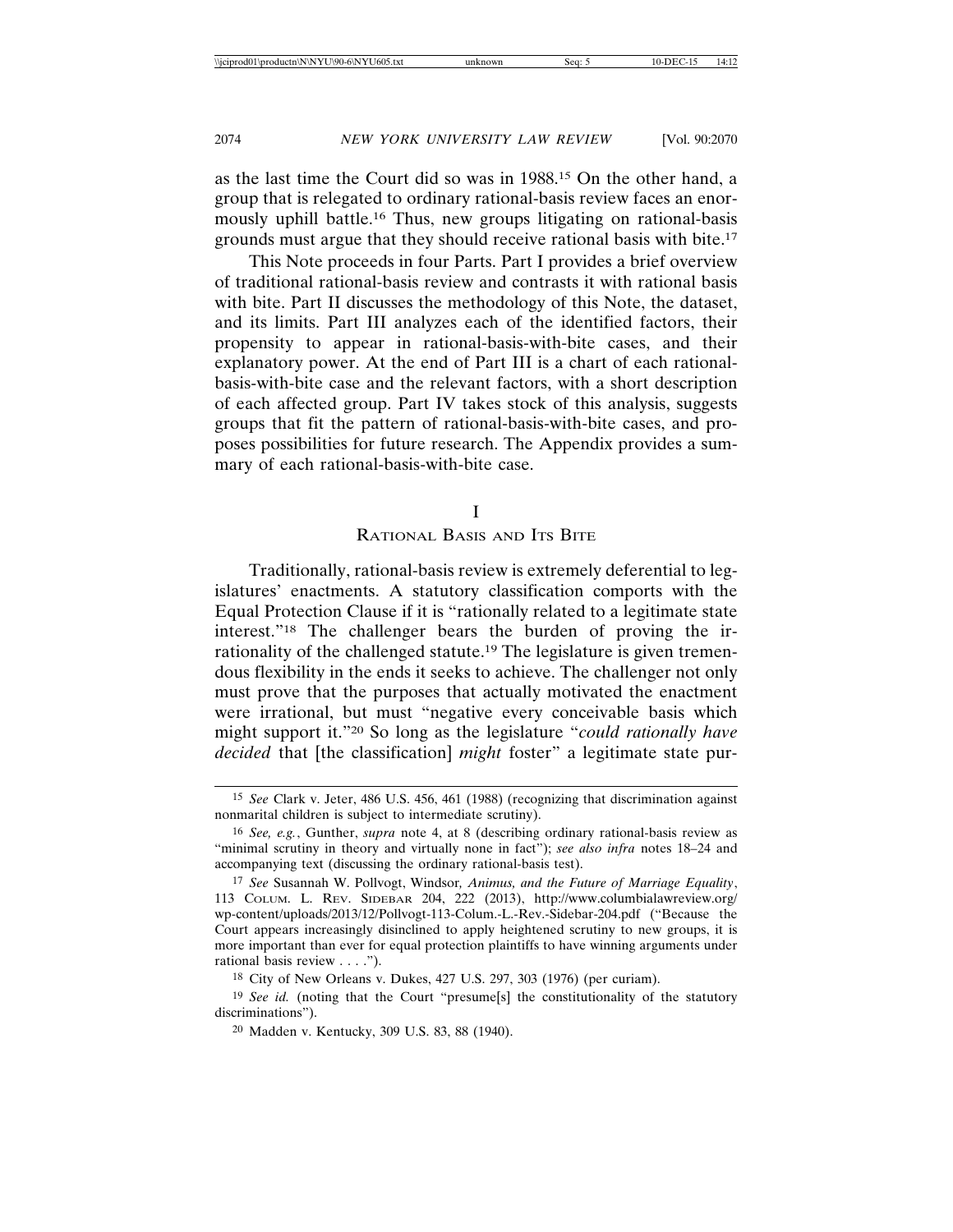as the last time the Court did so was in 1988.[15] On the other hand, a group that is relegated to ordinary rational-basis review faces an enormously uphill battle.[16] Thus, new groups litigating on rational-basis grounds must argue that they should receive rational basis with bite.[17]

This Note proceeds in four Parts. Part I provides a brief overview of traditional rational-basis review and contrasts it with rational basis with bite. Part II discusses the methodology of this Note, the dataset, and its limits. Part III analyzes each of the identified factors, their propensity to appear in rational-basis-with-bite cases, and their explanatory power. At the end of Part III is a chart of each rational-basis-with-bite case and the relevant factors, with a short description of each affected group. Part IV takes stock of this analysis, suggests groups that fit the pattern of rational-basis-with-bite cases, and proposes possibilities for future research. The Appendix provides a summary of each rational-basis-with-bite case.

# I
## Rational Basis and Its Bite

Traditionally, rational-basis review is extremely deferential to legislatures' enactments. A statutory classification comports with the Equal Protection Clause if it is "rationally related to a legitimate state interest."[18] The challenger bears the burden of proving the irrationality of the challenged statute.[19] The legislature is given tremendous flexibility in the ends it seeks to achieve. The challenger not only must prove that the purposes that actually motivated the enactment were irrational, but must "negative every conceivable basis which might support it."[20] So long as the legislature "*could rationally have decided* that [the classification] *might* foster" a legitimate state pur-

---

15 *See* Clark v. Jeter, 486 U.S. 456, 461 (1988) (recognizing that discrimination against nonmarital children is subject to intermediate scrutiny).

16 *See, e.g.*, Gunther, *supra* note 4, at 8 (describing ordinary rational-basis review as "minimal scrutiny in theory and virtually none in fact"); *see also infra* notes 18–24 and accompanying text (discussing the ordinary rational-basis test).

17 *See* Susannah W. Pollvogt, Windsor*, Animus, and the Future of Marriage Equality*, 113 Colum. L. Rev. Sidebar 204, 222 (2013), http://www.columbialawreview.org/wp-content/uploads/2013/12/Pollvogt-113-Colum.-L.-Rev.-Sidebar-204.pdf ("Because the Court appears increasingly disinclined to apply heightened scrutiny to new groups, it is more important than ever for equal protection plaintiffs to have winning arguments under rational basis review . . . .").

18 City of New Orleans v. Dukes, 427 U.S. 297, 303 (1976) (per curiam).

19 *See id.* (noting that the Court "presume[s] the constitutionality of the statutory discriminations").

20 Madden v. Kentucky, 309 U.S. 83, 88 (1940).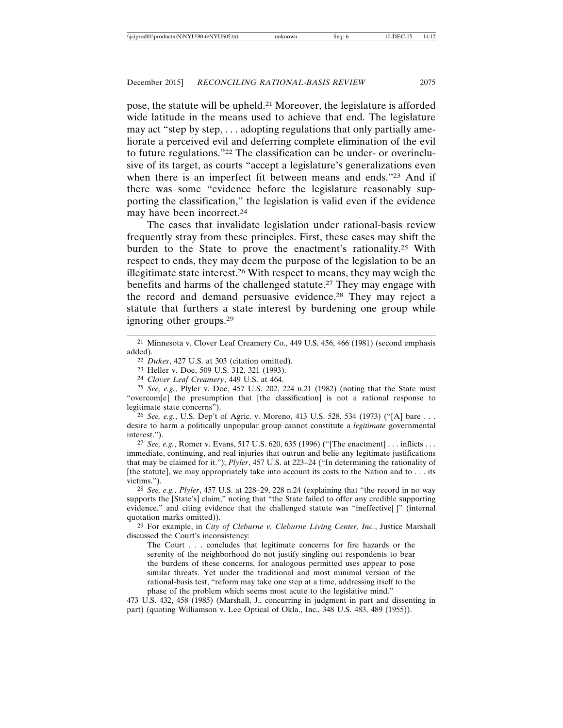pose, the statute will be upheld.[21] Moreover, the legislature is afforded wide latitude in the means used to achieve that end. The legislature may act "step by step, . . . adopting regulations that only partially ameliorate a perceived evil and deferring complete elimination of the evil to future regulations."[22] The classification can be under- or overinclusive of its target, as courts "accept a legislature's generalizations even when there is an imperfect fit between means and ends."[23] And if there was some "evidence before the legislature reasonably supporting the classification," the legislation is valid even if the evidence may have been incorrect.[24]

The cases that invalidate legislation under rational-basis review frequently stray from these principles. First, these cases may shift the burden to the State to prove the enactment's rationality.[25] With respect to ends, they may deem the purpose of the legislation to be an illegitimate state interest.[26] With respect to means, they may weigh the benefits and harms of the challenged statute.[27] They may engage with the record and demand persuasive evidence.[28] They may reject a statute that furthers a state interest by burdening one group while ignoring other groups.[29]

---

21 Minnesota v. Clover Leaf Creamery Co., 449 U.S. 456, 466 (1981) (second emphasis added).

22 *Dukes*, 427 U.S. at 303 (citation omitted).

23 Heller v. Doe, 509 U.S. 312, 321 (1993).

24 *Clover Leaf Creamery*, 449 U.S. at 464.

25 *See, e.g.*, Plyler v. Doe, 457 U.S. 202, 224 n.21 (1982) (noting that the State must "overcom[e] the presumption that [the classification] is not a rational response to legitimate state concerns").

26 *See, e.g.*, U.S. Dep't of Agric. v. Moreno, 413 U.S. 528, 534 (1973) ("[A] bare . . . desire to harm a politically unpopular group cannot constitute a *legitimate* governmental interest.").

27 *See, e.g.*, Romer v. Evans, 517 U.S. 620, 635 (1996) ("[The enactment] . . . inflicts . . . immediate, continuing, and real injuries that outrun and belie any legitimate justifications that may be claimed for it."); *Plyler*, 457 U.S. at 223–24 ("In determining the rationality of [the statute], we may appropriately take into account its costs to the Nation and to . . . its victims.").

28 *See, e.g.*, *Plyler*, 457 U.S. at 228–29, 228 n.24 (explaining that "the record in no way supports the [State's] claim," noting that "the State failed to offer any credible supporting evidence," and citing evidence that the challenged statute was "ineffective[ ]" (internal quotation marks omitted)).

29 For example, in *City of Cleburne v. Cleburne Living Center, Inc.*, Justice Marshall discussed the Court's inconsistency:

> The Court . . . concludes that legitimate concerns for fire hazards or the serenity of the neighborhood do not justify singling out respondents to bear the burdens of these concerns, for analogous permitted uses appear to pose similar threats. Yet under the traditional and most minimal version of the rational-basis test, "reform may take one step at a time, addressing itself to the phase of the problem which seems most acute to the legislative mind."

473 U.S. 432, 458 (1985) (Marshall, J., concurring in judgment in part and dissenting in part) (quoting Williamson v. Lee Optical of Okla., Inc., 348 U.S. 483, 489 (1955)).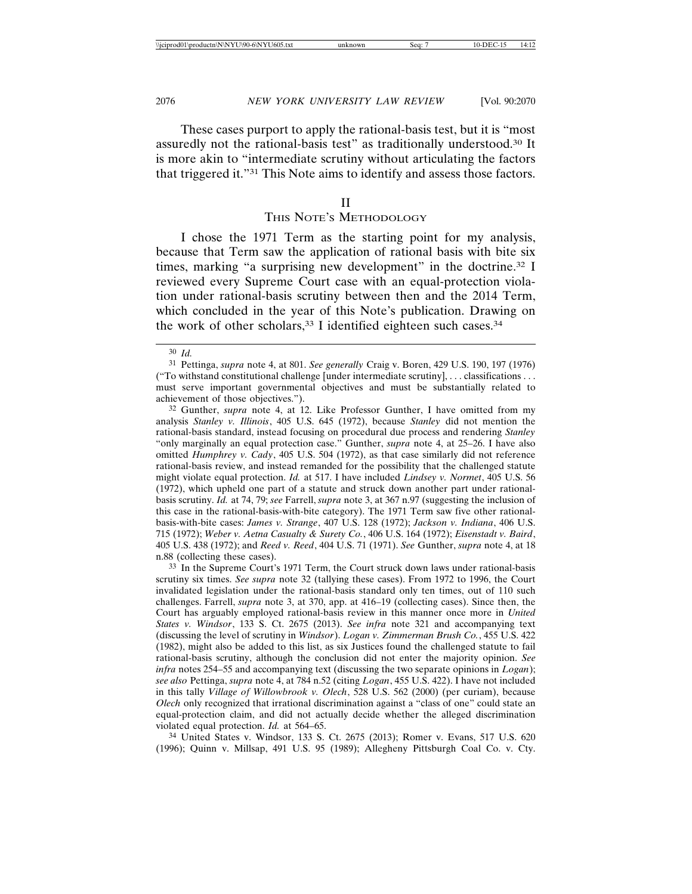These cases purport to apply the rational-basis test, but it is "most assuredly not the rational-basis test" as traditionally understood.[30] It is more akin to "intermediate scrutiny without articulating the factors that triggered it."[31] This Note aims to identify and assess those factors.

## II
## THIS NOTE'S METHODOLOGY

I chose the 1971 Term as the starting point for my analysis, because that Term saw the application of rational basis with bite six times, marking "a surprising new development" in the doctrine.[32] I reviewed every Supreme Court case with an equal-protection violation under rational-basis scrutiny between then and the 2014 Term, which concluded in the year of this Note's publication. Drawing on the work of other scholars,[33] I identified eighteen such cases.[34]

---

[30] *Id.*

[31] Pettinga, *supra* note 4, at 801. *See generally* Craig v. Boren, 429 U.S. 190, 197 (1976) ("To withstand constitutional challenge [under intermediate scrutiny], . . . classifications . . . must serve important governmental objectives and must be substantially related to achievement of those objectives.").

[32] Gunther, *supra* note 4, at 12. Like Professor Gunther, I have omitted from my analysis *Stanley v. Illinois*, 405 U.S. 645 (1972), because *Stanley* did not mention the rational-basis standard, instead focusing on procedural due process and rendering *Stanley* "only marginally an equal protection case." Gunther, *supra* note 4, at 25–26. I have also omitted *Humphrey v. Cady*, 405 U.S. 504 (1972), as that case similarly did not reference rational-basis review, and instead remanded for the possibility that the challenged statute might violate equal protection. *Id.* at 517. I have included *Lindsey v. Normet*, 405 U.S. 56 (1972), which upheld one part of a statute and struck down another part under rational-basis scrutiny. *Id.* at 74, 79; *see* Farrell, *supra* note 3, at 367 n.97 (suggesting the inclusion of this case in the rational-basis-with-bite category). The 1971 Term saw five other rational-basis-with-bite cases: *James v. Strange*, 407 U.S. 128 (1972); *Jackson v. Indiana*, 406 U.S. 715 (1972); *Weber v. Aetna Casualty & Surety Co.*, 406 U.S. 164 (1972); *Eisenstadt v. Baird*, 405 U.S. 438 (1972); and *Reed v. Reed*, 404 U.S. 71 (1971). *See* Gunther, *supra* note 4, at 18 n.88 (collecting these cases).

[33] In the Supreme Court's 1971 Term, the Court struck down laws under rational-basis scrutiny six times. *See supra* note 32 (tallying these cases). From 1972 to 1996, the Court invalidated legislation under the rational-basis standard only ten times, out of 110 such challenges. Farrell, *supra* note 3, at 370, app. at 416–19 (collecting cases). Since then, the Court has arguably employed rational-basis review in this manner once more in *United States v. Windsor*, 133 S. Ct. 2675 (2013). *See infra* note 321 and accompanying text (discussing the level of scrutiny in *Windsor*). *Logan v. Zimmerman Brush Co.*, 455 U.S. 422 (1982), might also be added to this list, as six Justices found the challenged statute to fail rational-basis scrutiny, although the conclusion did not enter the majority opinion. *See infra* notes 254–55 and accompanying text (discussing the two separate opinions in *Logan*); *see also* Pettinga, *supra* note 4, at 784 n.52 (citing *Logan*, 455 U.S. 422). I have not included in this tally *Village of Willowbrook v. Olech*, 528 U.S. 562 (2000) (per curiam), because *Olech* only recognized that irrational discrimination against a "class of one" could state an equal-protection claim, and did not actually decide whether the alleged discrimination violated equal protection. *Id.* at 564–65.

[34] United States v. Windsor, 133 S. Ct. 2675 (2013); Romer v. Evans, 517 U.S. 620 (1996); Quinn v. Millsap, 491 U.S. 95 (1989); Allegheny Pittsburgh Coal Co. v. Cty.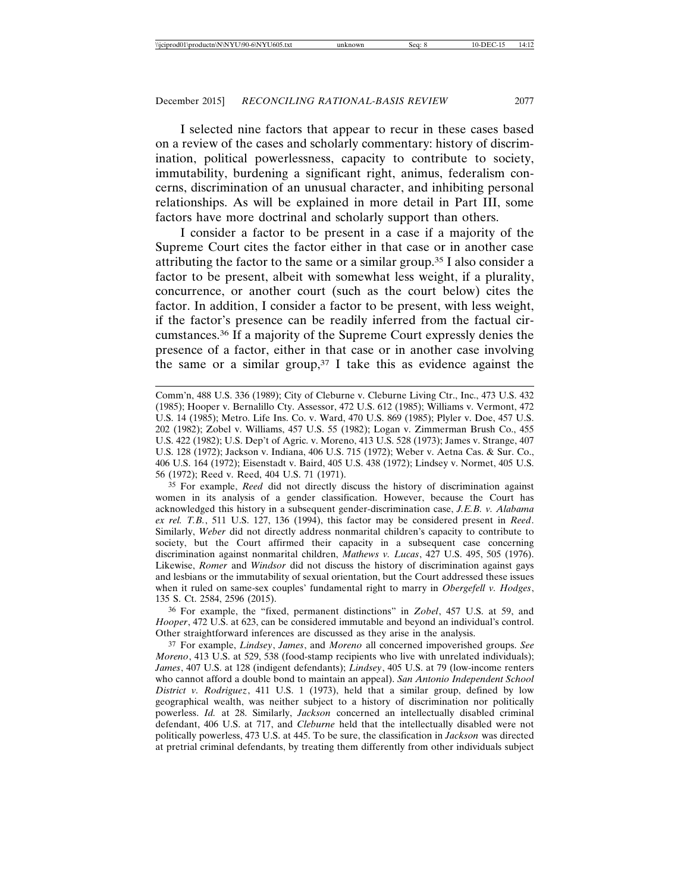I selected nine factors that appear to recur in these cases based on a review of the cases and scholarly commentary: history of discrimination, political powerlessness, capacity to contribute to society, immutability, burdening a significant right, animus, federalism concerns, discrimination of an unusual character, and inhibiting personal relationships. As will be explained in more detail in Part III, some factors have more doctrinal and scholarly support than others.

I consider a factor to be present in a case if a majority of the Supreme Court cites the factor either in that case or in another case attributing the factor to the same or a similar group.[35] I also consider a factor to be present, albeit with somewhat less weight, if a plurality, concurrence, or another court (such as the court below) cites the factor. In addition, I consider a factor to be present, with less weight, if the factor's presence can be readily inferred from the factual circumstances.[36] If a majority of the Supreme Court expressly denies the presence of a factor, either in that case or in another case involving the same or a similar group,[37] I take this as evidence against the

---

Comm'n, 488 U.S. 336 (1989); City of Cleburne v. Cleburne Living Ctr., Inc., 473 U.S. 432 (1985); Hooper v. Bernalillo Cty. Assessor, 472 U.S. 612 (1985); Williams v. Vermont, 472 U.S. 14 (1985); Metro. Life Ins. Co. v. Ward, 470 U.S. 869 (1985); Plyler v. Doe, 457 U.S. 202 (1982); Zobel v. Williams, 457 U.S. 55 (1982); Logan v. Zimmerman Brush Co., 455 U.S. 422 (1982); U.S. Dep't of Agric. v. Moreno, 413 U.S. 528 (1973); James v. Strange, 407 U.S. 128 (1972); Jackson v. Indiana, 406 U.S. 715 (1972); Weber v. Aetna Cas. & Sur. Co., 406 U.S. 164 (1972); Eisenstadt v. Baird, 405 U.S. 438 (1972); Lindsey v. Normet, 405 U.S. 56 (1972); Reed v. Reed, 404 U.S. 71 (1971).

[35] For example, *Reed* did not directly discuss the history of discrimination against women in its analysis of a gender classification. However, because the Court has acknowledged this history in a subsequent gender-discrimination case, *J.E.B. v. Alabama ex rel. T.B.*, 511 U.S. 127, 136 (1994), this factor may be considered present in *Reed*. Similarly, *Weber* did not directly address nonmarital children's capacity to contribute to society, but the Court affirmed their capacity in a subsequent case concerning discrimination against nonmarital children, *Mathews v. Lucas*, 427 U.S. 495, 505 (1976). Likewise, *Romer* and *Windsor* did not discuss the history of discrimination against gays and lesbians or the immutability of sexual orientation, but the Court addressed these issues when it ruled on same-sex couples' fundamental right to marry in *Obergefell v. Hodges*, 135 S. Ct. 2584, 2596 (2015).

[36] For example, the "fixed, permanent distinctions" in *Zobel*, 457 U.S. at 59, and *Hooper*, 472 U.S. at 623, can be considered immutable and beyond an individual's control. Other straightforward inferences are discussed as they arise in the analysis.

[37] For example, *Lindsey*, *James*, and *Moreno* all concerned impoverished groups. *See Moreno*, 413 U.S. at 529, 538 (food-stamp recipients who live with unrelated individuals); *James*, 407 U.S. at 128 (indigent defendants); *Lindsey*, 405 U.S. at 79 (low-income renters who cannot afford a double bond to maintain an appeal). *San Antonio Independent School District v. Rodriguez*, 411 U.S. 1 (1973), held that a similar group, defined by low geographical wealth, was neither subject to a history of discrimination nor politically powerless. *Id.* at 28. Similarly, *Jackson* concerned an intellectually disabled criminal defendant, 406 U.S. at 717, and *Cleburne* held that the intellectually disabled were not politically powerless, 473 U.S. at 445. To be sure, the classification in *Jackson* was directed at pretrial criminal defendants, by treating them differently from other individuals subject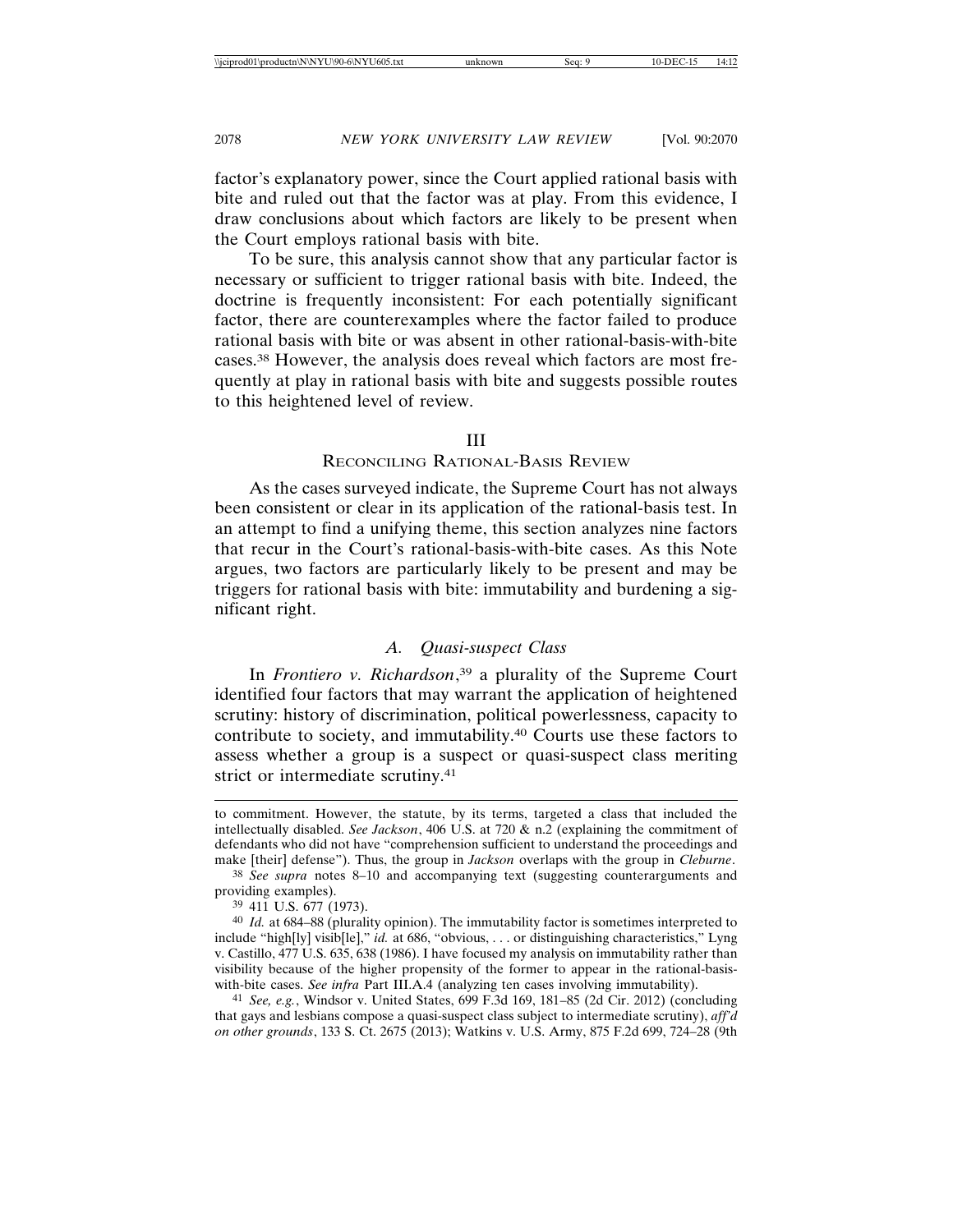factor's explanatory power, since the Court applied rational basis with bite and ruled out that the factor was at play. From this evidence, I draw conclusions about which factors are likely to be present when the Court employs rational basis with bite.

To be sure, this analysis cannot show that any particular factor is necessary or sufficient to trigger rational basis with bite. Indeed, the doctrine is frequently inconsistent: For each potentially significant factor, there are counterexamples where the factor failed to produce rational basis with bite or was absent in other rational-basis-with-bite cases.[38] However, the analysis does reveal which factors are most frequently at play in rational basis with bite and suggests possible routes to this heightened level of review.

## III
## Reconciling Rational-Basis Review

As the cases surveyed indicate, the Supreme Court has not always been consistent or clear in its application of the rational-basis test. In an attempt to find a unifying theme, this section analyzes nine factors that recur in the Court's rational-basis-with-bite cases. As this Note argues, two factors are particularly likely to be present and may be triggers for rational basis with bite: immutability and burdening a significant right.

### *A. Quasi-suspect Class*

In *Frontiero v. Richardson*,[39] a plurality of the Supreme Court identified four factors that may warrant the application of heightened scrutiny: history of discrimination, political powerlessness, capacity to contribute to society, and immutability.[40] Courts use these factors to assess whether a group is a suspect or quasi-suspect class meriting strict or intermediate scrutiny.[41]

---

to commitment. However, the statute, by its terms, targeted a class that included the intellectually disabled. *See Jackson*, 406 U.S. at 720 & n.2 (explaining the commitment of defendants who did not have "comprehension sufficient to understand the proceedings and make [their] defense"). Thus, the group in *Jackson* overlaps with the group in *Cleburne*.

[38] *See supra* notes 8–10 and accompanying text (suggesting counterarguments and providing examples).

[39] 411 U.S. 677 (1973).

[40] *Id.* at 684–88 (plurality opinion). The immutability factor is sometimes interpreted to include "high[ly] visib[le]," *id.* at 686, "obvious, . . . or distinguishing characteristics," Lyng v. Castillo, 477 U.S. 635, 638 (1986). I have focused my analysis on immutability rather than visibility because of the higher propensity of the former to appear in the rational-basis-with-bite cases. *See infra* Part III.A.4 (analyzing ten cases involving immutability).

[41] *See, e.g.*, Windsor v. United States, 699 F.3d 169, 181–85 (2d Cir. 2012) (concluding that gays and lesbians compose a quasi-suspect class subject to intermediate scrutiny), *aff'd on other grounds*, 133 S. Ct. 2675 (2013); Watkins v. U.S. Army, 875 F.2d 699, 724–28 (9th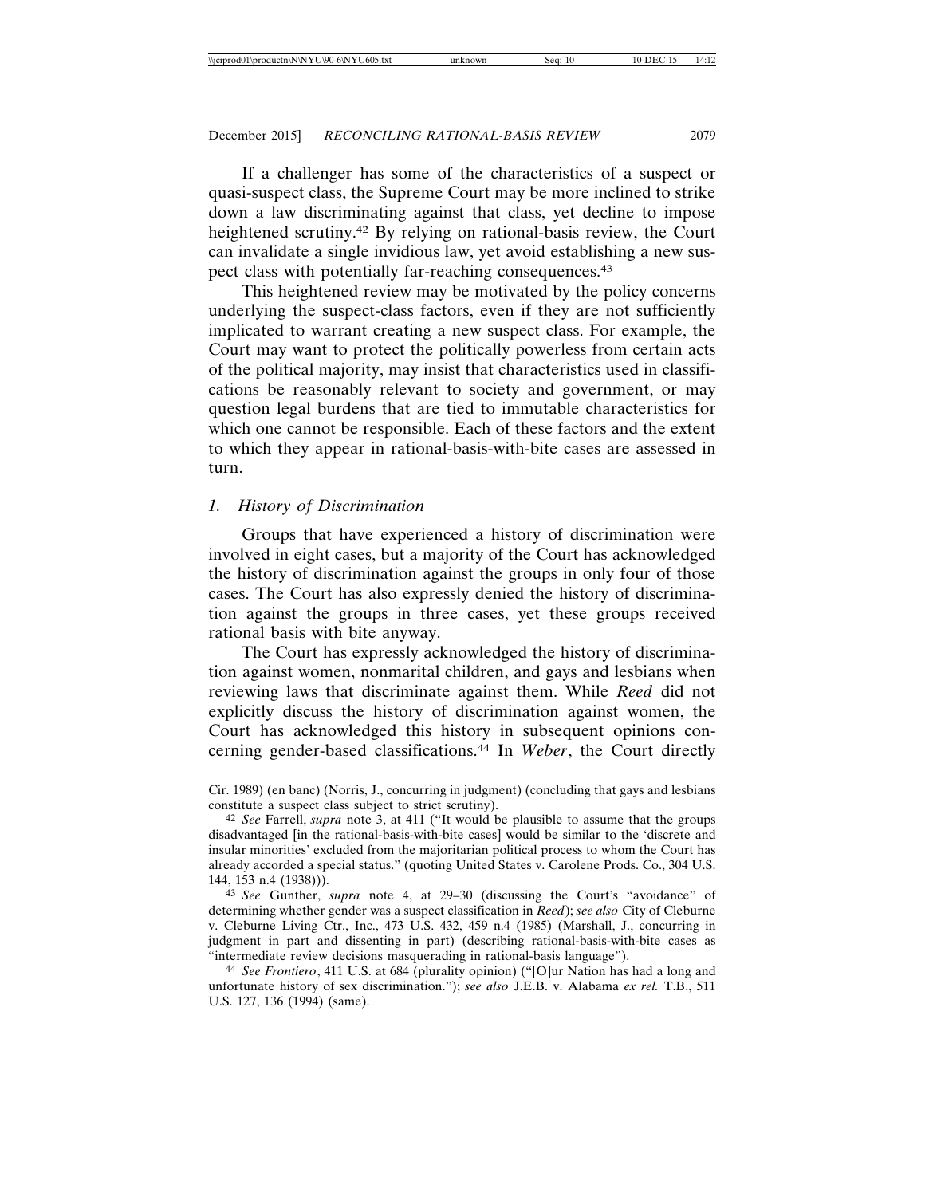If a challenger has some of the characteristics of a suspect or quasi-suspect class, the Supreme Court may be more inclined to strike down a law discriminating against that class, yet decline to impose heightened scrutiny.[42] By relying on rational-basis review, the Court can invalidate a single invidious law, yet avoid establishing a new suspect class with potentially far-reaching consequences.[43]

This heightened review may be motivated by the policy concerns underlying the suspect-class factors, even if they are not sufficiently implicated to warrant creating a new suspect class. For example, the Court may want to protect the politically powerless from certain acts of the political majority, may insist that characteristics used in classifications be reasonably relevant to society and government, or may question legal burdens that are tied to immutable characteristics for which one cannot be responsible. Each of these factors and the extent to which they appear in rational-basis-with-bite cases are assessed in turn.

### 1. *History of Discrimination*

Groups that have experienced a history of discrimination were involved in eight cases, but a majority of the Court has acknowledged the history of discrimination against the groups in only four of those cases. The Court has also expressly denied the history of discrimination against the groups in three cases, yet these groups received rational basis with bite anyway.

The Court has expressly acknowledged the history of discrimination against women, nonmarital children, and gays and lesbians when reviewing laws that discriminate against them. While *Reed* did not explicitly discuss the history of discrimination against women, the Court has acknowledged this history in subsequent opinions concerning gender-based classifications.[44] In *Weber*, the Court directly

---

Cir. 1989) (en banc) (Norris, J., concurring in judgment) (concluding that gays and lesbians constitute a suspect class subject to strict scrutiny).

[42] *See* Farrell, *supra* note 3, at 411 ("It would be plausible to assume that the groups disadvantaged [in the rational-basis-with-bite cases] would be similar to the 'discrete and insular minorities' excluded from the majoritarian political process to whom the Court has already accorded a special status." (quoting United States v. Carolene Prods. Co., 304 U.S. 144, 153 n.4 (1938))).

[43] *See* Gunther, *supra* note 4, at 29–30 (discussing the Court's "avoidance" of determining whether gender was a suspect classification in *Reed*); *see also* City of Cleburne v. Cleburne Living Ctr., Inc., 473 U.S. 432, 459 n.4 (1985) (Marshall, J., concurring in judgment in part and dissenting in part) (describing rational-basis-with-bite cases as "intermediate review decisions masquerading in rational-basis language").

[44] *See Frontiero*, 411 U.S. at 684 (plurality opinion) ("[O]ur Nation has had a long and unfortunate history of sex discrimination."); *see also* J.E.B. v. Alabama *ex rel.* T.B., 511 U.S. 127, 136 (1994) (same).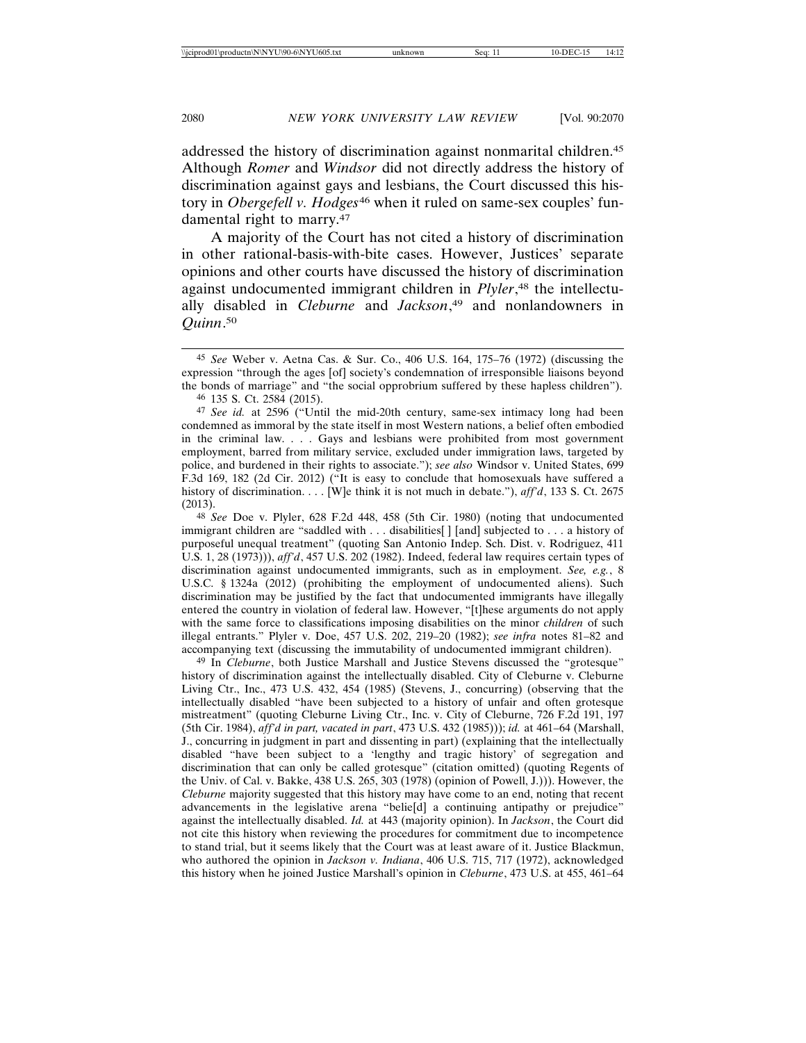addressed the history of discrimination against nonmarital children.[45] Although *Romer* and *Windsor* did not directly address the history of discrimination against gays and lesbians, the Court discussed this history in *Obergefell v. Hodges*[46] when it ruled on same-sex couples' fundamental right to marry.[47]

A majority of the Court has not cited a history of discrimination in other rational-basis-with-bite cases. However, Justices' separate opinions and other courts have discussed the history of discrimination against undocumented immigrant children in *Plyler*,[48] the intellectually disabled in *Cleburne* and *Jackson*,[49] and nonlandowners in *Quinn*.[50]

---

[45] *See* Weber v. Aetna Cas. & Sur. Co., 406 U.S. 164, 175–76 (1972) (discussing the expression "through the ages [of] society's condemnation of irresponsible liaisons beyond the bonds of marriage" and "the social opprobrium suffered by these hapless children").

[46] 135 S. Ct. 2584 (2015).

[47] *See id.* at 2596 ("Until the mid-20th century, same-sex intimacy long had been condemned as immoral by the state itself in most Western nations, a belief often embodied in the criminal law. . . . Gays and lesbians were prohibited from most government employment, barred from military service, excluded under immigration laws, targeted by police, and burdened in their rights to associate."); *see also* Windsor v. United States, 699 F.3d 169, 182 (2d Cir. 2012) ("It is easy to conclude that homosexuals have suffered a history of discrimination. . . . [W]e think it is not much in debate."), *aff'd*, 133 S. Ct. 2675 (2013).

[48] *See* Doe v. Plyler, 628 F.2d 448, 458 (5th Cir. 1980) (noting that undocumented immigrant children are "saddled with . . . disabilities[ ] [and] subjected to . . . a history of purposeful unequal treatment" (quoting San Antonio Indep. Sch. Dist. v. Rodriguez, 411 U.S. 1, 28 (1973))), *aff'd*, 457 U.S. 202 (1982). Indeed, federal law requires certain types of discrimination against undocumented immigrants, such as in employment. *See, e.g.*, 8 U.S.C. § 1324a (2012) (prohibiting the employment of undocumented aliens). Such discrimination may be justified by the fact that undocumented immigrants have illegally entered the country in violation of federal law. However, "[t]hese arguments do not apply with the same force to classifications imposing disabilities on the minor *children* of such illegal entrants." Plyler v. Doe, 457 U.S. 202, 219–20 (1982); *see infra* notes 81–82 and accompanying text (discussing the immutability of undocumented immigrant children).

[49] In *Cleburne*, both Justice Marshall and Justice Stevens discussed the "grotesque" history of discrimination against the intellectually disabled. City of Cleburne v. Cleburne Living Ctr., Inc., 473 U.S. 432, 454 (1985) (Stevens, J., concurring) (observing that the intellectually disabled "have been subjected to a history of unfair and often grotesque mistreatment" (quoting Cleburne Living Ctr., Inc. v. City of Cleburne, 726 F.2d 191, 197 (5th Cir. 1984), *aff'd in part, vacated in part*, 473 U.S. 432 (1985))); *id.* at 461–64 (Marshall, J., concurring in judgment in part and dissenting in part) (explaining that the intellectually disabled "have been subject to a 'lengthy and tragic history' of segregation and discrimination that can only be called grotesque" (citation omitted) (quoting Regents of the Univ. of Cal. v. Bakke, 438 U.S. 265, 303 (1978) (opinion of Powell, J.))). However, the *Cleburne* majority suggested that this history may have come to an end, noting that recent advancements in the legislative arena "belie[d] a continuing antipathy or prejudice" against the intellectually disabled. *Id.* at 443 (majority opinion). In *Jackson*, the Court did not cite this history when reviewing the procedures for commitment due to incompetence to stand trial, but it seems likely that the Court was at least aware of it. Justice Blackmun, who authored the opinion in *Jackson v. Indiana*, 406 U.S. 715, 717 (1972), acknowledged this history when he joined Justice Marshall's opinion in *Cleburne*, 473 U.S. at 455, 461–64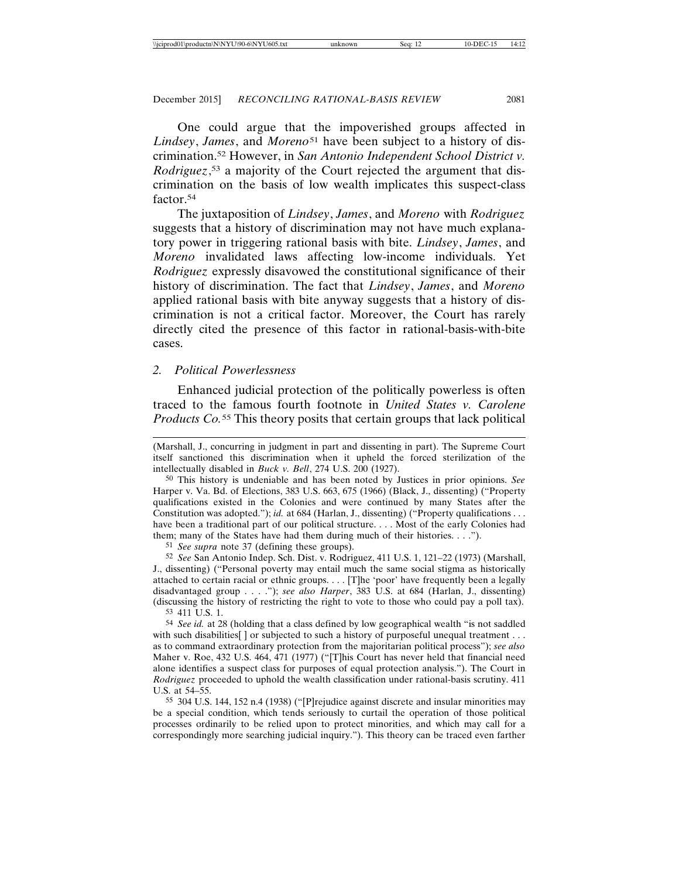One could argue that the impoverished groups affected in *Lindsey*, *James*, and *Moreno*[51] have been subject to a history of discrimination.[52] However, in *San Antonio Independent School District v. Rodriguez*,[53] a majority of the Court rejected the argument that discrimination on the basis of low wealth implicates this suspect-class factor.[54]

The juxtaposition of *Lindsey*, *James*, and *Moreno* with *Rodriguez* suggests that a history of discrimination may not have much explanatory power in triggering rational basis with bite. *Lindsey*, *James*, and *Moreno* invalidated laws affecting low-income individuals. Yet *Rodriguez* expressly disavowed the constitutional significance of their history of discrimination. The fact that *Lindsey*, *James*, and *Moreno* applied rational basis with bite anyway suggests that a history of discrimination is not a critical factor. Moreover, the Court has rarely directly cited the presence of this factor in rational-basis-with-bite cases.

### 2. *Political Powerlessness*

Enhanced judicial protection of the politically powerless is often traced to the famous fourth footnote in *United States v. Carolene Products Co.*[55] This theory posits that certain groups that lack political

---

(Marshall, J., concurring in judgment in part and dissenting in part). The Supreme Court itself sanctioned this discrimination when it upheld the forced sterilization of the intellectually disabled in *Buck v. Bell*, 274 U.S. 200 (1927).

[50] This history is undeniable and has been noted by Justices in prior opinions. *See* Harper v. Va. Bd. of Elections, 383 U.S. 663, 675 (1966) (Black, J., dissenting) ("Property qualifications existed in the Colonies and were continued by many States after the Constitution was adopted."); *id.* at 684 (Harlan, J., dissenting) ("Property qualifications . . . have been a traditional part of our political structure. . . . Most of the early Colonies had them; many of the States have had them during much of their histories. . . .").

[51] *See supra* note 37 (defining these groups).

[52] *See* San Antonio Indep. Sch. Dist. v. Rodriguez, 411 U.S. 1, 121–22 (1973) (Marshall, J., dissenting) ("Personal poverty may entail much the same social stigma as historically attached to certain racial or ethnic groups. . . . [T]he 'poor' have frequently been a legally disadvantaged group . . . ."); *see also Harper*, 383 U.S. at 684 (Harlan, J., dissenting) (discussing the history of restricting the right to vote to those who could pay a poll tax).

[53] 411 U.S. 1.

[54] *See id.* at 28 (holding that a class defined by low geographical wealth "is not saddled with such disabilities[ ] or subjected to such a history of purposeful unequal treatment . . . as to command extraordinary protection from the majoritarian political process"); *see also* Maher v. Roe, 432 U.S. 464, 471 (1977) ("[T]his Court has never held that financial need alone identifies a suspect class for purposes of equal protection analysis."). The Court in *Rodriguez* proceeded to uphold the wealth classification under rational-basis scrutiny. 411 U.S. at 54–55.

[55] 304 U.S. 144, 152 n.4 (1938) ("[P]rejudice against discrete and insular minorities may be a special condition, which tends seriously to curtail the operation of those political processes ordinarily to be relied upon to protect minorities, and which may call for a correspondingly more searching judicial inquiry."). This theory can be traced even farther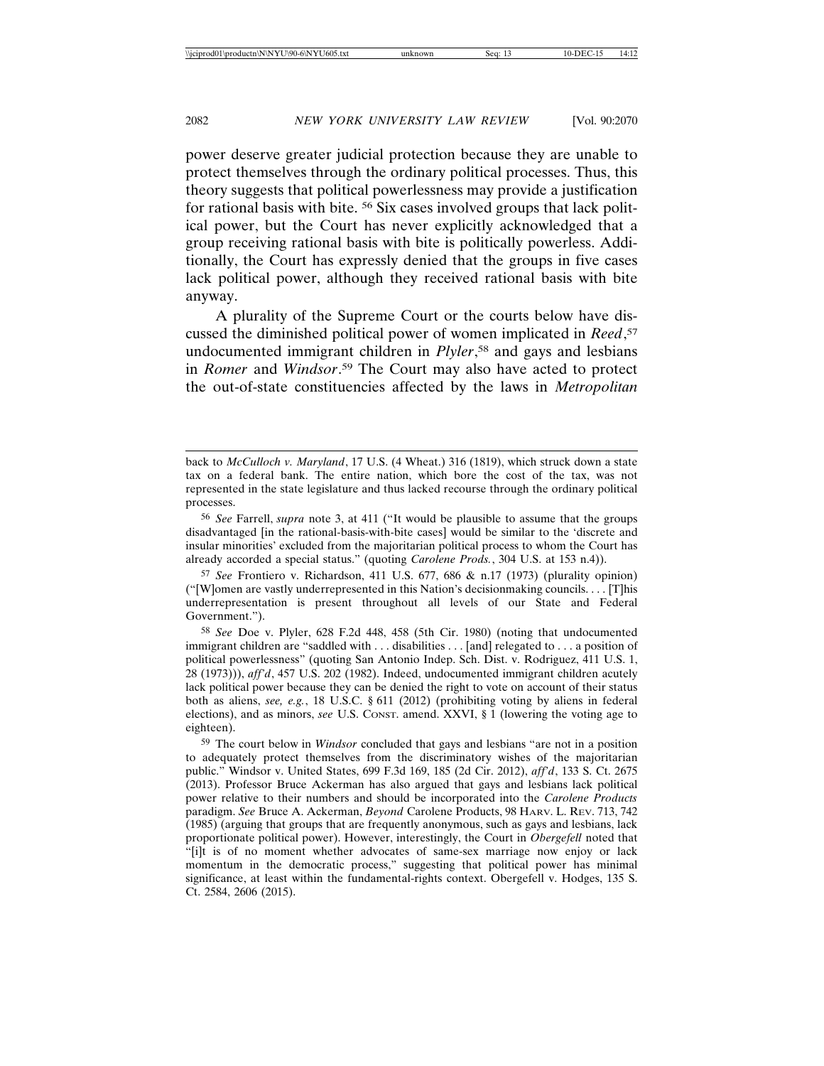power deserve greater judicial protection because they are unable to protect themselves through the ordinary political processes. Thus, this theory suggests that political powerlessness may provide a justification for rational basis with bite. [56] Six cases involved groups that lack political power, but the Court has never explicitly acknowledged that a group receiving rational basis with bite is politically powerless. Additionally, the Court has expressly denied that the groups in five cases lack political power, although they received rational basis with bite anyway.

A plurality of the Supreme Court or the courts below have discussed the diminished political power of women implicated in *Reed*,[57] undocumented immigrant children in *Plyler*,[58] and gays and lesbians in *Romer* and *Windsor*.[59] The Court may also have acted to protect the out-of-state constituencies affected by the laws in *Metropolitan*

---

back to *McCulloch v. Maryland*, 17 U.S. (4 Wheat.) 316 (1819), which struck down a state tax on a federal bank. The entire nation, which bore the cost of the tax, was not represented in the state legislature and thus lacked recourse through the ordinary political processes.

[56] *See* Farrell, *supra* note 3, at 411 ("It would be plausible to assume that the groups disadvantaged [in the rational-basis-with-bite cases] would be similar to the 'discrete and insular minorities' excluded from the majoritarian political process to whom the Court has already accorded a special status." (quoting *Carolene Prods.*, 304 U.S. at 153 n.4)).

[57] *See* Frontiero v. Richardson, 411 U.S. 677, 686 & n.17 (1973) (plurality opinion) ("[W]omen are vastly underrepresented in this Nation's decisionmaking councils. . . . [T]his underrepresentation is present throughout all levels of our State and Federal Government.").

[58] *See* Doe v. Plyler, 628 F.2d 448, 458 (5th Cir. 1980) (noting that undocumented immigrant children are "saddled with . . . disabilities . . . [and] relegated to . . . a position of political powerlessness" (quoting San Antonio Indep. Sch. Dist. v. Rodriguez, 411 U.S. 1, 28 (1973))), *aff'd*, 457 U.S. 202 (1982). Indeed, undocumented immigrant children acutely lack political power because they can be denied the right to vote on account of their status both as aliens, *see, e.g.*, 18 U.S.C. § 611 (2012) (prohibiting voting by aliens in federal elections), and as minors, *see* U.S. CONST. amend. XXVI, § 1 (lowering the voting age to eighteen).

[59] The court below in *Windsor* concluded that gays and lesbians "are not in a position to adequately protect themselves from the discriminatory wishes of the majoritarian public." Windsor v. United States, 699 F.3d 169, 185 (2d Cir. 2012), *aff'd*, 133 S. Ct. 2675 (2013). Professor Bruce Ackerman has also argued that gays and lesbians lack political power relative to their numbers and should be incorporated into the *Carolene Products* paradigm. *See* Bruce A. Ackerman, *Beyond* Carolene Products, 98 HARV. L. REV. 713, 742 (1985) (arguing that groups that are frequently anonymous, such as gays and lesbians, lack proportionate political power). However, interestingly, the Court in *Obergefell* noted that "[i]t is of no moment whether advocates of same-sex marriage now enjoy or lack momentum in the democratic process," suggesting that political power has minimal significance, at least within the fundamental-rights context. Obergefell v. Hodges, 135 S. Ct. 2584, 2606 (2015).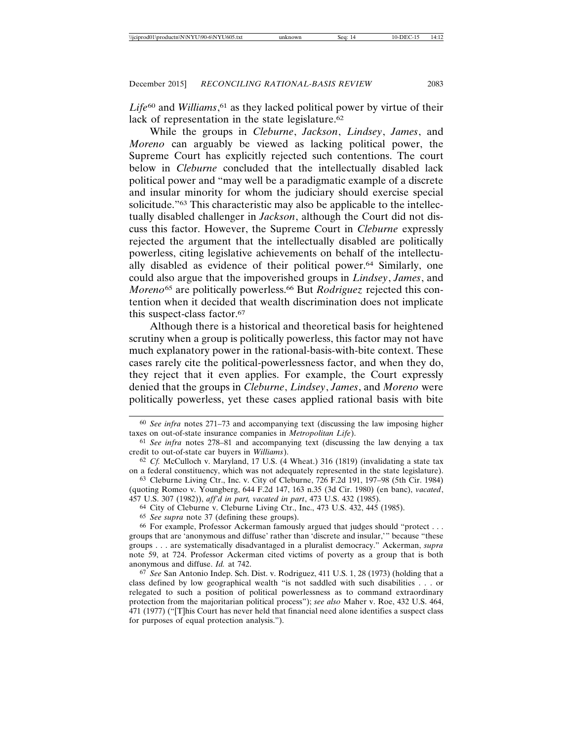*Life*[60] and *Williams*,[61] as they lacked political power by virtue of their lack of representation in the state legislature.[62]

While the groups in *Cleburne*, *Jackson*, *Lindsey*, *James*, and *Moreno* can arguably be viewed as lacking political power, the Supreme Court has explicitly rejected such contentions. The court below in *Cleburne* concluded that the intellectually disabled lack political power and "may well be a paradigmatic example of a discrete and insular minority for whom the judiciary should exercise special solicitude."[63] This characteristic may also be applicable to the intellectually disabled challenger in *Jackson*, although the Court did not discuss this factor. However, the Supreme Court in *Cleburne* expressly rejected the argument that the intellectually disabled are politically powerless, citing legislative achievements on behalf of the intellectually disabled as evidence of their political power.[64] Similarly, one could also argue that the impoverished groups in *Lindsey*, *James*, and *Moreno*[65] are politically powerless.[66] But *Rodriguez* rejected this contention when it decided that wealth discrimination does not implicate this suspect-class factor.[67]

Although there is a historical and theoretical basis for heightened scrutiny when a group is politically powerless, this factor may not have much explanatory power in the rational-basis-with-bite context. These cases rarely cite the political-powerlessness factor, and when they do, they reject that it even applies. For example, the Court expressly denied that the groups in *Cleburne*, *Lindsey*, *James*, and *Moreno* were politically powerless, yet these cases applied rational basis with bite

---

60 *See infra* notes 271–73 and accompanying text (discussing the law imposing higher taxes on out-of-state insurance companies in *Metropolitan Life*).

61 *See infra* notes 278–81 and accompanying text (discussing the law denying a tax credit to out-of-state car buyers in *Williams*).

62 *Cf.* McCulloch v. Maryland, 17 U.S. (4 Wheat.) 316 (1819) (invalidating a state tax on a federal constituency, which was not adequately represented in the state legislature).

63 Cleburne Living Ctr., Inc. v. City of Cleburne, 726 F.2d 191, 197–98 (5th Cir. 1984) (quoting Romeo v. Youngberg, 644 F.2d 147, 163 n.35 (3d Cir. 1980) (en banc), *vacated*, 457 U.S. 307 (1982)), *aff'd in part, vacated in part*, 473 U.S. 432 (1985).

64 City of Cleburne v. Cleburne Living Ctr., Inc., 473 U.S. 432, 445 (1985).

65 *See supra* note 37 (defining these groups).

66 For example, Professor Ackerman famously argued that judges should "protect . . . groups that are 'anonymous and diffuse' rather than 'discrete and insular,'" because "these groups . . . are systematically disadvantaged in a pluralist democracy." Ackerman, *supra* note 59, at 724. Professor Ackerman cited victims of poverty as a group that is both anonymous and diffuse. *Id.* at 742.

67 *See* San Antonio Indep. Sch. Dist. v. Rodriguez, 411 U.S. 1, 28 (1973) (holding that a class defined by low geographical wealth "is not saddled with such disabilities . . . or relegated to such a position of political powerlessness as to command extraordinary protection from the majoritarian political process"); *see also* Maher v. Roe, 432 U.S. 464, 471 (1977) ("[T]his Court has never held that financial need alone identifies a suspect class for purposes of equal protection analysis.").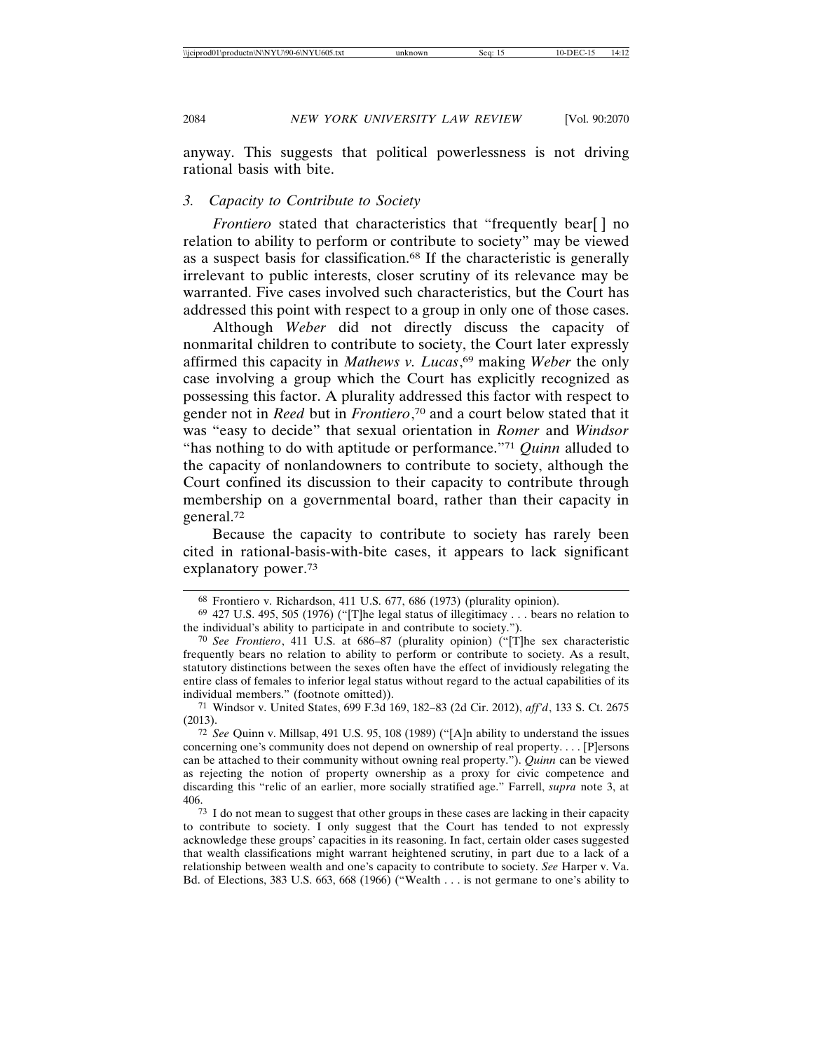anyway. This suggests that political powerlessness is not driving rational basis with bite.

### 3. *Capacity to Contribute to Society*

*Frontiero* stated that characteristics that "frequently bear[ ] no relation to ability to perform or contribute to society" may be viewed as a suspect basis for classification.[68] If the characteristic is generally irrelevant to public interests, closer scrutiny of its relevance may be warranted. Five cases involved such characteristics, but the Court has addressed this point with respect to a group in only one of those cases.

Although *Weber* did not directly discuss the capacity of nonmarital children to contribute to society, the Court later expressly affirmed this capacity in *Mathews v. Lucas*,[69] making *Weber* the only case involving a group which the Court has explicitly recognized as possessing this factor. A plurality addressed this factor with respect to gender not in *Reed* but in *Frontiero*,[70] and a court below stated that it was "easy to decide" that sexual orientation in *Romer* and *Windsor* "has nothing to do with aptitude or performance."[71] *Quinn* alluded to the capacity of nonlandowners to contribute to society, although the Court confined its discussion to their capacity to contribute through membership on a governmental board, rather than their capacity in general.[72]

Because the capacity to contribute to society has rarely been cited in rational-basis-with-bite cases, it appears to lack significant explanatory power.[73]

---

[68] Frontiero v. Richardson, 411 U.S. 677, 686 (1973) (plurality opinion).

[69] 427 U.S. 495, 505 (1976) ("[T]he legal status of illegitimacy . . . bears no relation to the individual's ability to participate in and contribute to society.").

[70] *See Frontiero*, 411 U.S. at 686–87 (plurality opinion) ("[T]he sex characteristic frequently bears no relation to ability to perform or contribute to society. As a result, statutory distinctions between the sexes often have the effect of invidiously relegating the entire class of females to inferior legal status without regard to the actual capabilities of its individual members." (footnote omitted)).

[71] Windsor v. United States, 699 F.3d 169, 182–83 (2d Cir. 2012), *aff'd*, 133 S. Ct. 2675 (2013).

[72] *See* Quinn v. Millsap, 491 U.S. 95, 108 (1989) ("[A]n ability to understand the issues concerning one's community does not depend on ownership of real property. . . . [P]ersons can be attached to their community without owning real property."). *Quinn* can be viewed as rejecting the notion of property ownership as a proxy for civic competence and discarding this "relic of an earlier, more socially stratified age." Farrell, *supra* note 3, at 406.

[73] I do not mean to suggest that other groups in these cases are lacking in their capacity to contribute to society. I only suggest that the Court has tended to not expressly acknowledge these groups' capacities in its reasoning. In fact, certain older cases suggested that wealth classifications might warrant heightened scrutiny, in part due to a lack of a relationship between wealth and one's capacity to contribute to society. *See* Harper v. Va. Bd. of Elections, 383 U.S. 663, 668 (1966) ("Wealth . . . is not germane to one's ability to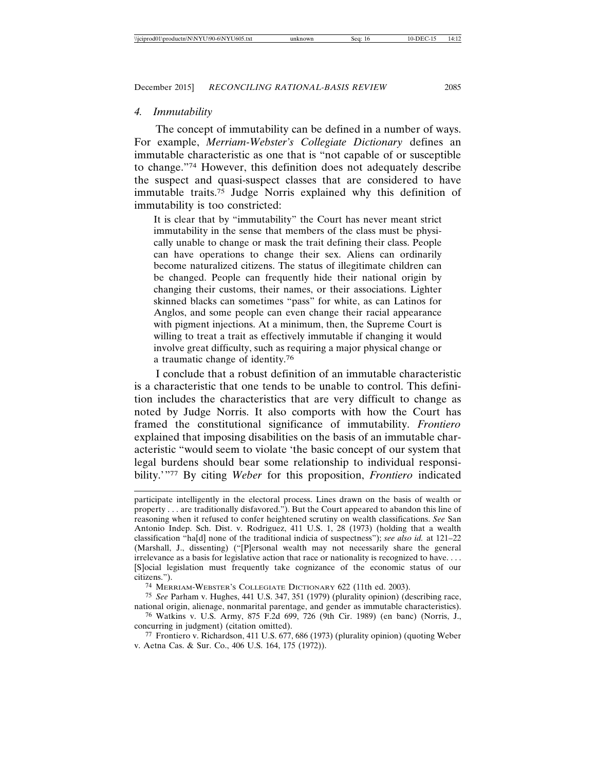### 4. Immutability

The concept of immutability can be defined in a number of ways. For example, *Merriam-Webster's Collegiate Dictionary* defines an immutable characteristic as one that is "not capable of or susceptible to change."[74] However, this definition does not adequately describe the suspect and quasi-suspect classes that are considered to have immutable traits.[75] Judge Norris explained why this definition of immutability is too constricted:

> It is clear that by "immutability" the Court has never meant strict immutability in the sense that members of the class must be physically unable to change or mask the trait defining their class. People can have operations to change their sex. Aliens can ordinarily become naturalized citizens. The status of illegitimate children can be changed. People can frequently hide their national origin by changing their customs, their names, or their associations. Lighter skinned blacks can sometimes "pass" for white, as can Latinos for Anglos, and some people can even change their racial appearance with pigment injections. At a minimum, then, the Supreme Court is willing to treat a trait as effectively immutable if changing it would involve great difficulty, such as requiring a major physical change or a traumatic change of identity.[76]

I conclude that a robust definition of an immutable characteristic is a characteristic that one tends to be unable to control. This definition includes the characteristics that are very difficult to change as noted by Judge Norris. It also comports with how the Court has framed the constitutional significance of immutability. *Frontiero* explained that imposing disabilities on the basis of an immutable characteristic "would seem to violate 'the basic concept of our system that legal burdens should bear some relationship to individual responsibility.'"[77] By citing *Weber* for this proposition, *Frontiero* indicated

---

participate intelligently in the electoral process. Lines drawn on the basis of wealth or property . . . are traditionally disfavored."). But the Court appeared to abandon this line of reasoning when it refused to confer heightened scrutiny on wealth classifications. *See* San Antonio Indep. Sch. Dist. v. Rodriguez, 411 U.S. 1, 28 (1973) (holding that a wealth classification "ha[d] none of the traditional indicia of suspectness"); *see also id.* at 121–22 (Marshall, J., dissenting) ("[P]ersonal wealth may not necessarily share the general irrelevance as a basis for legislative action that race or nationality is recognized to have. . . . [S]ocial legislation must frequently take cognizance of the economic status of our citizens.").

[74] MERRIAM-WEBSTER'S COLLEGIATE DICTIONARY 622 (11th ed. 2003).

[75] *See* Parham v. Hughes, 441 U.S. 347, 351 (1979) (plurality opinion) (describing race, national origin, alienage, nonmarital parentage, and gender as immutable characteristics).

[76] Watkins v. U.S. Army, 875 F.2d 699, 726 (9th Cir. 1989) (en banc) (Norris, J., concurring in judgment) (citation omitted).

[77] Frontiero v. Richardson, 411 U.S. 677, 686 (1973) (plurality opinion) (quoting Weber v. Aetna Cas. & Sur. Co., 406 U.S. 164, 175 (1972)).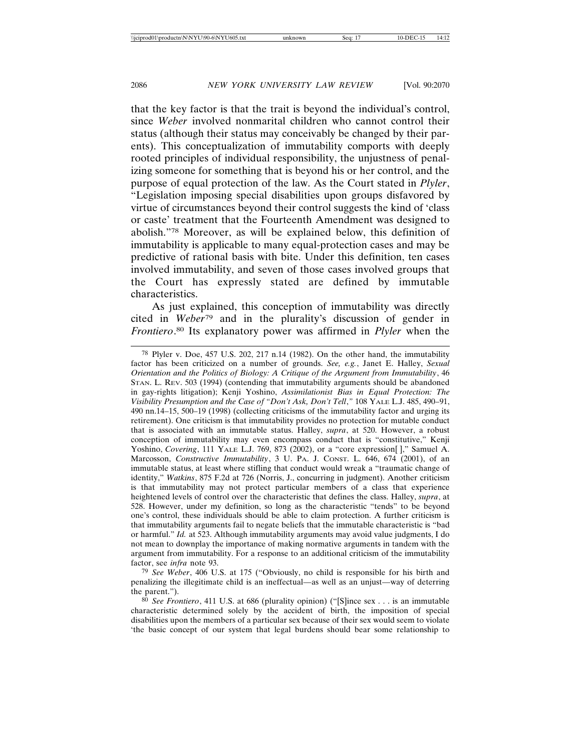that the key factor is that the trait is beyond the individual's control, since *Weber* involved nonmarital children who cannot control their status (although their status may conceivably be changed by their parents). This conceptualization of immutability comports with deeply rooted principles of individual responsibility, the unjustness of penalizing someone for something that is beyond his or her control, and the purpose of equal protection of the law. As the Court stated in *Plyler*, "Legislation imposing special disabilities upon groups disfavored by virtue of circumstances beyond their control suggests the kind of 'class or caste' treatment that the Fourteenth Amendment was designed to abolish."[78] Moreover, as will be explained below, this definition of immutability is applicable to many equal-protection cases and may be predictive of rational basis with bite. Under this definition, ten cases involved immutability, and seven of those cases involved groups that the Court has expressly stated are defined by immutable characteristics.

As just explained, this conception of immutability was directly cited in *Weber*[79] and in the plurality's discussion of gender in *Frontiero*.[80] Its explanatory power was affirmed in *Plyler* when the

---

[78] Plyler v. Doe, 457 U.S. 202, 217 n.14 (1982). On the other hand, the immutability factor has been criticized on a number of grounds. *See, e.g.*, Janet E. Halley, *Sexual Orientation and the Politics of Biology: A Critique of the Argument from Immutability*, 46 Stan. L. Rev. 503 (1994) (contending that immutability arguments should be abandoned in gay-rights litigation); Kenji Yoshino, *Assimilationist Bias in Equal Protection: The Visibility Presumption and the Case of "Don't Ask, Don't Tell*,*"* 108 Yale L.J. 485, 490–91, 490 nn.14–15, 500–19 (1998) (collecting criticisms of the immutability factor and urging its retirement). One criticism is that immutability provides no protection for mutable conduct that is associated with an immutable status. Halley, *supra*, at 520. However, a robust conception of immutability may even encompass conduct that is "constitutive," Kenji Yoshino, *Covering*, 111 Yale L.J. 769, 873 (2002), or a "core expression[ ]," Samuel A. Marcosson, *Constructive Immutability*, 3 U. Pa. J. Const. L. 646, 674 (2001), of an immutable status, at least where stifling that conduct would wreak a "traumatic change of identity," *Watkins*, 875 F.2d at 726 (Norris, J., concurring in judgment). Another criticism is that immutability may not protect particular members of a class that experience heightened levels of control over the characteristic that defines the class. Halley, *supra*, at 528. However, under my definition, so long as the characteristic "tends" to be beyond one's control, these individuals should be able to claim protection. A further criticism is that immutability arguments fail to negate beliefs that the immutable characteristic is "bad or harmful." *Id.* at 523. Although immutability arguments may avoid value judgments, I do not mean to downplay the importance of making normative arguments in tandem with the argument from immutability. For a response to an additional criticism of the immutability factor, see *infra* note 93.

[79] *See Weber*, 406 U.S. at 175 ("Obviously, no child is responsible for his birth and penalizing the illegitimate child is an ineffectual—as well as an unjust—way of deterring the parent.").

[80] *See Frontiero*, 411 U.S. at 686 (plurality opinion) ("[S]ince sex . . . is an immutable characteristic determined solely by the accident of birth, the imposition of special disabilities upon the members of a particular sex because of their sex would seem to violate 'the basic concept of our system that legal burdens should bear some relationship to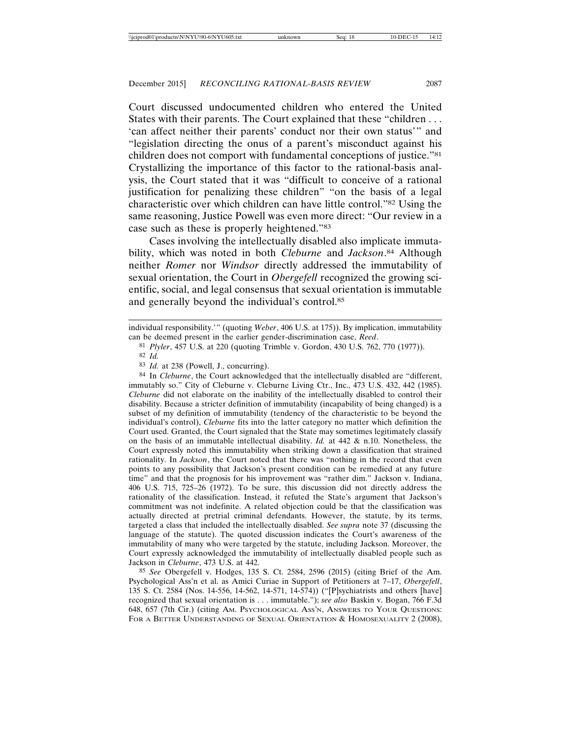Court discussed undocumented children who entered the United States with their parents. The Court explained that these "children . . . 'can affect neither their parents' conduct nor their own status'" and "legislation directing the onus of a parent's misconduct against his children does not comport with fundamental conceptions of justice."[81] Crystallizing the importance of this factor to the rational-basis analysis, the Court stated that it was "difficult to conceive of a rational justification for penalizing these children" "on the basis of a legal characteristic over which children can have little control."[82] Using the same reasoning, Justice Powell was even more direct: "Our review in a case such as these is properly heightened."[83]

Cases involving the intellectually disabled also implicate immutability, which was noted in both *Cleburne* and *Jackson*.[84] Although neither *Romer* nor *Windsor* directly addressed the immutability of sexual orientation, the Court in *Obergefell* recognized the growing scientific, social, and legal consensus that sexual orientation is immutable and generally beyond the individual's control.[85]

---

individual responsibility.'" (quoting *Weber*, 406 U.S. at 175)). By implication, immutability can be deemed present in the earlier gender-discrimination case, *Reed*.

[81] *Plyler*, 457 U.S. at 220 (quoting Trimble v. Gordon, 430 U.S. 762, 770 (1977)).

[82] *Id.*

[83] *Id.* at 238 (Powell, J., concurring).

[84] In *Cleburne*, the Court acknowledged that the intellectually disabled are "different, immutably so." City of Cleburne v. Cleburne Living Ctr., Inc., 473 U.S. 432, 442 (1985). *Cleburne* did not elaborate on the inability of the intellectually disabled to control their disability. Because a stricter definition of immutability (incapability of being changed) is a subset of my definition of immutability (tendency of the characteristic to be beyond the individual's control), *Cleburne* fits into the latter category no matter which definition the Court used. Granted, the Court signaled that the State may sometimes legitimately classify on the basis of an immutable intellectual disability. *Id.* at 442 & n.10. Nonetheless, the Court expressly noted this immutability when striking down a classification that strained rationality. In *Jackson*, the Court noted that there was "nothing in the record that even points to any possibility that Jackson's present condition can be remedied at any future time" and that the prognosis for his improvement was "rather dim." Jackson v. Indiana, 406 U.S. 715, 725–26 (1972). To be sure, this discussion did not directly address the rationality of the classification. Instead, it refuted the State's argument that Jackson's commitment was not indefinite. A related objection could be that the classification was actually directed at pretrial criminal defendants. However, the statute, by its terms, targeted a class that included the intellectually disabled. *See supra* note 37 (discussing the language of the statute). The quoted discussion indicates the Court's awareness of the immutability of many who were targeted by the statute, including Jackson. Moreover, the Court expressly acknowledged the immutability of intellectually disabled people such as Jackson in *Cleburne*, 473 U.S. at 442.

[85] *See* Obergefell v. Hodges, 135 S. Ct. 2584, 2596 (2015) (citing Brief of the Am. Psychological Ass'n et al. as Amici Curiae in Support of Petitioners at 7–17, *Obergefell*, 135 S. Ct. 2584 (Nos. 14-556, 14-562, 14-571, 14-574)) ("[P]sychiatrists and others [have] recognized that sexual orientation is . . . immutable."); *see also* Baskin v. Bogan, 766 F.3d 648, 657 (7th Cir.) (citing AM. PSYCHOLOGICAL ASS'N, ANSWERS TO YOUR QUESTIONS: FOR A BETTER UNDERSTANDING OF SEXUAL ORIENTATION & HOMOSEXUALITY 2 (2008),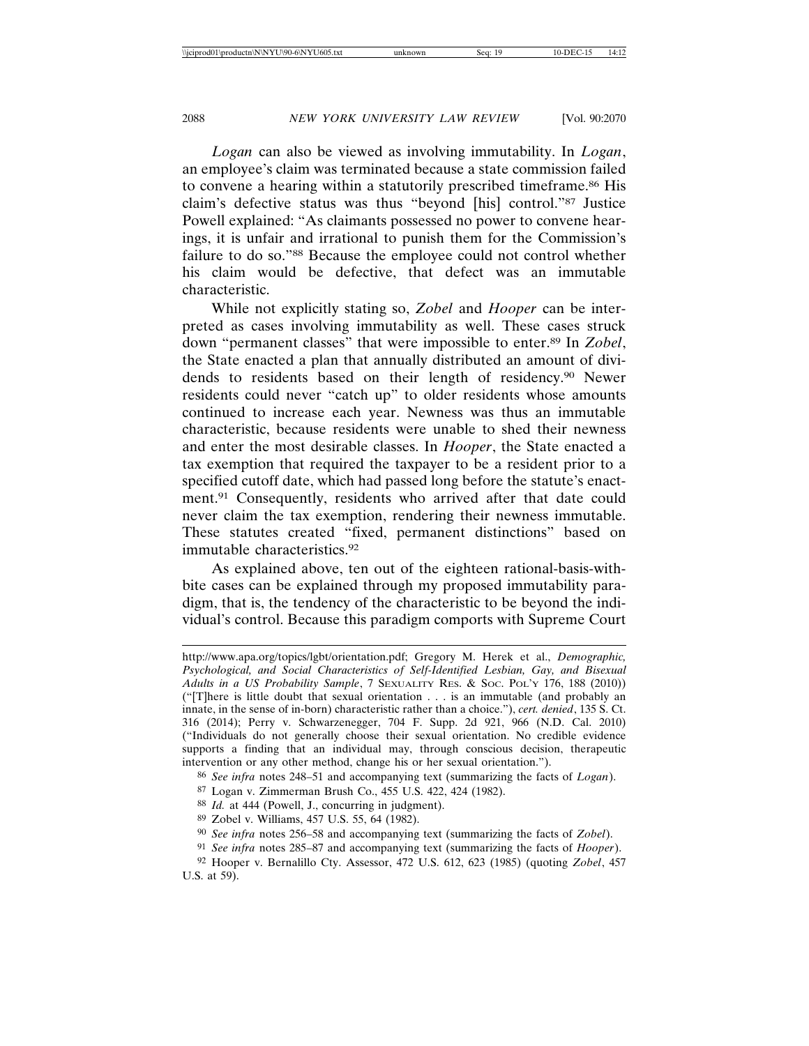*Logan* can also be viewed as involving immutability. In *Logan*, an employee's claim was terminated because a state commission failed to convene a hearing within a statutorily prescribed timeframe.[86] His claim's defective status was thus "beyond [his] control."[87] Justice Powell explained: "As claimants possessed no power to convene hearings, it is unfair and irrational to punish them for the Commission's failure to do so."[88] Because the employee could not control whether his claim would be defective, that defect was an immutable characteristic.

While not explicitly stating so, *Zobel* and *Hooper* can be interpreted as cases involving immutability as well. These cases struck down "permanent classes" that were impossible to enter.[89] In *Zobel*, the State enacted a plan that annually distributed an amount of dividends to residents based on their length of residency.[90] Newer residents could never "catch up" to older residents whose amounts continued to increase each year. Newness was thus an immutable characteristic, because residents were unable to shed their newness and enter the most desirable classes. In *Hooper*, the State enacted a tax exemption that required the taxpayer to be a resident prior to a specified cutoff date, which had passed long before the statute's enactment.[91] Consequently, residents who arrived after that date could never claim the tax exemption, rendering their newness immutable. These statutes created "fixed, permanent distinctions" based on immutable characteristics.[92]

As explained above, ten out of the eighteen rational-basis-with-bite cases can be explained through my proposed immutability paradigm, that is, the tendency of the characteristic to be beyond the individual's control. Because this paradigm comports with Supreme Court

---

http://www.apa.org/topics/lgbt/orientation.pdf; Gregory M. Herek et al., *Demographic, Psychological, and Social Characteristics of Self-Identified Lesbian, Gay, and Bisexual Adults in a US Probability Sample*, 7 SEXUALITY RES. & SOC. POL'Y 176, 188 (2010)) ("[T]here is little doubt that sexual orientation . . . is an immutable (and probably an innate, in the sense of in-born) characteristic rather than a choice."), *cert. denied*, 135 S. Ct. 316 (2014); Perry v. Schwarzenegger, 704 F. Supp. 2d 921, 966 (N.D. Cal. 2010) ("Individuals do not generally choose their sexual orientation. No credible evidence supports a finding that an individual may, through conscious decision, therapeutic intervention or any other method, change his or her sexual orientation.").

[86] *See infra* notes 248–51 and accompanying text (summarizing the facts of *Logan*).

[87] Logan v. Zimmerman Brush Co., 455 U.S. 422, 424 (1982).

[88] *Id.* at 444 (Powell, J., concurring in judgment).

[89] Zobel v. Williams, 457 U.S. 55, 64 (1982).

[90] *See infra* notes 256–58 and accompanying text (summarizing the facts of *Zobel*).

[91] *See infra* notes 285–87 and accompanying text (summarizing the facts of *Hooper*).

[92] Hooper v. Bernalillo Cty. Assessor, 472 U.S. 612, 623 (1985) (quoting *Zobel*, 457 U.S. at 59).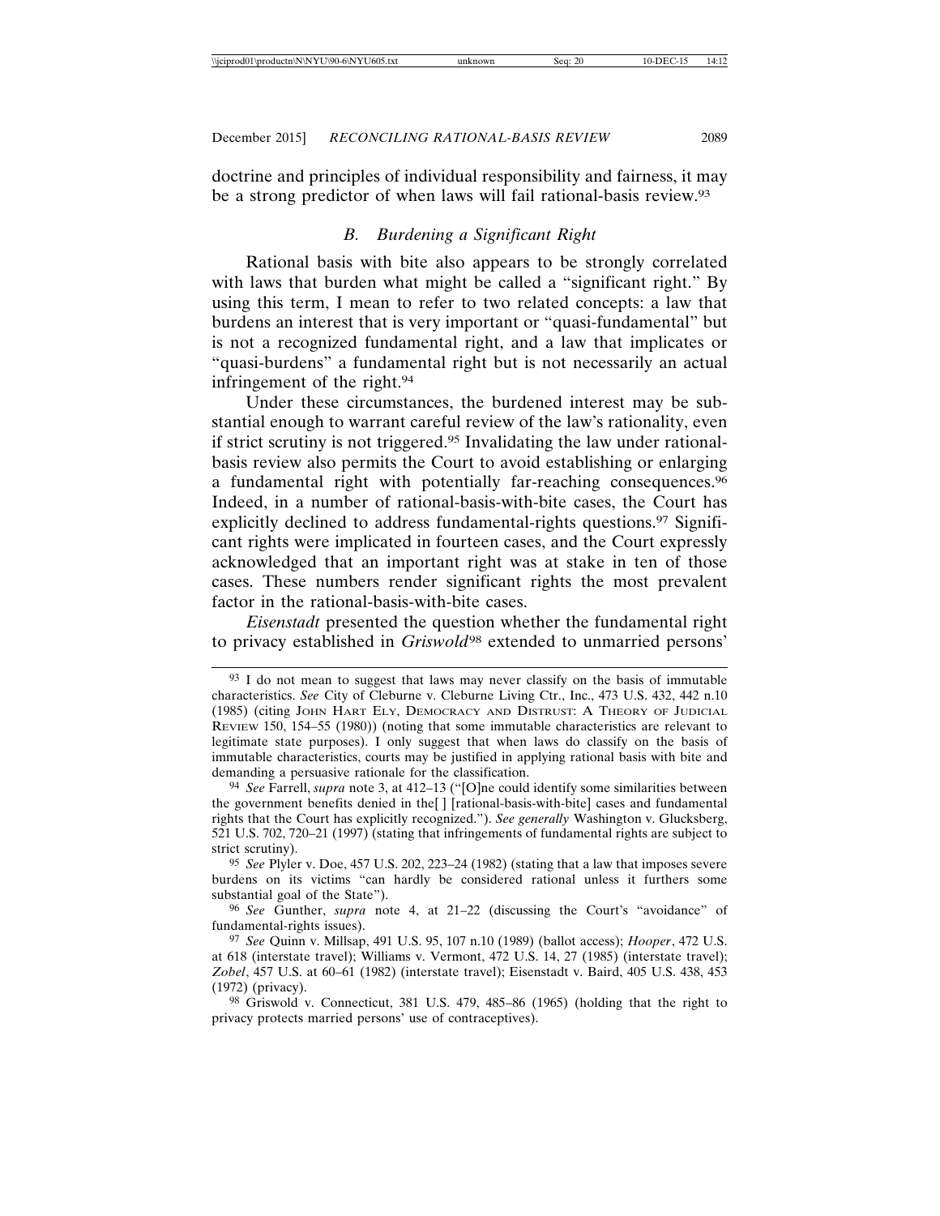doctrine and principles of individual responsibility and fairness, it may be a strong predictor of when laws will fail rational-basis review.[93]

### *B. Burdening a Significant Right*

Rational basis with bite also appears to be strongly correlated with laws that burden what might be called a "significant right." By using this term, I mean to refer to two related concepts: a law that burdens an interest that is very important or "quasi-fundamental" but is not a recognized fundamental right, and a law that implicates or "quasi-burdens" a fundamental right but is not necessarily an actual infringement of the right.[94]

Under these circumstances, the burdened interest may be substantial enough to warrant careful review of the law's rationality, even if strict scrutiny is not triggered.[95] Invalidating the law under rational-basis review also permits the Court to avoid establishing or enlarging a fundamental right with potentially far-reaching consequences.[96] Indeed, in a number of rational-basis-with-bite cases, the Court has explicitly declined to address fundamental-rights questions.[97] Significant rights were implicated in fourteen cases, and the Court expressly acknowledged that an important right was at stake in ten of those cases. These numbers render significant rights the most prevalent factor in the rational-basis-with-bite cases.

*Eisenstadt* presented the question whether the fundamental right to privacy established in *Griswold*[98] extended to unmarried persons'

---

[93] I do not mean to suggest that laws may never classify on the basis of immutable characteristics. *See* City of Cleburne v. Cleburne Living Ctr., Inc., 473 U.S. 432, 442 n.10 (1985) (citing JOHN HART ELY, DEMOCRACY AND DISTRUST: A THEORY OF JUDICIAL REVIEW 150, 154–55 (1980)) (noting that some immutable characteristics are relevant to legitimate state purposes). I only suggest that when laws do classify on the basis of immutable characteristics, courts may be justified in applying rational basis with bite and demanding a persuasive rationale for the classification.

[94] *See* Farrell, *supra* note 3, at 412–13 ("[O]ne could identify some similarities between the government benefits denied in the[ ] [rational-basis-with-bite] cases and fundamental rights that the Court has explicitly recognized."). *See generally* Washington v. Glucksberg, 521 U.S. 702, 720–21 (1997) (stating that infringements of fundamental rights are subject to strict scrutiny).

[95] *See* Plyler v. Doe, 457 U.S. 202, 223–24 (1982) (stating that a law that imposes severe burdens on its victims "can hardly be considered rational unless it furthers some substantial goal of the State").

[96] *See* Gunther, *supra* note 4, at 21–22 (discussing the Court's "avoidance" of fundamental-rights issues).

[97] *See* Quinn v. Millsap, 491 U.S. 95, 107 n.10 (1989) (ballot access); *Hooper*, 472 U.S. at 618 (interstate travel); Williams v. Vermont, 472 U.S. 14, 27 (1985) (interstate travel); *Zobel*, 457 U.S. at 60–61 (1982) (interstate travel); Eisenstadt v. Baird, 405 U.S. 438, 453 (1972) (privacy).

[98] Griswold v. Connecticut, 381 U.S. 479, 485–86 (1965) (holding that the right to privacy protects married persons' use of contraceptives).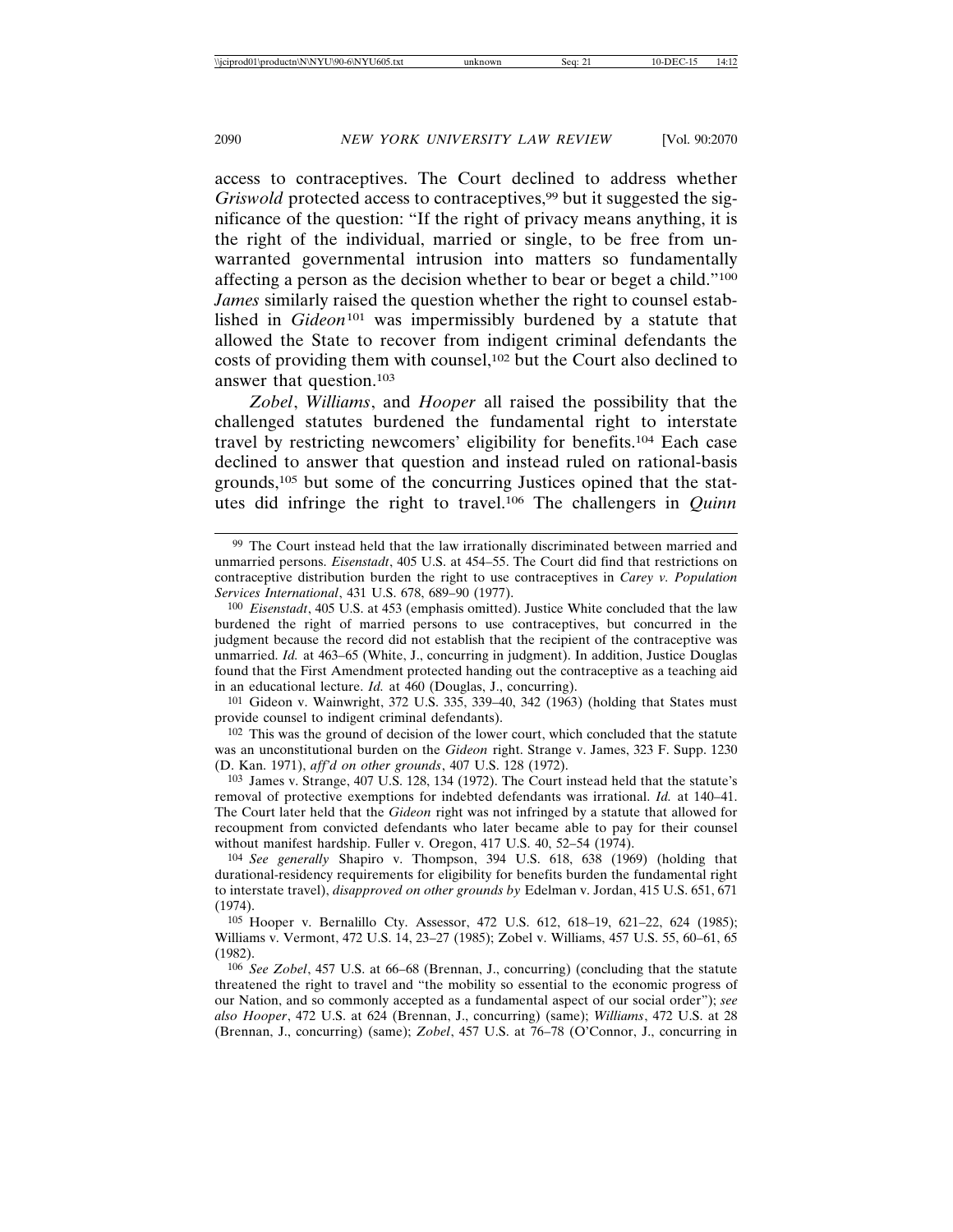access to contraceptives. The Court declined to address whether *Griswold* protected access to contraceptives,[99] but it suggested the significance of the question: "If the right of privacy means anything, it is the right of the individual, married or single, to be free from unwarranted governmental intrusion into matters so fundamentally affecting a person as the decision whether to bear or beget a child."[100] *James* similarly raised the question whether the right to counsel established in *Gideon*[101] was impermissibly burdened by a statute that allowed the State to recover from indigent criminal defendants the costs of providing them with counsel,[102] but the Court also declined to answer that question.[103]

*Zobel*, *Williams*, and *Hooper* all raised the possibility that the challenged statutes burdened the fundamental right to interstate travel by restricting newcomers' eligibility for benefits.[104] Each case declined to answer that question and instead ruled on rational-basis grounds,[105] but some of the concurring Justices opined that the statutes did infringe the right to travel.[106] The challengers in *Quinn*

---

[99] The Court instead held that the law irrationally discriminated between married and unmarried persons. *Eisenstadt*, 405 U.S. at 454–55. The Court did find that restrictions on contraceptive distribution burden the right to use contraceptives in *Carey v. Population Services International*, 431 U.S. 678, 689–90 (1977).

[100] *Eisenstadt*, 405 U.S. at 453 (emphasis omitted). Justice White concluded that the law burdened the right of married persons to use contraceptives, but concurred in the judgment because the record did not establish that the recipient of the contraceptive was unmarried. *Id.* at 463–65 (White, J., concurring in judgment). In addition, Justice Douglas found that the First Amendment protected handing out the contraceptive as a teaching aid in an educational lecture. *Id.* at 460 (Douglas, J., concurring).

[101] Gideon v. Wainwright, 372 U.S. 335, 339–40, 342 (1963) (holding that States must provide counsel to indigent criminal defendants).

[102] This was the ground of decision of the lower court, which concluded that the statute was an unconstitutional burden on the *Gideon* right. Strange v. James, 323 F. Supp. 1230 (D. Kan. 1971), *aff'd on other grounds*, 407 U.S. 128 (1972).

[103] James v. Strange, 407 U.S. 128, 134 (1972). The Court instead held that the statute's removal of protective exemptions for indebted defendants was irrational. *Id.* at 140–41. The Court later held that the *Gideon* right was not infringed by a statute that allowed for recoupment from convicted defendants who later became able to pay for their counsel without manifest hardship. Fuller v. Oregon, 417 U.S. 40, 52–54 (1974).

[104] *See generally* Shapiro v. Thompson, 394 U.S. 618, 638 (1969) (holding that durational-residency requirements for eligibility for benefits burden the fundamental right to interstate travel), *disapproved on other grounds by* Edelman v. Jordan, 415 U.S. 651, 671 (1974).

[105] Hooper v. Bernalillo Cty. Assessor, 472 U.S. 612, 618–19, 621–22, 624 (1985); Williams v. Vermont, 472 U.S. 14, 23–27 (1985); Zobel v. Williams, 457 U.S. 55, 60–61, 65 (1982).

[106] *See Zobel*, 457 U.S. at 66–68 (Brennan, J., concurring) (concluding that the statute threatened the right to travel and "the mobility so essential to the economic progress of our Nation, and so commonly accepted as a fundamental aspect of our social order"); *see also Hooper*, 472 U.S. at 624 (Brennan, J., concurring) (same); *Williams*, 472 U.S. at 28 (Brennan, J., concurring) (same); *Zobel*, 457 U.S. at 76–78 (O'Connor, J., concurring in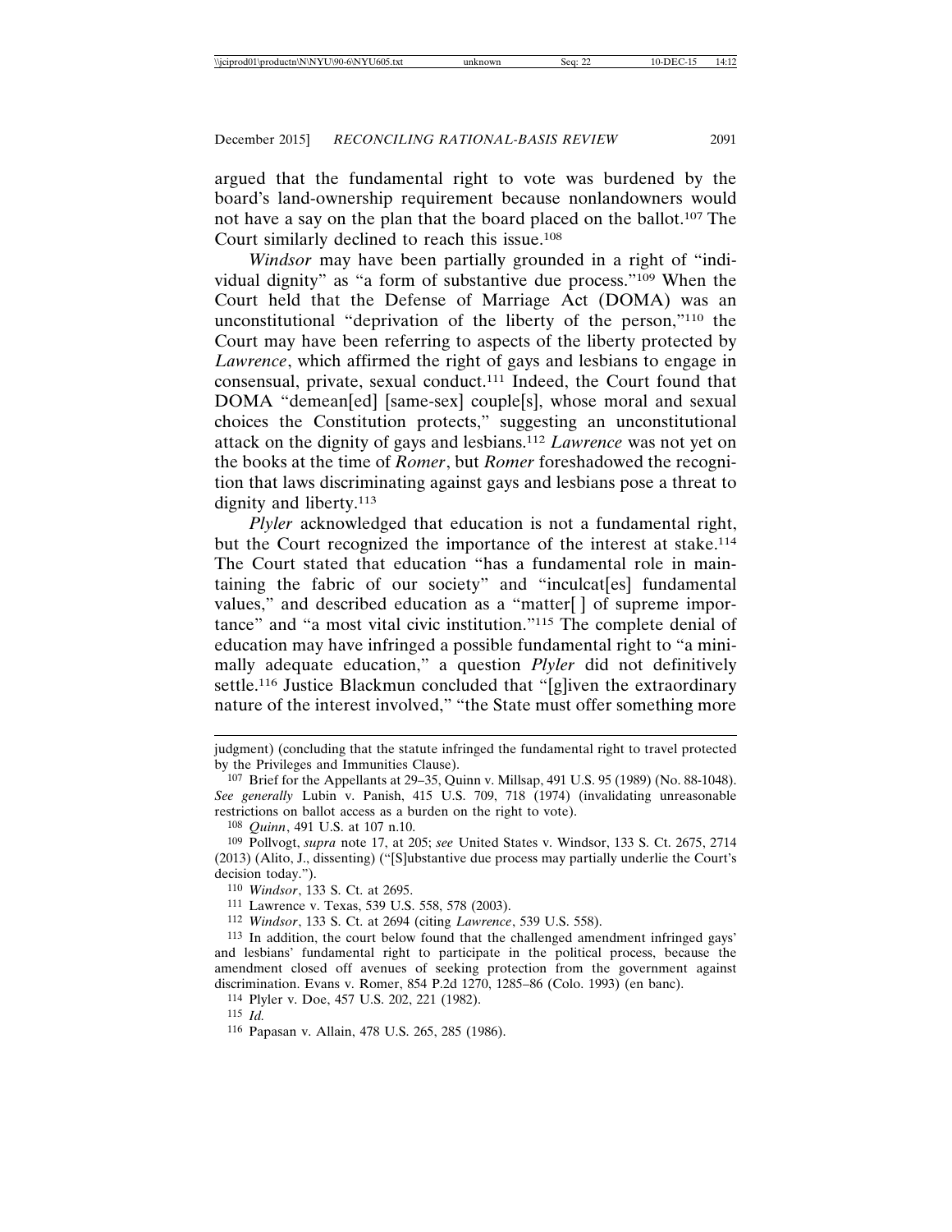argued that the fundamental right to vote was burdened by the board's land-ownership requirement because nonlandowners would not have a say on the plan that the board placed on the ballot.[107] The Court similarly declined to reach this issue.[108]

*Windsor* may have been partially grounded in a right of "individual dignity" as "a form of substantive due process."[109] When the Court held that the Defense of Marriage Act (DOMA) was an unconstitutional "deprivation of the liberty of the person,"[110] the Court may have been referring to aspects of the liberty protected by *Lawrence*, which affirmed the right of gays and lesbians to engage in consensual, private, sexual conduct.[111] Indeed, the Court found that DOMA "demean[ed] [same-sex] couple[s], whose moral and sexual choices the Constitution protects," suggesting an unconstitutional attack on the dignity of gays and lesbians.[112] *Lawrence* was not yet on the books at the time of *Romer*, but *Romer* foreshadowed the recognition that laws discriminating against gays and lesbians pose a threat to dignity and liberty.[113]

*Plyler* acknowledged that education is not a fundamental right, but the Court recognized the importance of the interest at stake.[114] The Court stated that education "has a fundamental role in maintaining the fabric of our society" and "inculcat[es] fundamental values," and described education as a "matter[ ] of supreme importance" and "a most vital civic institution."[115] The complete denial of education may have infringed a possible fundamental right to "a minimally adequate education," a question *Plyler* did not definitively settle.[116] Justice Blackmun concluded that "[g]iven the extraordinary nature of the interest involved," "the State must offer something more

---

judgment) (concluding that the statute infringed the fundamental right to travel protected by the Privileges and Immunities Clause).

[107] Brief for the Appellants at 29–35, Quinn v. Millsap, 491 U.S. 95 (1989) (No. 88-1048). *See generally* Lubin v. Panish, 415 U.S. 709, 718 (1974) (invalidating unreasonable restrictions on ballot access as a burden on the right to vote).

[108] *Quinn*, 491 U.S. at 107 n.10.

[109] Pollvogt, *supra* note 17, at 205; *see* United States v. Windsor, 133 S. Ct. 2675, 2714 (2013) (Alito, J., dissenting) ("[S]ubstantive due process may partially underlie the Court's decision today.").

[110] *Windsor*, 133 S. Ct. at 2695.

[111] Lawrence v. Texas, 539 U.S. 558, 578 (2003).

[112] *Windsor*, 133 S. Ct. at 2694 (citing *Lawrence*, 539 U.S. 558).

[113] In addition, the court below found that the challenged amendment infringed gays' and lesbians' fundamental right to participate in the political process, because the amendment closed off avenues of seeking protection from the government against discrimination. Evans v. Romer, 854 P.2d 1270, 1285–86 (Colo. 1993) (en banc).

[114] Plyler v. Doe, 457 U.S. 202, 221 (1982).

[115] *Id.*

[116] Papasan v. Allain, 478 U.S. 265, 285 (1986).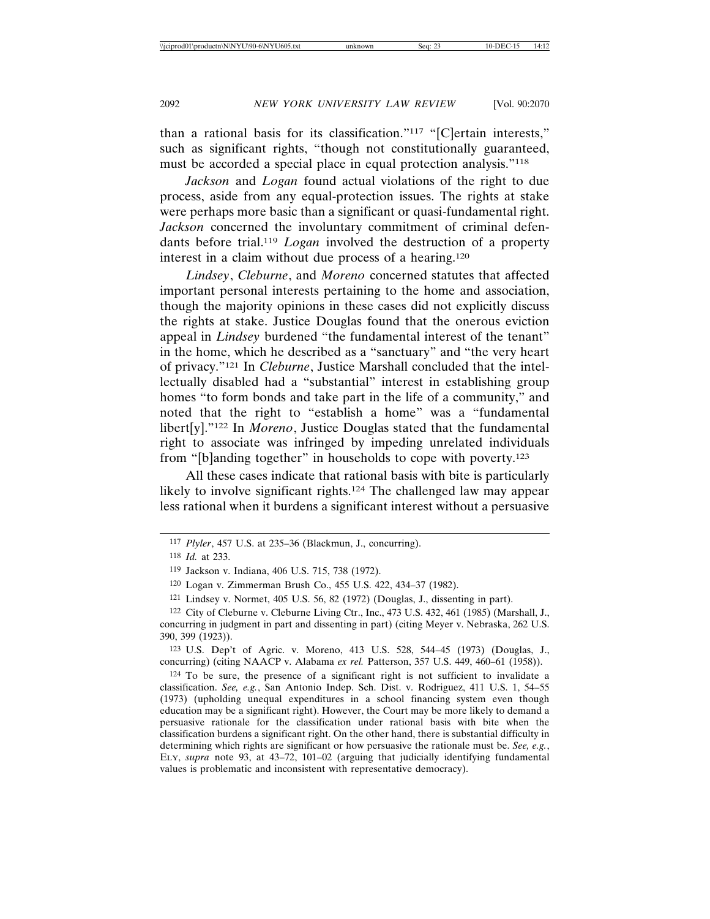than a rational basis for its classification."[117] "[C]ertain interests," such as significant rights, "though not constitutionally guaranteed, must be accorded a special place in equal protection analysis."[118]

*Jackson* and *Logan* found actual violations of the right to due process, aside from any equal-protection issues. The rights at stake were perhaps more basic than a significant or quasi-fundamental right. *Jackson* concerned the involuntary commitment of criminal defendants before trial.[119] *Logan* involved the destruction of a property interest in a claim without due process of a hearing.[120]

*Lindsey*, *Cleburne*, and *Moreno* concerned statutes that affected important personal interests pertaining to the home and association, though the majority opinions in these cases did not explicitly discuss the rights at stake. Justice Douglas found that the onerous eviction appeal in *Lindsey* burdened "the fundamental interest of the tenant" in the home, which he described as a "sanctuary" and "the very heart of privacy."[121] In *Cleburne*, Justice Marshall concluded that the intellectually disabled had a "substantial" interest in establishing group homes "to form bonds and take part in the life of a community," and noted that the right to "establish a home" was a "fundamental libert[y]."[122] In *Moreno*, Justice Douglas stated that the fundamental right to associate was infringed by impeding unrelated individuals from "[b]anding together" in households to cope with poverty.[123]

All these cases indicate that rational basis with bite is particularly likely to involve significant rights.[124] The challenged law may appear less rational when it burdens a significant interest without a persuasive

---

117 *Plyler*, 457 U.S. at 235–36 (Blackmun, J., concurring).

118 *Id.* at 233.

119 Jackson v. Indiana, 406 U.S. 715, 738 (1972).

120 Logan v. Zimmerman Brush Co., 455 U.S. 422, 434–37 (1982).

121 Lindsey v. Normet, 405 U.S. 56, 82 (1972) (Douglas, J., dissenting in part).

122 City of Cleburne v. Cleburne Living Ctr., Inc., 473 U.S. 432, 461 (1985) (Marshall, J., concurring in judgment in part and dissenting in part) (citing Meyer v. Nebraska, 262 U.S. 390, 399 (1923)).

123 U.S. Dep't of Agric. v. Moreno, 413 U.S. 528, 544–45 (1973) (Douglas, J., concurring) (citing NAACP v. Alabama *ex rel.* Patterson, 357 U.S. 449, 460–61 (1958)).

124 To be sure, the presence of a significant right is not sufficient to invalidate a classification. *See, e.g.*, San Antonio Indep. Sch. Dist. v. Rodriguez, 411 U.S. 1, 54–55 (1973) (upholding unequal expenditures in a school financing system even though education may be a significant right). However, the Court may be more likely to demand a persuasive rationale for the classification under rational basis with bite when the classification burdens a significant right. On the other hand, there is substantial difficulty in determining which rights are significant or how persuasive the rationale must be. *See, e.g.*, ELY, *supra* note 93, at 43–72, 101–02 (arguing that judicially identifying fundamental values is problematic and inconsistent with representative democracy).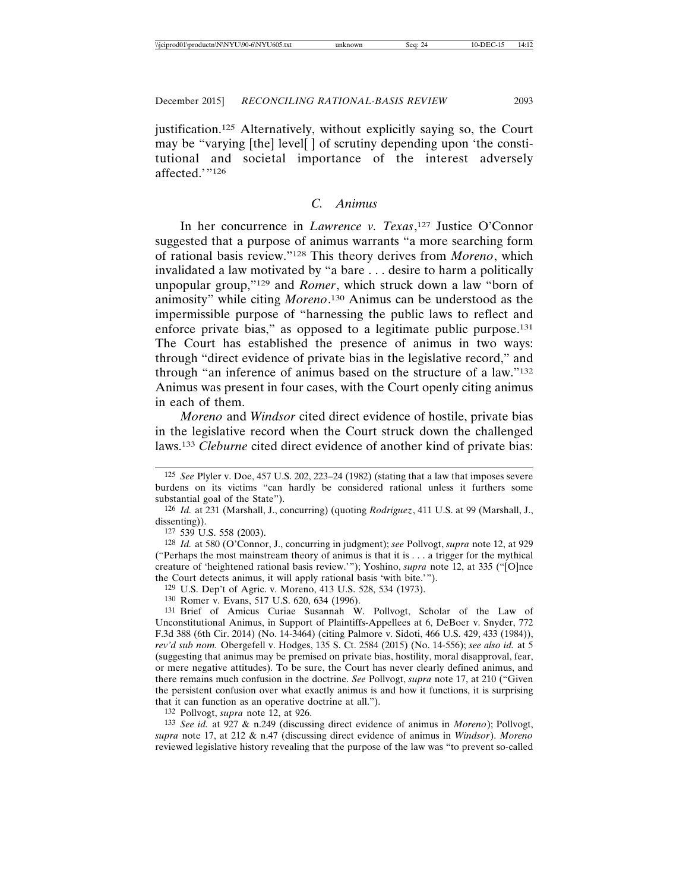justification.[125] Alternatively, without explicitly saying so, the Court may be "varying [the] level[ ] of scrutiny depending upon 'the constitutional and societal importance of the interest adversely affected.'"[126]

### C. Animus

In her concurrence in *Lawrence v. Texas*,[127] Justice O'Connor suggested that a purpose of animus warrants "a more searching form of rational basis review."[128] This theory derives from *Moreno*, which invalidated a law motivated by "a bare . . . desire to harm a politically unpopular group,"[129] and *Romer*, which struck down a law "born of animosity" while citing *Moreno*.[130] Animus can be understood as the impermissible purpose of "harnessing the public laws to reflect and enforce private bias," as opposed to a legitimate public purpose.[131] The Court has established the presence of animus in two ways: through "direct evidence of private bias in the legislative record," and through "an inference of animus based on the structure of a law."[132] Animus was present in four cases, with the Court openly citing animus in each of them.

*Moreno* and *Windsor* cited direct evidence of hostile, private bias in the legislative record when the Court struck down the challenged laws.[133] *Cleburne* cited direct evidence of another kind of private bias:

---

[125] *See* Plyler v. Doe, 457 U.S. 202, 223–24 (1982) (stating that a law that imposes severe burdens on its victims "can hardly be considered rational unless it furthers some substantial goal of the State").

[126] *Id.* at 231 (Marshall, J., concurring) (quoting *Rodriguez*, 411 U.S. at 99 (Marshall, J., dissenting)).

[127] 539 U.S. 558 (2003).

[128] *Id.* at 580 (O'Connor, J., concurring in judgment); *see* Pollvogt, *supra* note 12, at 929 ("Perhaps the most mainstream theory of animus is that it is . . . a trigger for the mythical creature of 'heightened rational basis review.'"); Yoshino, *supra* note 12, at 335 ("[O]nce the Court detects animus, it will apply rational basis 'with bite.'").

[129] U.S. Dep't of Agric. v. Moreno, 413 U.S. 528, 534 (1973).

[130] Romer v. Evans, 517 U.S. 620, 634 (1996).

[131] Brief of Amicus Curiae Susannah W. Pollvogt, Scholar of the Law of Unconstitutional Animus, in Support of Plaintiffs-Appellees at 6, DeBoer v. Snyder, 772 F.3d 388 (6th Cir. 2014) (No. 14-3464) (citing Palmore v. Sidoti, 466 U.S. 429, 433 (1984)), *rev'd sub nom.* Obergefell v. Hodges, 135 S. Ct. 2584 (2015) (No. 14-556); *see also id.* at 5 (suggesting that animus may be premised on private bias, hostility, moral disapproval, fear, or mere negative attitudes). To be sure, the Court has never clearly defined animus, and there remains much confusion in the doctrine. *See* Pollvogt, *supra* note 17, at 210 ("Given the persistent confusion over what exactly animus is and how it functions, it is surprising that it can function as an operative doctrine at all.").

[132] Pollvogt, *supra* note 12, at 926.

[133] *See id.* at 927 & n.249 (discussing direct evidence of animus in *Moreno*); Pollvogt, *supra* note 17, at 212 & n.47 (discussing direct evidence of animus in *Windsor*). *Moreno* reviewed legislative history revealing that the purpose of the law was "to prevent so-called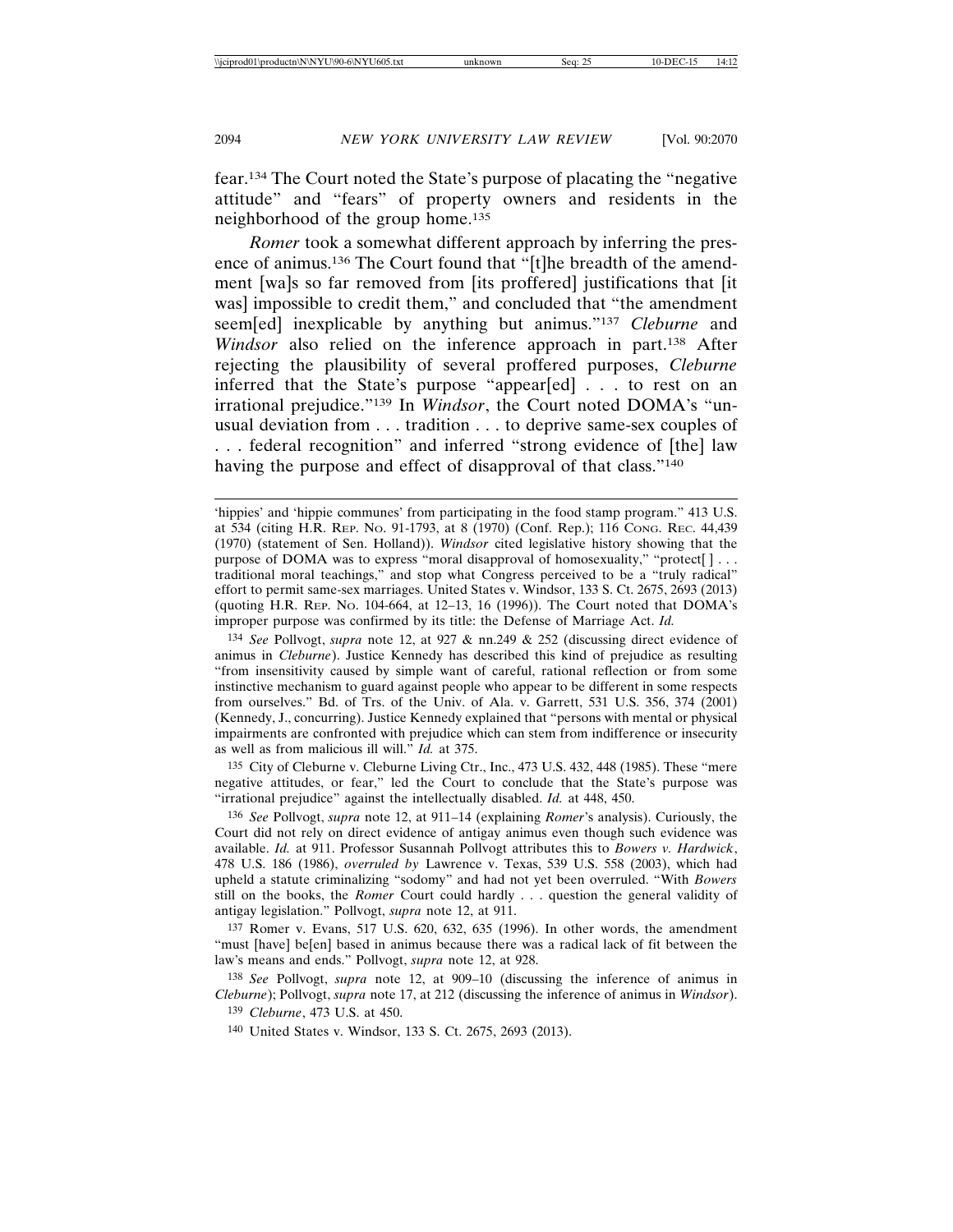fear.[134] The Court noted the State's purpose of placating the "negative attitude" and "fears" of property owners and residents in the neighborhood of the group home.[135]

*Romer* took a somewhat different approach by inferring the presence of animus.[136] The Court found that "[t]he breadth of the amendment [wa]s so far removed from [its proffered] justifications that [it was] impossible to credit them," and concluded that "the amendment seem[ed] inexplicable by anything but animus."[137] *Cleburne* and *Windsor* also relied on the inference approach in part.[138] After rejecting the plausibility of several proffered purposes, *Cleburne* inferred that the State's purpose "appear[ed] . . . to rest on an irrational prejudice."[139] In *Windsor*, the Court noted DOMA's "unusual deviation from . . . tradition . . . to deprive same-sex couples of . . . federal recognition" and inferred "strong evidence of [the] law having the purpose and effect of disapproval of that class."[140]

---

'hippies' and 'hippie communes' from participating in the food stamp program." 413 U.S. at 534 (citing H.R. Rep. No. 91-1793, at 8 (1970) (Conf. Rep.); 116 Cong. Rec. 44,439 (1970) (statement of Sen. Holland)). *Windsor* cited legislative history showing that the purpose of DOMA was to express "moral disapproval of homosexuality," "protect[ ] . . . traditional moral teachings," and stop what Congress perceived to be a "truly radical" effort to permit same-sex marriages. United States v. Windsor, 133 S. Ct. 2675, 2693 (2013) (quoting H.R. Rep. No. 104-664, at 12–13, 16 (1996)). The Court noted that DOMA's improper purpose was confirmed by its title: the Defense of Marriage Act. *Id.*

[134] *See* Pollvogt, *supra* note 12, at 927 & nn.249 & 252 (discussing direct evidence of animus in *Cleburne*). Justice Kennedy has described this kind of prejudice as resulting "from insensitivity caused by simple want of careful, rational reflection or from some instinctive mechanism to guard against people who appear to be different in some respects from ourselves." Bd. of Trs. of the Univ. of Ala. v. Garrett, 531 U.S. 356, 374 (2001) (Kennedy, J., concurring). Justice Kennedy explained that "persons with mental or physical impairments are confronted with prejudice which can stem from indifference or insecurity as well as from malicious ill will." *Id.* at 375.

[135] City of Cleburne v. Cleburne Living Ctr., Inc., 473 U.S. 432, 448 (1985). These "mere negative attitudes, or fear," led the Court to conclude that the State's purpose was "irrational prejudice" against the intellectually disabled. *Id.* at 448, 450.

[136] *See* Pollvogt, *supra* note 12, at 911–14 (explaining *Romer*'s analysis). Curiously, the Court did not rely on direct evidence of antigay animus even though such evidence was available. *Id.* at 911. Professor Susannah Pollvogt attributes this to *Bowers v. Hardwick*, 478 U.S. 186 (1986), *overruled by* Lawrence v. Texas, 539 U.S. 558 (2003), which had upheld a statute criminalizing "sodomy" and had not yet been overruled. "With *Bowers* still on the books, the *Romer* Court could hardly . . . question the general validity of antigay legislation." Pollvogt, *supra* note 12, at 911.

[137] Romer v. Evans, 517 U.S. 620, 632, 635 (1996). In other words, the amendment "must [have] be[en] based in animus because there was a radical lack of fit between the law's means and ends." Pollvogt, *supra* note 12, at 928.

[138] *See* Pollvogt, *supra* note 12, at 909–10 (discussing the inference of animus in *Cleburne*); Pollvogt, *supra* note 17, at 212 (discussing the inference of animus in *Windsor*).

[139] *Cleburne*, 473 U.S. at 450.

[140] United States v. Windsor, 133 S. Ct. 2675, 2693 (2013).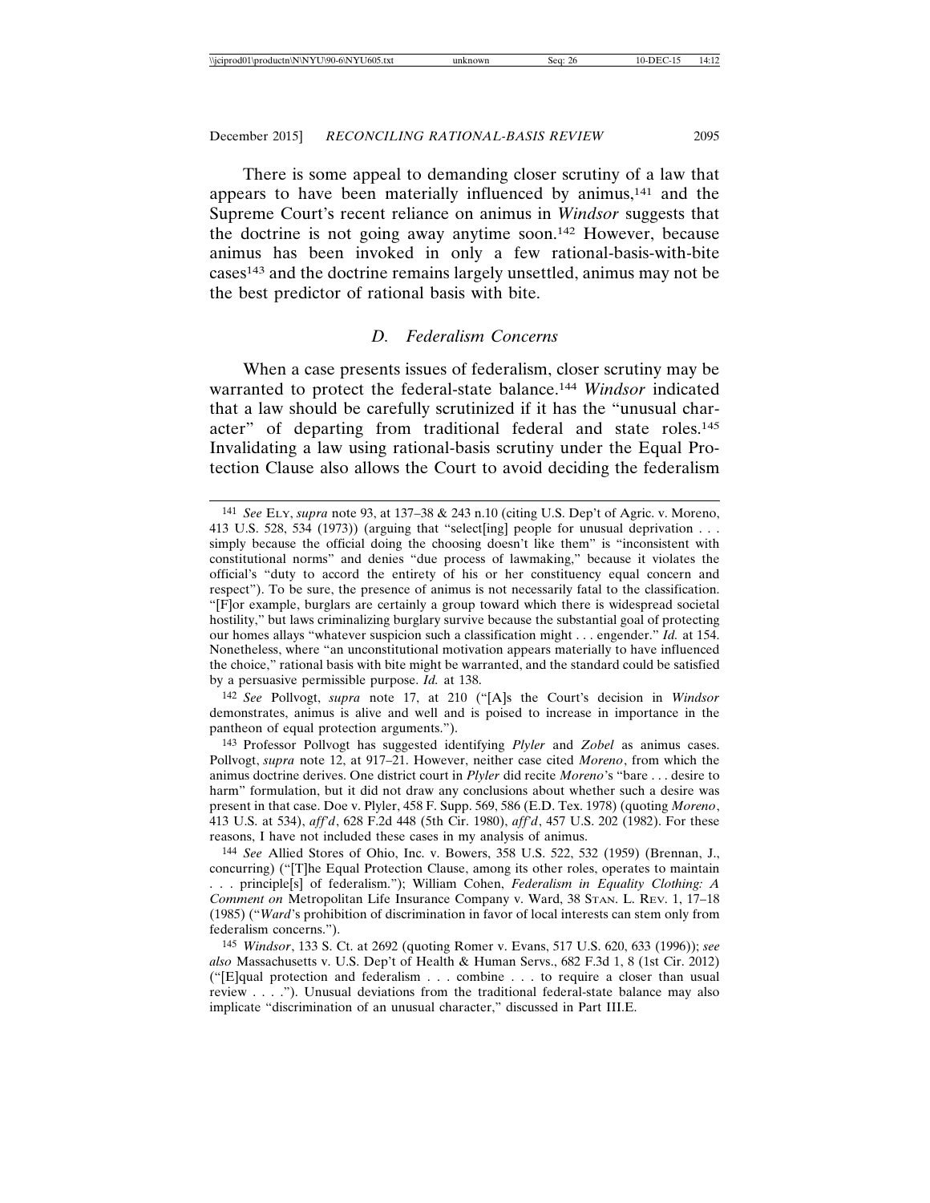There is some appeal to demanding closer scrutiny of a law that appears to have been materially influenced by animus,[141] and the Supreme Court's recent reliance on animus in *Windsor* suggests that the doctrine is not going away anytime soon.[142] However, because animus has been invoked in only a few rational-basis-with-bite cases[143] and the doctrine remains largely unsettled, animus may not be the best predictor of rational basis with bite.

### *D. Federalism Concerns*

When a case presents issues of federalism, closer scrutiny may be warranted to protect the federal-state balance.[144] *Windsor* indicated that a law should be carefully scrutinized if it has the "unusual character" of departing from traditional federal and state roles.[145] Invalidating a law using rational-basis scrutiny under the Equal Protection Clause also allows the Court to avoid deciding the federalism

---

[141] *See* ELY, *supra* note 93, at 137–38 & 243 n.10 (citing U.S. Dep't of Agric. v. Moreno, 413 U.S. 528, 534 (1973)) (arguing that "select[ing] people for unusual deprivation . . . simply because the official doing the choosing doesn't like them" is "inconsistent with constitutional norms" and denies "due process of lawmaking," because it violates the official's "duty to accord the entirety of his or her constituency equal concern and respect"). To be sure, the presence of animus is not necessarily fatal to the classification. "[F]or example, burglars are certainly a group toward which there is widespread societal hostility," but laws criminalizing burglary survive because the substantial goal of protecting our homes allays "whatever suspicion such a classification might . . . engender." *Id.* at 154. Nonetheless, where "an unconstitutional motivation appears materially to have influenced the choice," rational basis with bite might be warranted, and the standard could be satisfied by a persuasive permissible purpose. *Id.* at 138.

[142] *See* Pollvogt, *supra* note 17, at 210 ("[A]s the Court's decision in *Windsor* demonstrates, animus is alive and well and is poised to increase in importance in the pantheon of equal protection arguments.").

[143] Professor Pollvogt has suggested identifying *Plyler* and *Zobel* as animus cases. Pollvogt, *supra* note 12, at 917–21. However, neither case cited *Moreno*, from which the animus doctrine derives. One district court in *Plyler* did recite *Moreno*'s "bare . . . desire to harm" formulation, but it did not draw any conclusions about whether such a desire was present in that case. Doe v. Plyler, 458 F. Supp. 569, 586 (E.D. Tex. 1978) (quoting *Moreno*, 413 U.S. at 534), *aff'd*, 628 F.2d 448 (5th Cir. 1980), *aff'd*, 457 U.S. 202 (1982). For these reasons, I have not included these cases in my analysis of animus.

[144] *See* Allied Stores of Ohio, Inc. v. Bowers, 358 U.S. 522, 532 (1959) (Brennan, J., concurring) ("[T]he Equal Protection Clause, among its other roles, operates to maintain . . . principle[s] of federalism."); William Cohen, *Federalism in Equality Clothing: A Comment on* Metropolitan Life Insurance Company v. Ward, 38 STAN. L. REV. 1, 17–18 (1985) ("*Ward*'s prohibition of discrimination in favor of local interests can stem only from federalism concerns.").

[145] *Windsor*, 133 S. Ct. at 2692 (quoting Romer v. Evans, 517 U.S. 620, 633 (1996)); *see also* Massachusetts v. U.S. Dep't of Health & Human Servs., 682 F.3d 1, 8 (1st Cir. 2012) ("[E]qual protection and federalism . . . combine . . . to require a closer than usual review . . . ."). Unusual deviations from the traditional federal-state balance may also implicate "discrimination of an unusual character," discussed in Part III.E.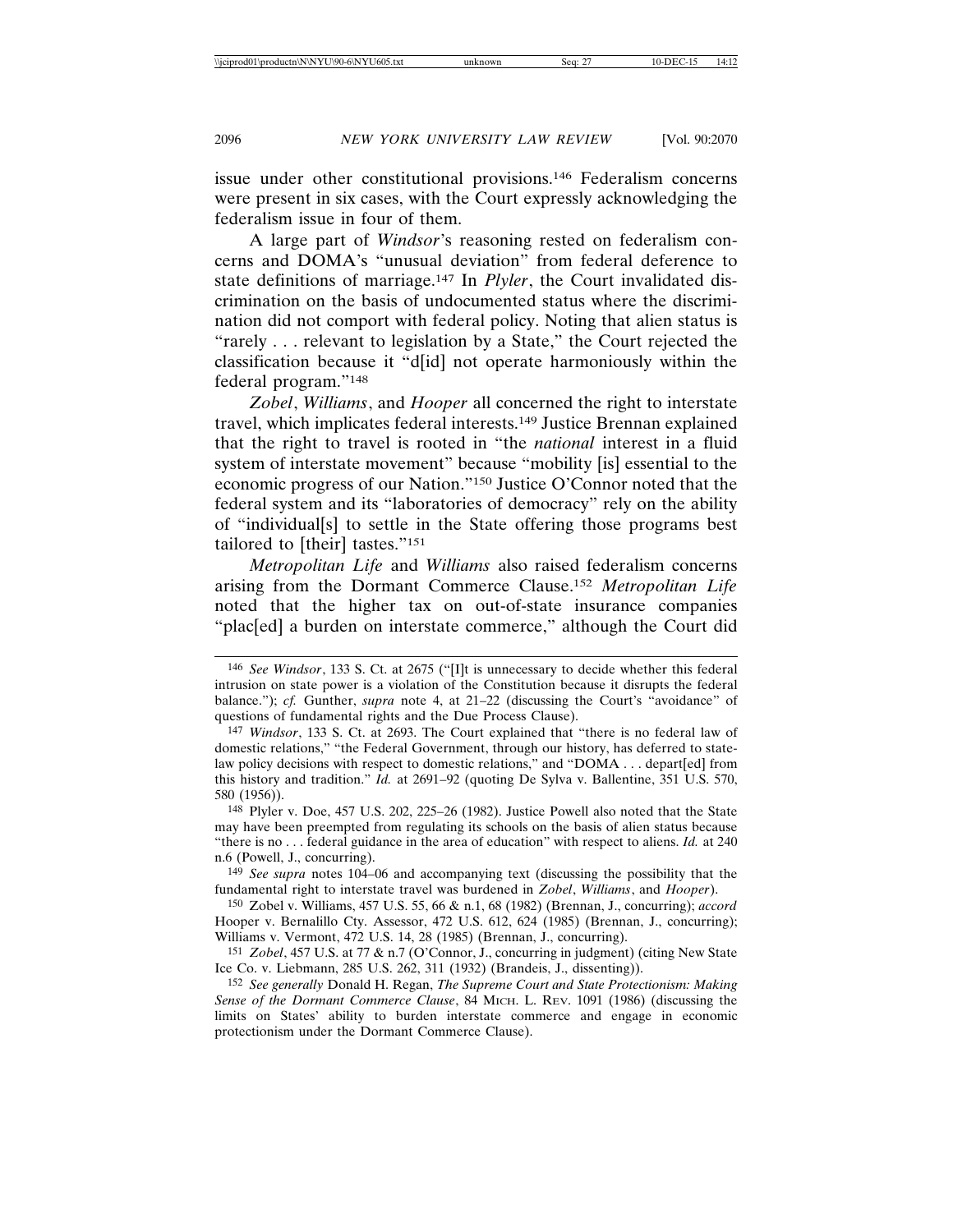issue under other constitutional provisions.[146] Federalism concerns were present in six cases, with the Court expressly acknowledging the federalism issue in four of them.

A large part of *Windsor*'s reasoning rested on federalism concerns and DOMA's "unusual deviation" from federal deference to state definitions of marriage.[147] In *Plyler*, the Court invalidated discrimination on the basis of undocumented status where the discrimination did not comport with federal policy. Noting that alien status is "rarely . . . relevant to legislation by a State," the Court rejected the classification because it "d[id] not operate harmoniously within the federal program."[148]

*Zobel*, *Williams*, and *Hooper* all concerned the right to interstate travel, which implicates federal interests.[149] Justice Brennan explained that the right to travel is rooted in "the *national* interest in a fluid system of interstate movement" because "mobility [is] essential to the economic progress of our Nation."[150] Justice O'Connor noted that the federal system and its "laboratories of democracy" rely on the ability of "individual[s] to settle in the State offering those programs best tailored to [their] tastes."[151]

*Metropolitan Life* and *Williams* also raised federalism concerns arising from the Dormant Commerce Clause.[152] *Metropolitan Life* noted that the higher tax on out-of-state insurance companies "plac[ed] a burden on interstate commerce," although the Court did

---

[146] *See Windsor*, 133 S. Ct. at 2675 ("[I]t is unnecessary to decide whether this federal intrusion on state power is a violation of the Constitution because it disrupts the federal balance."); *cf.* Gunther, *supra* note 4, at 21–22 (discussing the Court's "avoidance" of questions of fundamental rights and the Due Process Clause).

[147] *Windsor*, 133 S. Ct. at 2693. The Court explained that "there is no federal law of domestic relations," "the Federal Government, through our history, has deferred to state-law policy decisions with respect to domestic relations," and "DOMA . . . depart[ed] from this history and tradition." *Id.* at 2691–92 (quoting De Sylva v. Ballentine, 351 U.S. 570, 580 (1956)).

[148] Plyler v. Doe, 457 U.S. 202, 225–26 (1982). Justice Powell also noted that the State may have been preempted from regulating its schools on the basis of alien status because "there is no . . . federal guidance in the area of education" with respect to aliens. *Id.* at 240 n.6 (Powell, J., concurring).

[149] *See supra* notes 104–06 and accompanying text (discussing the possibility that the fundamental right to interstate travel was burdened in *Zobel*, *Williams*, and *Hooper*).

[150] Zobel v. Williams, 457 U.S. 55, 66 & n.1, 68 (1982) (Brennan, J., concurring); *accord* Hooper v. Bernalillo Cty. Assessor, 472 U.S. 612, 624 (1985) (Brennan, J., concurring); Williams v. Vermont, 472 U.S. 14, 28 (1985) (Brennan, J., concurring).

[151] *Zobel*, 457 U.S. at 77 & n.7 (O'Connor, J., concurring in judgment) (citing New State Ice Co. v. Liebmann, 285 U.S. 262, 311 (1932) (Brandeis, J., dissenting)).

[152] *See generally* Donald H. Regan, *The Supreme Court and State Protectionism: Making Sense of the Dormant Commerce Clause*, 84 MICH. L. REV. 1091 (1986) (discussing the limits on States' ability to burden interstate commerce and engage in economic protectionism under the Dormant Commerce Clause).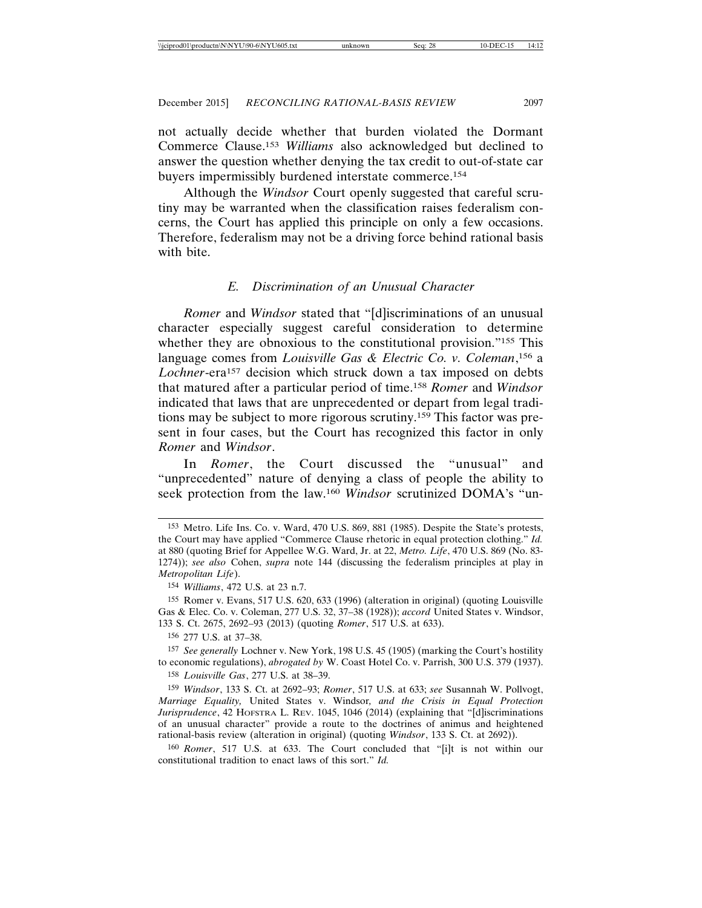not actually decide whether that burden violated the Dormant Commerce Clause.[153] *Williams* also acknowledged but declined to answer the question whether denying the tax credit to out-of-state car buyers impermissibly burdened interstate commerce.[154]

Although the *Windsor* Court openly suggested that careful scrutiny may be warranted when the classification raises federalism concerns, the Court has applied this principle on only a few occasions. Therefore, federalism may not be a driving force behind rational basis with bite.

### *E. Discrimination of an Unusual Character*

*Romer* and *Windsor* stated that "[d]iscriminations of an unusual character especially suggest careful consideration to determine whether they are obnoxious to the constitutional provision."[155] This language comes from *Louisville Gas & Electric Co. v. Coleman*,[156] a *Lochner*-era[157] decision which struck down a tax imposed on debts that matured after a particular period of time.[158] *Romer* and *Windsor* indicated that laws that are unprecedented or depart from legal traditions may be subject to more rigorous scrutiny.[159] This factor was present in four cases, but the Court has recognized this factor in only *Romer* and *Windsor*.

In *Romer*, the Court discussed the "unusual" and "unprecedented" nature of denying a class of people the ability to seek protection from the law.[160] *Windsor* scrutinized DOMA's "un-

---

[153] Metro. Life Ins. Co. v. Ward, 470 U.S. 869, 881 (1985). Despite the State's protests, the Court may have applied "Commerce Clause rhetoric in equal protection clothing." *Id.* at 880 (quoting Brief for Appellee W.G. Ward, Jr. at 22, *Metro. Life*, 470 U.S. 869 (No. 83-1274)); *see also* Cohen, *supra* note 144 (discussing the federalism principles at play in *Metropolitan Life*).

[154] *Williams*, 472 U.S. at 23 n.7.

[155] Romer v. Evans, 517 U.S. 620, 633 (1996) (alteration in original) (quoting Louisville Gas & Elec. Co. v. Coleman, 277 U.S. 32, 37–38 (1928)); *accord* United States v. Windsor, 133 S. Ct. 2675, 2692–93 (2013) (quoting *Romer*, 517 U.S. at 633).

[156] 277 U.S. at 37–38.

[157] *See generally* Lochner v. New York, 198 U.S. 45 (1905) (marking the Court's hostility to economic regulations), *abrogated by* W. Coast Hotel Co. v. Parrish, 300 U.S. 379 (1937).

[158] *Louisville Gas*, 277 U.S. at 38–39.

[159] *Windsor*, 133 S. Ct. at 2692–93; *Romer*, 517 U.S. at 633; *see* Susannah W. Pollvogt, *Marriage Equality,* United States v. Windsor*, and the Crisis in Equal Protection Jurisprudence*, 42 HOFSTRA L. REV. 1045, 1046 (2014) (explaining that "[d]iscriminations of an unusual character" provide a route to the doctrines of animus and heightened rational-basis review (alteration in original) (quoting *Windsor*, 133 S. Ct. at 2692)).

[160] *Romer*, 517 U.S. at 633. The Court concluded that "[i]t is not within our constitutional tradition to enact laws of this sort." *Id.*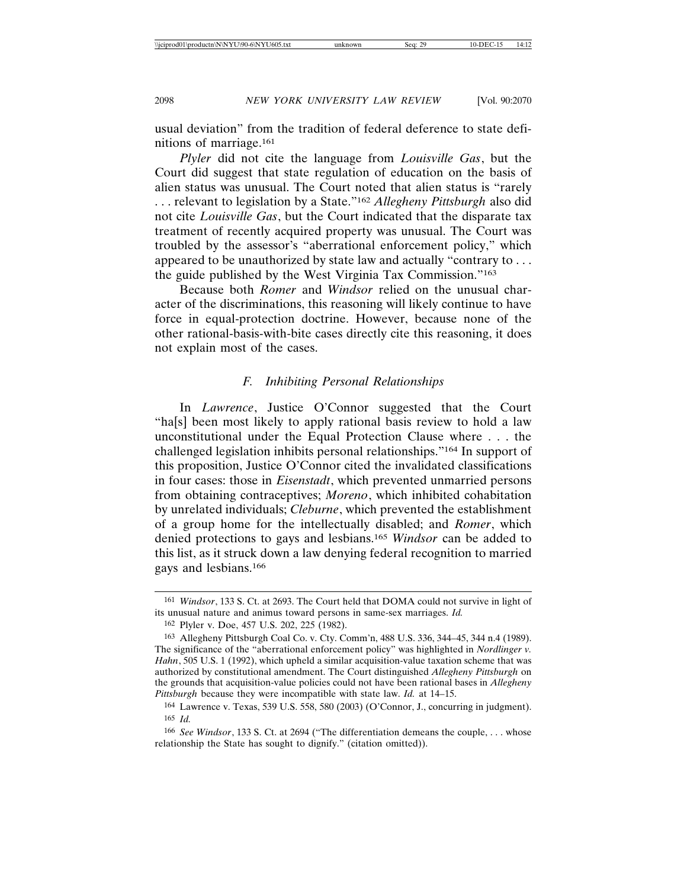usual deviation" from the tradition of federal deference to state definitions of marriage.[161]

*Plyler* did not cite the language from *Louisville Gas*, but the Court did suggest that state regulation of education on the basis of alien status was unusual. The Court noted that alien status is "rarely . . . relevant to legislation by a State."[162] *Allegheny Pittsburgh* also did not cite *Louisville Gas*, but the Court indicated that the disparate tax treatment of recently acquired property was unusual. The Court was troubled by the assessor's "aberrational enforcement policy," which appeared to be unauthorized by state law and actually "contrary to . . . the guide published by the West Virginia Tax Commission."[163]

Because both *Romer* and *Windsor* relied on the unusual character of the discriminations, this reasoning will likely continue to have force in equal-protection doctrine. However, because none of the other rational-basis-with-bite cases directly cite this reasoning, it does not explain most of the cases.

### *F. Inhibiting Personal Relationships*

In *Lawrence*, Justice O'Connor suggested that the Court "ha[s] been most likely to apply rational basis review to hold a law unconstitutional under the Equal Protection Clause where . . . the challenged legislation inhibits personal relationships."[164] In support of this proposition, Justice O'Connor cited the invalidated classifications in four cases: those in *Eisenstadt*, which prevented unmarried persons from obtaining contraceptives; *Moreno*, which inhibited cohabitation by unrelated individuals; *Cleburne*, which prevented the establishment of a group home for the intellectually disabled; and *Romer*, which denied protections to gays and lesbians.[165] *Windsor* can be added to this list, as it struck down a law denying federal recognition to married gays and lesbians.[166]

---

[161] *Windsor*, 133 S. Ct. at 2693. The Court held that DOMA could not survive in light of its unusual nature and animus toward persons in same-sex marriages. *Id.*

[162] Plyler v. Doe, 457 U.S. 202, 225 (1982).

[163] Allegheny Pittsburgh Coal Co. v. Cty. Comm'n, 488 U.S. 336, 344–45, 344 n.4 (1989). The significance of the "aberrational enforcement policy" was highlighted in *Nordlinger v. Hahn*, 505 U.S. 1 (1992), which upheld a similar acquisition-value taxation scheme that was authorized by constitutional amendment. The Court distinguished *Allegheny Pittsburgh* on the grounds that acquisition-value policies could not have been rational bases in *Allegheny Pittsburgh* because they were incompatible with state law. *Id.* at 14–15.

[164] Lawrence v. Texas, 539 U.S. 558, 580 (2003) (O'Connor, J., concurring in judgment).

[165] *Id.*

[166] *See Windsor*, 133 S. Ct. at 2694 ("The differentiation demeans the couple, . . . whose relationship the State has sought to dignify." (citation omitted)).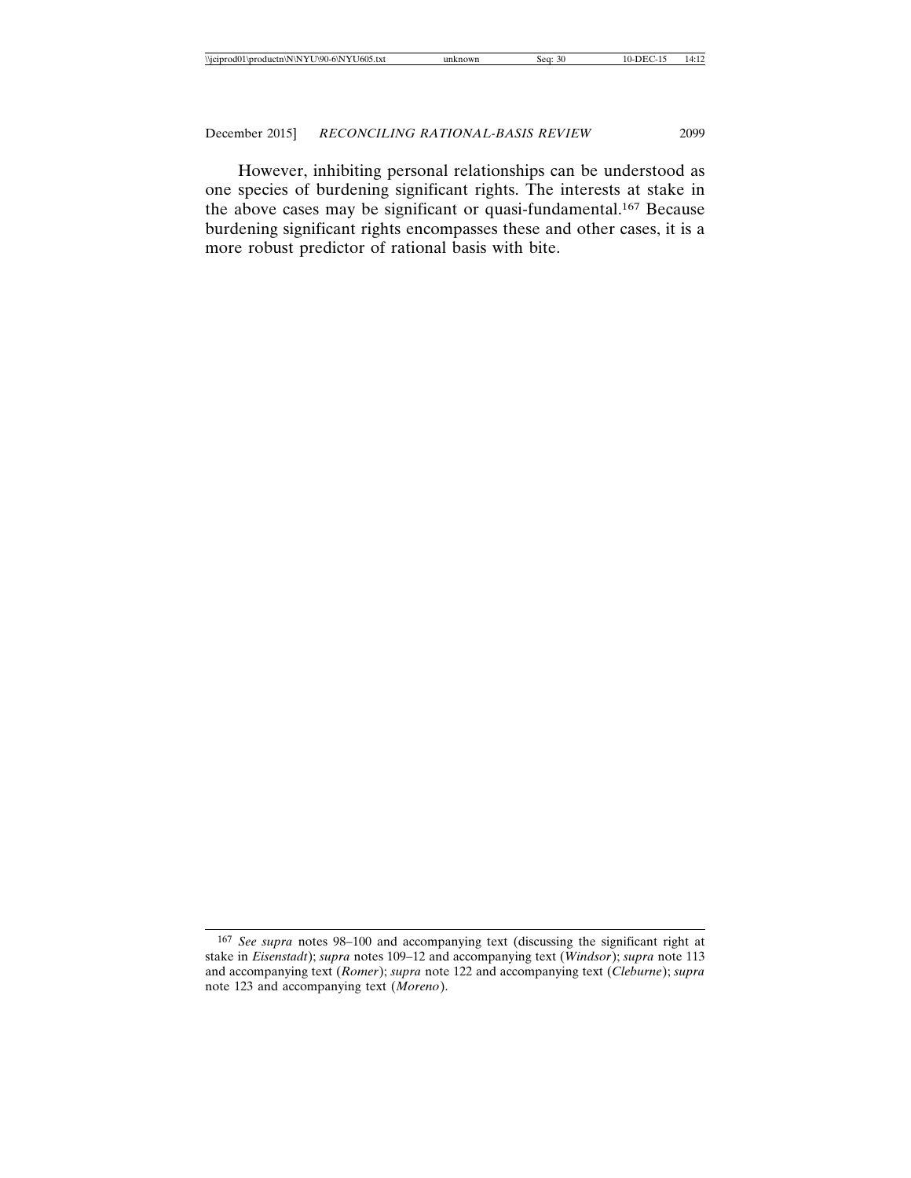However, inhibiting personal relationships can be understood as one species of burdening significant rights. The interests at stake in the above cases may be significant or quasi-fundamental.[167] Because burdening significant rights encompasses these and other cases, it is a more robust predictor of rational basis with bite.

---

[167] *See supra* notes 98–100 and accompanying text (discussing the significant right at stake in *Eisenstadt*); *supra* notes 109–12 and accompanying text (*Windsor*); *supra* note 113 and accompanying text (*Romer*); *supra* note 122 and accompanying text (*Cleburne*); *supra* note 123 and accompanying text (*Moreno*).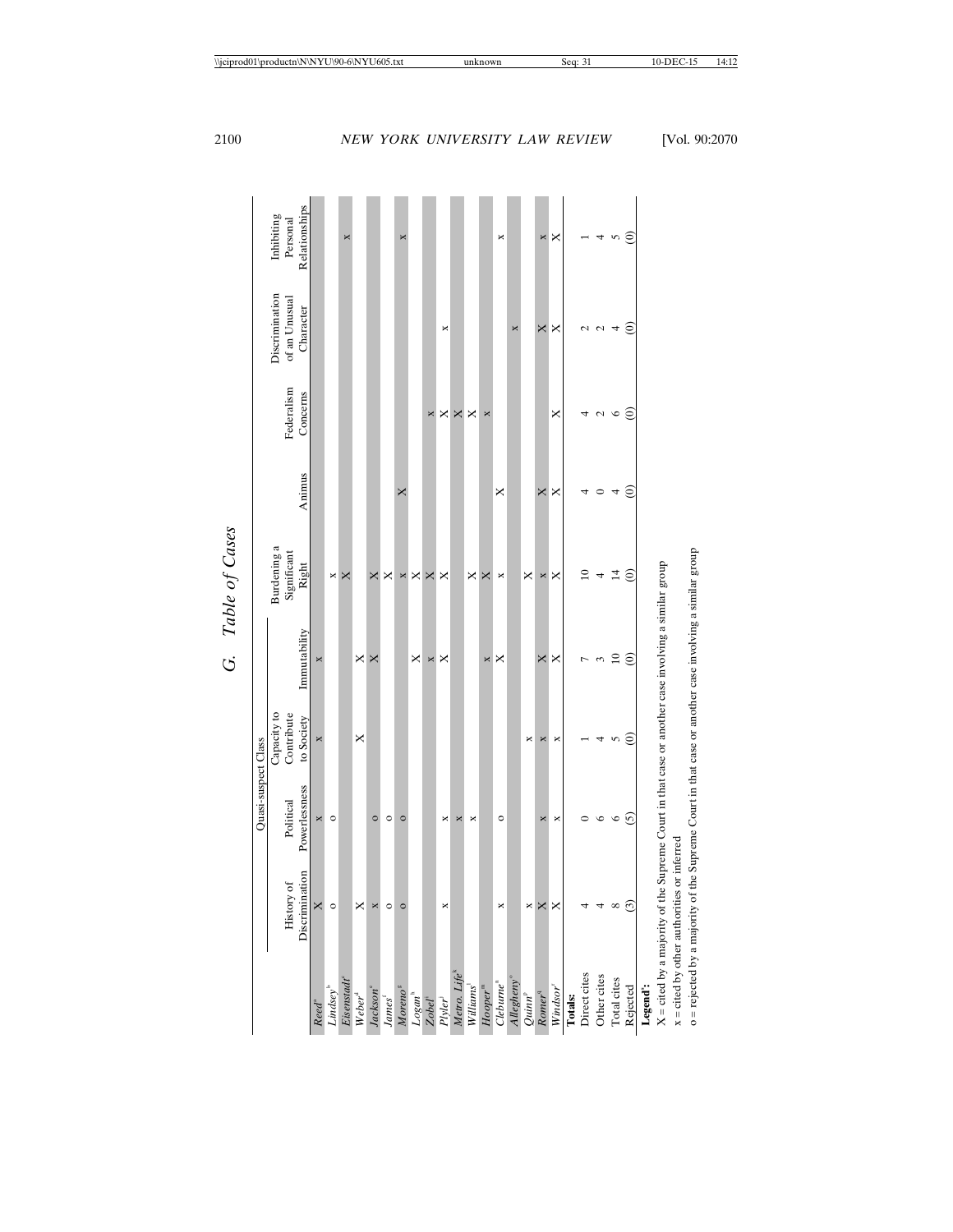## G. Table of Cases

| | Quasi-suspect Class | | | | | | | | |
|---|---|---|---|---|---|---|---|---|---|
| | History of Discrimination | Political Powerlessness | Capacity to Contribute to Society | Immutability | Burdening a Significant Right | Animus | Federalism Concerns | Discrimination of an Unusual Character | Inhibiting Personal Relationships |
| *Reed*[a] | X | x | x | x | | | | | |
| *Lindsey*[b] | o | o | | | x | | | | |
| *Eisenstadt*[c] | | | | | X | | | | x |
| *Weber*[d] | X | | X | X | | | | | |
| *Jackson*[e] | x | o | | X | X | | | | |
| *James*[f] | o | o | | | X | | | | |
| *Moreno*[g] | o | o | | | x | X | | | x |
| *Logan*[h] | | | | X | X | | | | |
| *Zobel*[i] | | | | x | X | | x | | |
| *Plyler*[j] | x | x | | X | X | | X | x | |
| *Metro. Life*[k] | | x | | | | | X | | |
| *Williams*[l] | | x | | | X | | X | | |
| *Hooper*[m] | | | | x | X | | x | | |
| *Cleburne*[n] | x | o | | X | x | X | | | x |
| *Allegheny*[o] | | | | | | | | x | |
| *Quinn*[p] | x | | x | | X | | | | |
| *Romer*[q] | X | x | x | X | x | X | | X | x |
| *Windsor*[r] | X | x | x | X | X | X | X | X | X |
| **Totals:** | | | | | | | | | |
| Direct cites | 4 | 0 | 1 | 7 | 10 | 4 | 4 | 2 | 1 |
| Other cites | 4 | 6 | 4 | 3 | 4 | 0 | 2 | 2 | 4 |
| Total cites | 8 | 6 | 5 | 10 | 14 | 4 | 6 | 4 | 5 |
| Rejected | (3) | (5) | (0) | (0) | (0) | (0) | (0) | (0) | (0) |

**Legend**[s]**:**

X = cited by a majority of the Supreme Court in that case or another case involving a similar group

x = cited by other authorities or inferred

o = rejected by a majority of the Supreme Court in that case or another case involving a similar group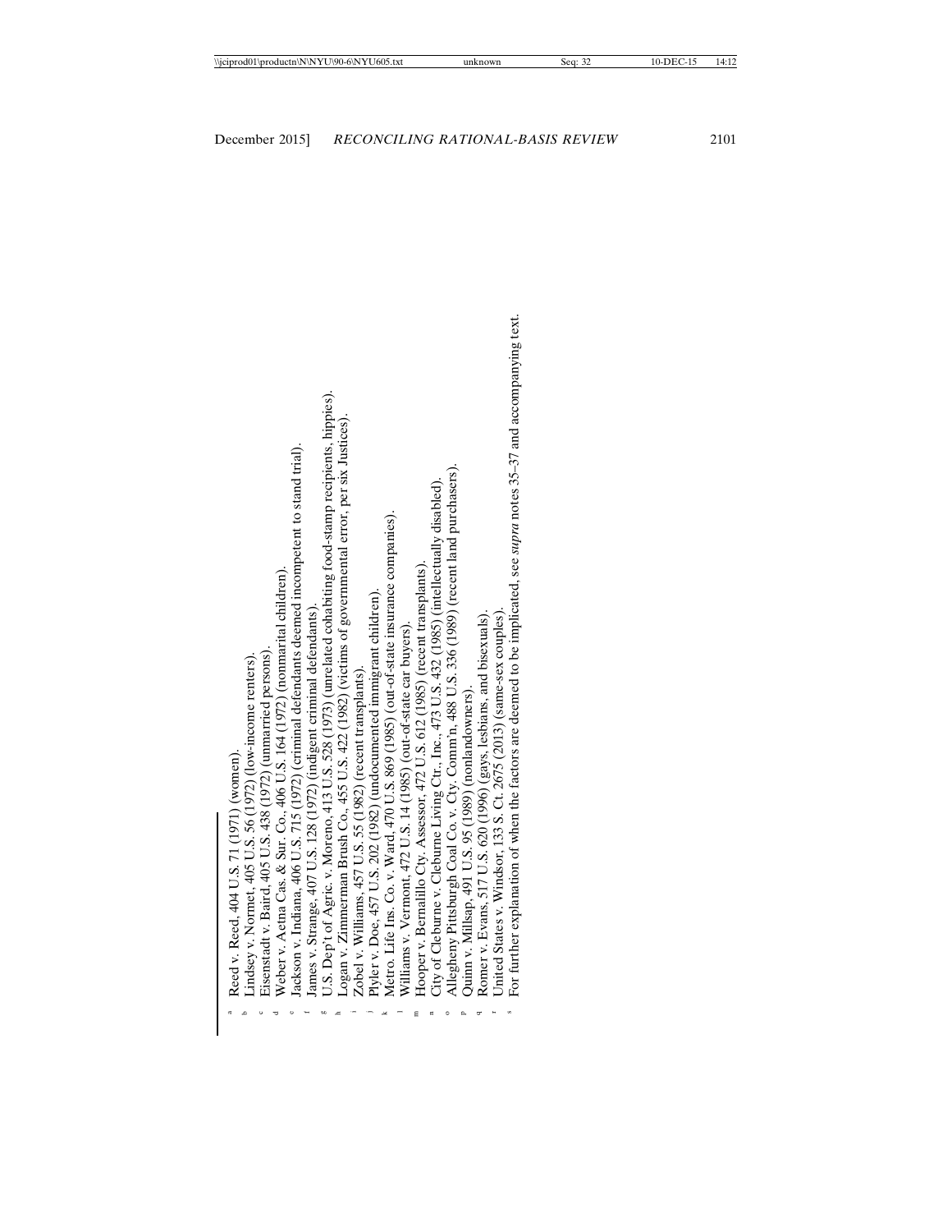[a] Reed v. Reed, 404 U.S. 71 (1971) (women).
[b] Lindsey v. Normet, 405 U.S. 56 (1972) (low-income renters).
[c] Eisenstadt v. Baird, 405 U.S. 438 (1972) (unmarried persons).
[d] Weber v. Aetna Cas. & Sur. Co., 406 U.S. 164 (1972) (nonmarital children).
[e] Jackson v. Indiana, 406 U.S. 715 (1972) (criminal defendants deemed incompetent to stand trial).
[f] James v. Strange, 407 U.S. 128 (1972) (indigent criminal defendants).
[g] U.S. Dep't of Agric. v. Moreno, 413 U.S. 528 (1973) (unrelated cohabiting food-stamp recipients, hippies).
[h] Logan v. Zimmerman Brush Co., 455 U.S. 422 (1982) (victims of governmental error, per six Justices).
[i] Zobel v. Williams, 457 U.S. 55 (1982) (recent transplants).
[j] Plyler v. Doe, 457 U.S. 202 (1982) (undocumented immigrant children).
[k] Metro. Life Ins. Co. v. Ward, 470 U.S. 869 (1985) (out-of-state insurance companies).
[l] Williams v. Vermont, 472 U.S. 14 (1985) (out-of-state car buyers).
[m] Hooper v. Bernalillo Cty. Assessor, 472 U.S. 612 (1985) (recent transplants).
[n] City of Cleburne v. Cleburne Living Ctr., Inc., 473 U.S. 432 (1985) (intellectually disabled).
[o] Allegheny Pittsburgh Coal Co. v. Cty. Comm'n, 488 U.S. 336 (1989) (recent land purchasers).
[p] Quinn v. Millsap, 491 U.S. 95 (1989) (nonlandowners).
[q] Romer v. Evans, 517 U.S. 620 (1996) (gays, lesbians, and bisexuals).
[r] United States v. Windsor, 133 S. Ct. 2675 (2013) (same-sex couples).
[s] For further explanation of when the factors are deemed to be implicated, see *supra* notes 35–37 and accompanying text.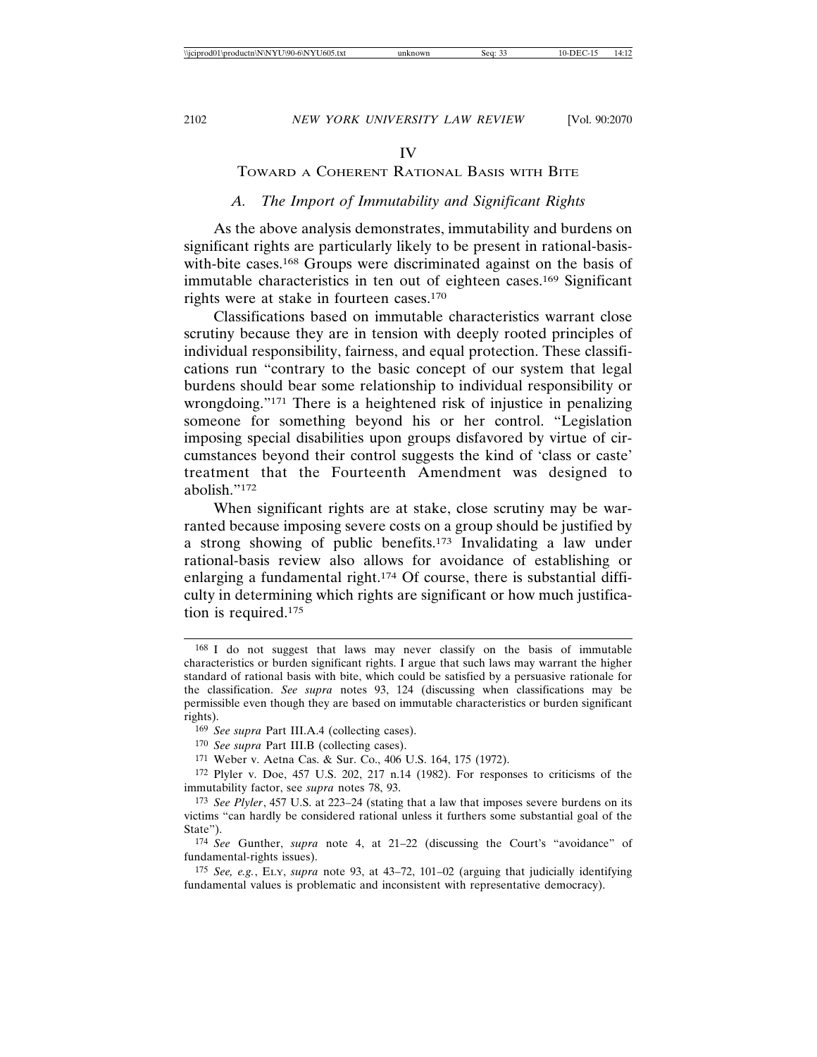# IV

# Toward a Coherent Rational Basis with Bite

## *A. The Import of Immutability and Significant Rights*

As the above analysis demonstrates, immutability and burdens on significant rights are particularly likely to be present in rational-basis-with-bite cases.[168] Groups were discriminated against on the basis of immutable characteristics in ten out of eighteen cases.[169] Significant rights were at stake in fourteen cases.[170]

Classifications based on immutable characteristics warrant close scrutiny because they are in tension with deeply rooted principles of individual responsibility, fairness, and equal protection. These classifications run "contrary to the basic concept of our system that legal burdens should bear some relationship to individual responsibility or wrongdoing."[171] There is a heightened risk of injustice in penalizing someone for something beyond his or her control. "Legislation imposing special disabilities upon groups disfavored by virtue of circumstances beyond their control suggests the kind of 'class or caste' treatment that the Fourteenth Amendment was designed to abolish."[172]

When significant rights are at stake, close scrutiny may be warranted because imposing severe costs on a group should be justified by a strong showing of public benefits.[173] Invalidating a law under rational-basis review also allows for avoidance of establishing or enlarging a fundamental right.[174] Of course, there is substantial difficulty in determining which rights are significant or how much justification is required.[175]

---

[168] I do not suggest that laws may never classify on the basis of immutable characteristics or burden significant rights. I argue that such laws may warrant the higher standard of rational basis with bite, which could be satisfied by a persuasive rationale for the classification. *See supra* notes 93, 124 (discussing when classifications may be permissible even though they are based on immutable characteristics or burden significant rights).

[169] *See supra* Part III.A.4 (collecting cases).

[170] *See supra* Part III.B (collecting cases).

[171] Weber v. Aetna Cas. & Sur. Co., 406 U.S. 164, 175 (1972).

[172] Plyler v. Doe, 457 U.S. 202, 217 n.14 (1982). For responses to criticisms of the immutability factor, see *supra* notes 78, 93.

[173] *See Plyler*, 457 U.S. at 223–24 (stating that a law that imposes severe burdens on its victims "can hardly be considered rational unless it furthers some substantial goal of the State").

[174] *See* Gunther, *supra* note 4, at 21–22 (discussing the Court's "avoidance" of fundamental-rights issues).

[175] *See, e.g.*, Ely, *supra* note 93, at 43–72, 101–02 (arguing that judicially identifying fundamental values is problematic and inconsistent with representative democracy).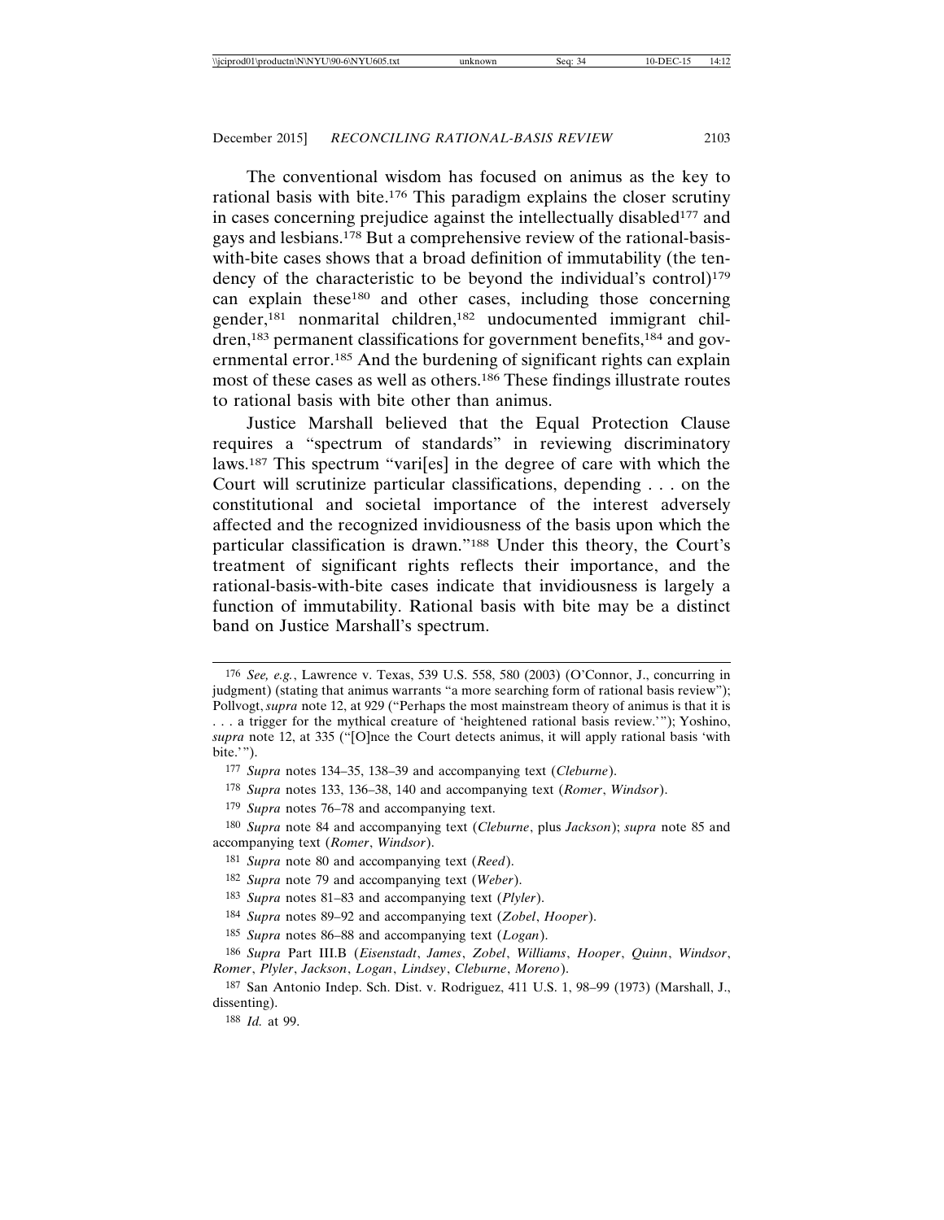The conventional wisdom has focused on animus as the key to rational basis with bite.[176] This paradigm explains the closer scrutiny in cases concerning prejudice against the intellectually disabled[177] and gays and lesbians.[178] But a comprehensive review of the rational-basis-with-bite cases shows that a broad definition of immutability (the tendency of the characteristic to be beyond the individual's control)[179] can explain these[180] and other cases, including those concerning gender,[181] nonmarital children,[182] undocumented immigrant children,[183] permanent classifications for government benefits,[184] and governmental error.[185] And the burdening of significant rights can explain most of these cases as well as others.[186] These findings illustrate routes to rational basis with bite other than animus.

Justice Marshall believed that the Equal Protection Clause requires a "spectrum of standards" in reviewing discriminatory laws.[187] This spectrum "vari[es] in the degree of care with which the Court will scrutinize particular classifications, depending . . . on the constitutional and societal importance of the interest adversely affected and the recognized invidiousness of the basis upon which the particular classification is drawn."[188] Under this theory, the Court's treatment of significant rights reflects their importance, and the rational-basis-with-bite cases indicate that invidiousness is largely a function of immutability. Rational basis with bite may be a distinct band on Justice Marshall's spectrum.

---

176 *See, e.g.*, Lawrence v. Texas, 539 U.S. 558, 580 (2003) (O'Connor, J., concurring in judgment) (stating that animus warrants "a more searching form of rational basis review"); Pollvogt, *supra* note 12, at 929 ("Perhaps the most mainstream theory of animus is that it is . . . a trigger for the mythical creature of 'heightened rational basis review.'"); Yoshino, *supra* note 12, at 335 ("[O]nce the Court detects animus, it will apply rational basis 'with bite.'").

177 *Supra* notes 134–35, 138–39 and accompanying text (*Cleburne*).

178 *Supra* notes 133, 136–38, 140 and accompanying text (*Romer*, *Windsor*).

179 *Supra* notes 76–78 and accompanying text.

180 *Supra* note 84 and accompanying text (*Cleburne*, plus *Jackson*); *supra* note 85 and accompanying text (*Romer*, *Windsor*).

181 *Supra* note 80 and accompanying text (*Reed*).

182 *Supra* note 79 and accompanying text (*Weber*).

183 *Supra* notes 81–83 and accompanying text (*Plyler*).

184 *Supra* notes 89–92 and accompanying text (*Zobel*, *Hooper*).

185 *Supra* notes 86–88 and accompanying text (*Logan*).

186 *Supra* Part III.B (*Eisenstadt*, *James*, *Zobel*, *Williams*, *Hooper*, *Quinn*, *Windsor*, *Romer*, *Plyler*, *Jackson*, *Logan*, *Lindsey*, *Cleburne*, *Moreno*).

187 San Antonio Indep. Sch. Dist. v. Rodriguez, 411 U.S. 1, 98–99 (1973) (Marshall, J., dissenting).

188 *Id.* at 99.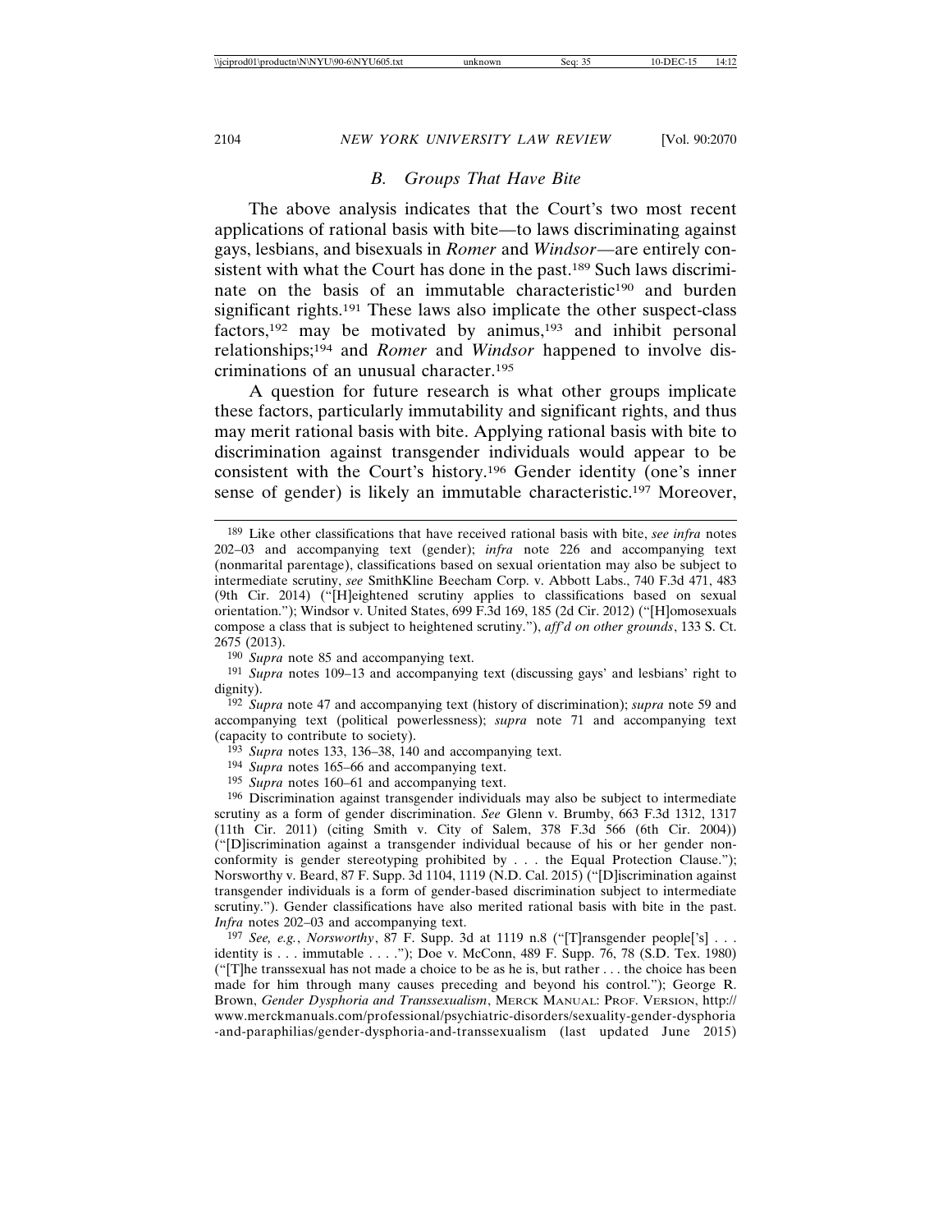### *B. Groups That Have Bite*

The above analysis indicates that the Court's two most recent applications of rational basis with bite—to laws discriminating against gays, lesbians, and bisexuals in *Romer* and *Windsor*—are entirely consistent with what the Court has done in the past.[189] Such laws discriminate on the basis of an immutable characteristic[190] and burden significant rights.[191] These laws also implicate the other suspect-class factors,[192] may be motivated by animus,[193] and inhibit personal relationships;[194] and *Romer* and *Windsor* happened to involve discriminations of an unusual character.[195]

A question for future research is what other groups implicate these factors, particularly immutability and significant rights, and thus may merit rational basis with bite. Applying rational basis with bite to discrimination against transgender individuals would appear to be consistent with the Court's history.[196] Gender identity (one's inner sense of gender) is likely an immutable characteristic.[197] Moreover,

---

[189] Like other classifications that have received rational basis with bite, *see infra* notes 202–03 and accompanying text (gender); *infra* note 226 and accompanying text (nonmarital parentage), classifications based on sexual orientation may also be subject to intermediate scrutiny, *see* SmithKline Beecham Corp. v. Abbott Labs., 740 F.3d 471, 483 (9th Cir. 2014) ("[H]eightened scrutiny applies to classifications based on sexual orientation."); Windsor v. United States, 699 F.3d 169, 185 (2d Cir. 2012) ("[H]omosexuals compose a class that is subject to heightened scrutiny."), *aff'd on other grounds*, 133 S. Ct. 2675 (2013).

[190] *Supra* note 85 and accompanying text.

[191] *Supra* notes 109–13 and accompanying text (discussing gays' and lesbians' right to dignity).

[192] *Supra* note 47 and accompanying text (history of discrimination); *supra* note 59 and accompanying text (political powerlessness); *supra* note 71 and accompanying text (capacity to contribute to society).

[193] *Supra* notes 133, 136–38, 140 and accompanying text.

[194] *Supra* notes 165–66 and accompanying text.

[195] *Supra* notes 160–61 and accompanying text.

[196] Discrimination against transgender individuals may also be subject to intermediate scrutiny as a form of gender discrimination. *See* Glenn v. Brumby, 663 F.3d 1312, 1317 (11th Cir. 2011) (citing Smith v. City of Salem, 378 F.3d 566 (6th Cir. 2004)) ("[D]iscrimination against a transgender individual because of his or her gender non-conformity is gender stereotyping prohibited by . . . the Equal Protection Clause."); Norsworthy v. Beard, 87 F. Supp. 3d 1104, 1119 (N.D. Cal. 2015) ("[D]iscrimination against transgender individuals is a form of gender-based discrimination subject to intermediate scrutiny."). Gender classifications have also merited rational basis with bite in the past. *Infra* notes 202–03 and accompanying text.

[197] *See, e.g.*, *Norsworthy*, 87 F. Supp. 3d at 1119 n.8 ("[T]ransgender people['s] . . . identity is . . . immutable . . . ."); Doe v. McConn, 489 F. Supp. 76, 78 (S.D. Tex. 1980) ("[T]he transsexual has not made a choice to be as he is, but rather . . . the choice has been made for him through many causes preceding and beyond his control."); George R. Brown, *Gender Dysphoria and Transsexualism*, MERCK MANUAL: PROF. VERSION, http://www.merckmanuals.com/professional/psychiatric-disorders/sexuality-gender-dysphoria-and-paraphilias/gender-dysphoria-and-transsexualism (last updated June 2015)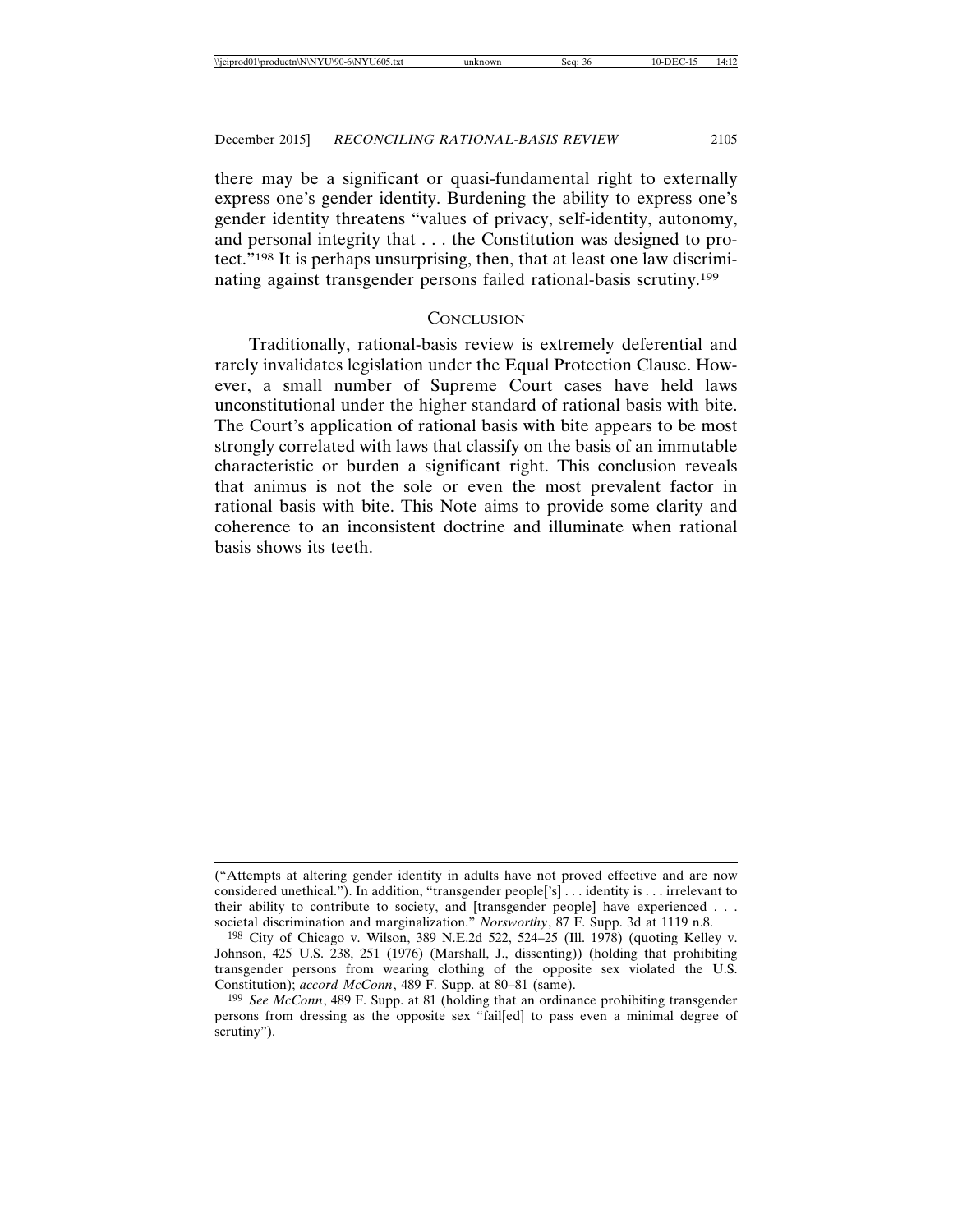there may be a significant or quasi-fundamental right to externally express one's gender identity. Burdening the ability to express one's gender identity threatens "values of privacy, self-identity, autonomy, and personal integrity that . . . the Constitution was designed to protect."[198] It is perhaps unsurprising, then, that at least one law discriminating against transgender persons failed rational-basis scrutiny.[199]

## CONCLUSION

Traditionally, rational-basis review is extremely deferential and rarely invalidates legislation under the Equal Protection Clause. However, a small number of Supreme Court cases have held laws unconstitutional under the higher standard of rational basis with bite. The Court's application of rational basis with bite appears to be most strongly correlated with laws that classify on the basis of an immutable characteristic or burden a significant right. This conclusion reveals that animus is not the sole or even the most prevalent factor in rational basis with bite. This Note aims to provide some clarity and coherence to an inconsistent doctrine and illuminate when rational basis shows its teeth.

---

("Attempts at altering gender identity in adults have not proved effective and are now considered unethical."). In addition, "transgender people['s] . . . identity is . . . irrelevant to their ability to contribute to society, and [transgender people] have experienced . . . societal discrimination and marginalization." *Norsworthy*, 87 F. Supp. 3d at 1119 n.8.

[198] City of Chicago v. Wilson, 389 N.E.2d 522, 524–25 (Ill. 1978) (quoting Kelley v. Johnson, 425 U.S. 238, 251 (1976) (Marshall, J., dissenting)) (holding that prohibiting transgender persons from wearing clothing of the opposite sex violated the U.S. Constitution); *accord McConn*, 489 F. Supp. at 80–81 (same).

[199] *See McConn*, 489 F. Supp. at 81 (holding that an ordinance prohibiting transgender persons from dressing as the opposite sex "fail[ed] to pass even a minimal degree of scrutiny").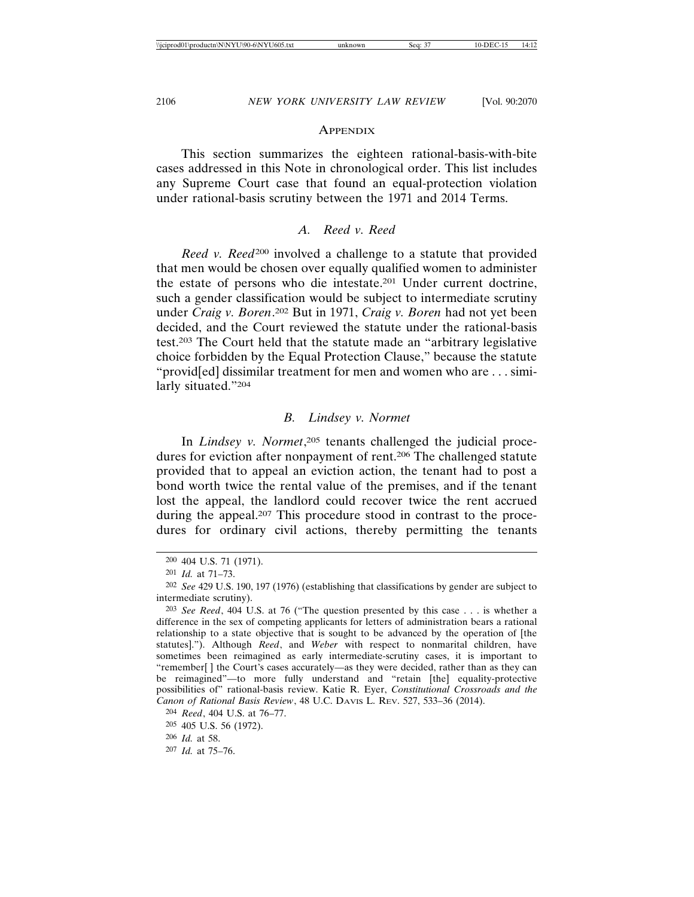## APPENDIX

This section summarizes the eighteen rational-basis-with-bite cases addressed in this Note in chronological order. This list includes any Supreme Court case that found an equal-protection violation under rational-basis scrutiny between the 1971 and 2014 Terms.

### *A. Reed v. Reed*

*Reed v. Reed*[200] involved a challenge to a statute that provided that men would be chosen over equally qualified women to administer the estate of persons who die intestate.[201] Under current doctrine, such a gender classification would be subject to intermediate scrutiny under *Craig v. Boren*.[202] But in 1971, *Craig v. Boren* had not yet been decided, and the Court reviewed the statute under the rational-basis test.[203] The Court held that the statute made an "arbitrary legislative choice forbidden by the Equal Protection Clause," because the statute "provid[ed] dissimilar treatment for men and women who are . . . similarly situated."[204]

### *B. Lindsey v. Normet*

In *Lindsey v. Normet*,[205] tenants challenged the judicial procedures for eviction after nonpayment of rent.[206] The challenged statute provided that to appeal an eviction action, the tenant had to post a bond worth twice the rental value of the premises, and if the tenant lost the appeal, the landlord could recover twice the rent accrued during the appeal.[207] This procedure stood in contrast to the procedures for ordinary civil actions, thereby permitting the tenants

---

[200] 404 U.S. 71 (1971).

[201] *Id.* at 71–73.

[202] *See* 429 U.S. 190, 197 (1976) (establishing that classifications by gender are subject to intermediate scrutiny).

[203] *See Reed*, 404 U.S. at 76 ("The question presented by this case . . . is whether a difference in the sex of competing applicants for letters of administration bears a rational relationship to a state objective that is sought to be advanced by the operation of [the statutes]."). Although *Reed*, and *Weber* with respect to nonmarital children, have sometimes been reimagined as early intermediate-scrutiny cases, it is important to "remember[ ] the Court's cases accurately—as they were decided, rather than as they can be reimagined"—to more fully understand and "retain [the] equality-protective possibilities of" rational-basis review. Katie R. Eyer, *Constitutional Crossroads and the Canon of Rational Basis Review*, 48 U.C. DAVIS L. REV. 527, 533–36 (2014).

[204] *Reed*, 404 U.S. at 76–77.

[205] 405 U.S. 56 (1972).

[206] *Id.* at 58.

[207] *Id.* at 75–76.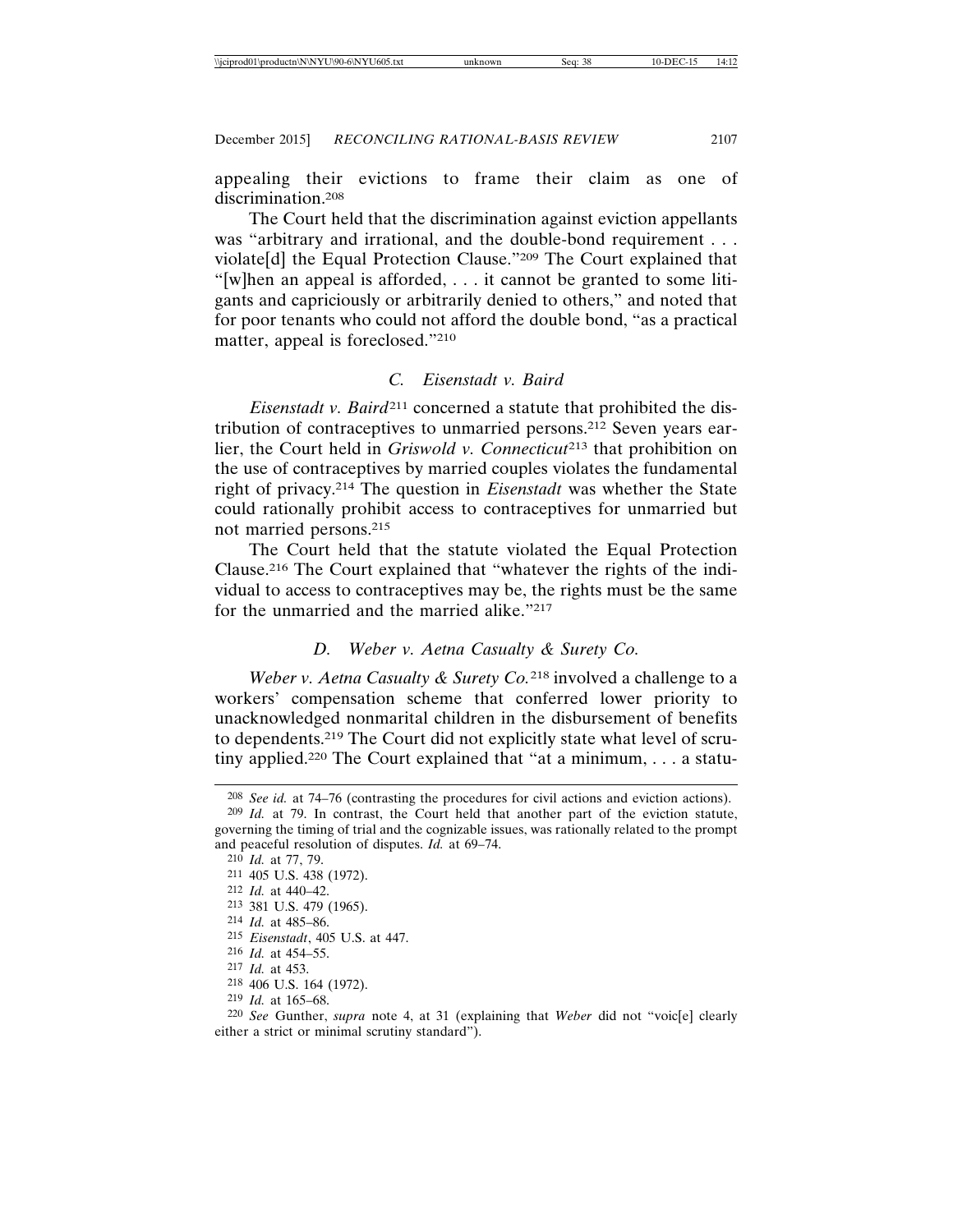appealing their evictions to frame their claim as one of discrimination.[208]

The Court held that the discrimination against eviction appellants was "arbitrary and irrational, and the double-bond requirement . . . violate[d] the Equal Protection Clause."[209] The Court explained that "[w]hen an appeal is afforded, . . . it cannot be granted to some litigants and capriciously or arbitrarily denied to others," and noted that for poor tenants who could not afford the double bond, "as a practical matter, appeal is foreclosed."[210]

### C. *Eisenstadt v. Baird*

*Eisenstadt v. Baird*[211] concerned a statute that prohibited the distribution of contraceptives to unmarried persons.[212] Seven years earlier, the Court held in *Griswold v. Connecticut*[213] that prohibition on the use of contraceptives by married couples violates the fundamental right of privacy.[214] The question in *Eisenstadt* was whether the State could rationally prohibit access to contraceptives for unmarried but not married persons.[215]

The Court held that the statute violated the Equal Protection Clause.[216] The Court explained that "whatever the rights of the individual to access to contraceptives may be, the rights must be the same for the unmarried and the married alike."[217]

### D. *Weber v. Aetna Casualty & Surety Co.*

*Weber v. Aetna Casualty & Surety Co.*[218] involved a challenge to a workers' compensation scheme that conferred lower priority to unacknowledged nonmarital children in the disbursement of benefits to dependents.[219] The Court did not explicitly state what level of scrutiny applied.[220] The Court explained that "at a minimum, . . . a statu-

---

[208] *See id.* at 74–76 (contrasting the procedures for civil actions and eviction actions).

[209] *Id.* at 79. In contrast, the Court held that another part of the eviction statute, governing the timing of trial and the cognizable issues, was rationally related to the prompt and peaceful resolution of disputes. *Id.* at 69–74.

[210] *Id.* at 77, 79.

[211] 405 U.S. 438 (1972).

[212] *Id.* at 440–42.

[213] 381 U.S. 479 (1965).

[214] *Id.* at 485–86.

[215] *Eisenstadt*, 405 U.S. at 447.

[216] *Id.* at 454–55.

[217] *Id.* at 453.

[218] 406 U.S. 164 (1972).

[219] *Id.* at 165–68.

[220] *See* Gunther, *supra* note 4, at 31 (explaining that *Weber* did not "voic[e] clearly either a strict or minimal scrutiny standard").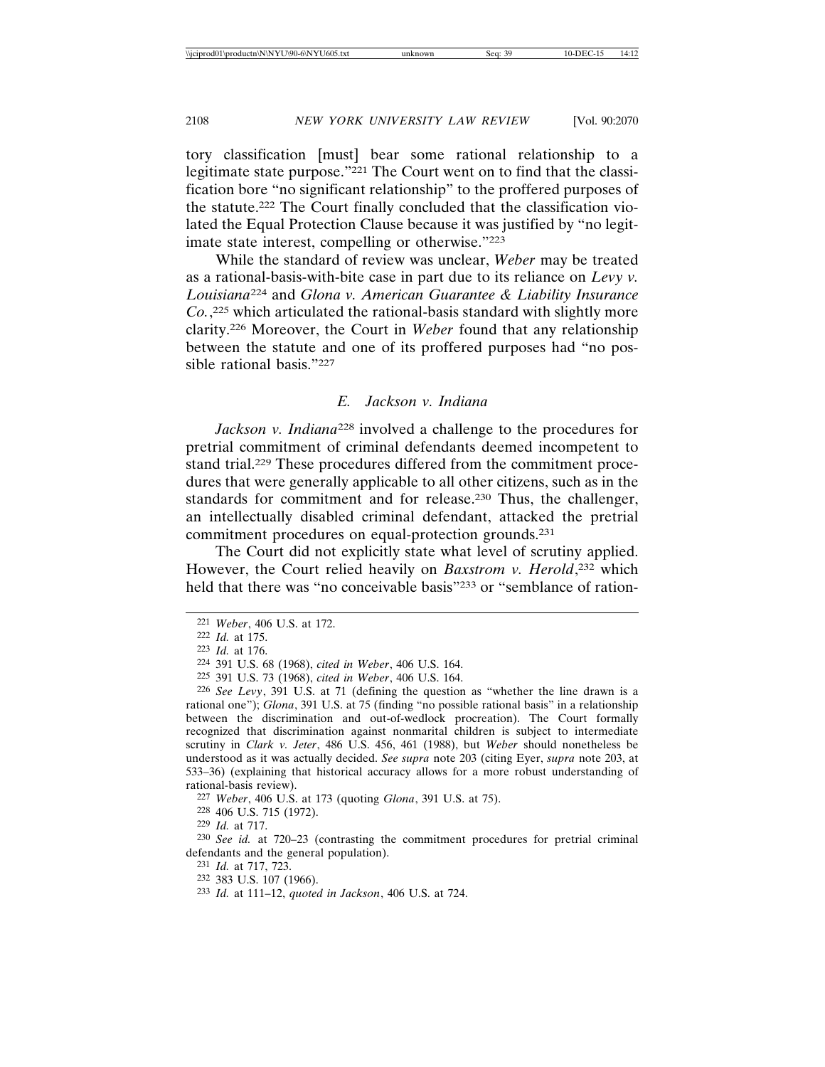tory classification [must] bear some rational relationship to a legitimate state purpose."[221] The Court went on to find that the classification bore "no significant relationship" to the proffered purposes of the statute.[222] The Court finally concluded that the classification violated the Equal Protection Clause because it was justified by "no legitimate state interest, compelling or otherwise."[223]

While the standard of review was unclear, *Weber* may be treated as a rational-basis-with-bite case in part due to its reliance on *Levy v. Louisiana*[224] and *Glona v. American Guarantee & Liability Insurance Co.*,[225] which articulated the rational-basis standard with slightly more clarity.[226] Moreover, the Court in *Weber* found that any relationship between the statute and one of its proffered purposes had "no possible rational basis."[227]

### *E. Jackson v. Indiana*

*Jackson v. Indiana*[228] involved a challenge to the procedures for pretrial commitment of criminal defendants deemed incompetent to stand trial.[229] These procedures differed from the commitment procedures that were generally applicable to all other citizens, such as in the standards for commitment and for release.[230] Thus, the challenger, an intellectually disabled criminal defendant, attacked the pretrial commitment procedures on equal-protection grounds.[231]

The Court did not explicitly state what level of scrutiny applied. However, the Court relied heavily on *Baxstrom v. Herold*,[232] which held that there was "no conceivable basis"[233] or "semblance of ration-

---

221 *Weber*, 406 U.S. at 172.

222 *Id.* at 175.

223 *Id.* at 176.

224 391 U.S. 68 (1968), *cited in Weber*, 406 U.S. 164.

225 391 U.S. 73 (1968), *cited in Weber*, 406 U.S. 164.

226 *See Levy*, 391 U.S. at 71 (defining the question as "whether the line drawn is a rational one"); *Glona*, 391 U.S. at 75 (finding "no possible rational basis" in a relationship between the discrimination and out-of-wedlock procreation). The Court formally recognized that discrimination against nonmarital children is subject to intermediate scrutiny in *Clark v. Jeter*, 486 U.S. 456, 461 (1988), but *Weber* should nonetheless be understood as it was actually decided. *See supra* note 203 (citing Eyer, *supra* note 203, at 533–36) (explaining that historical accuracy allows for a more robust understanding of rational-basis review).

227 *Weber*, 406 U.S. at 173 (quoting *Glona*, 391 U.S. at 75).

228 406 U.S. 715 (1972).

229 *Id.* at 717.

230 *See id.* at 720–23 (contrasting the commitment procedures for pretrial criminal defendants and the general population).

231 *Id.* at 717, 723.

232 383 U.S. 107 (1966).

233 *Id.* at 111–12, *quoted in Jackson*, 406 U.S. at 724.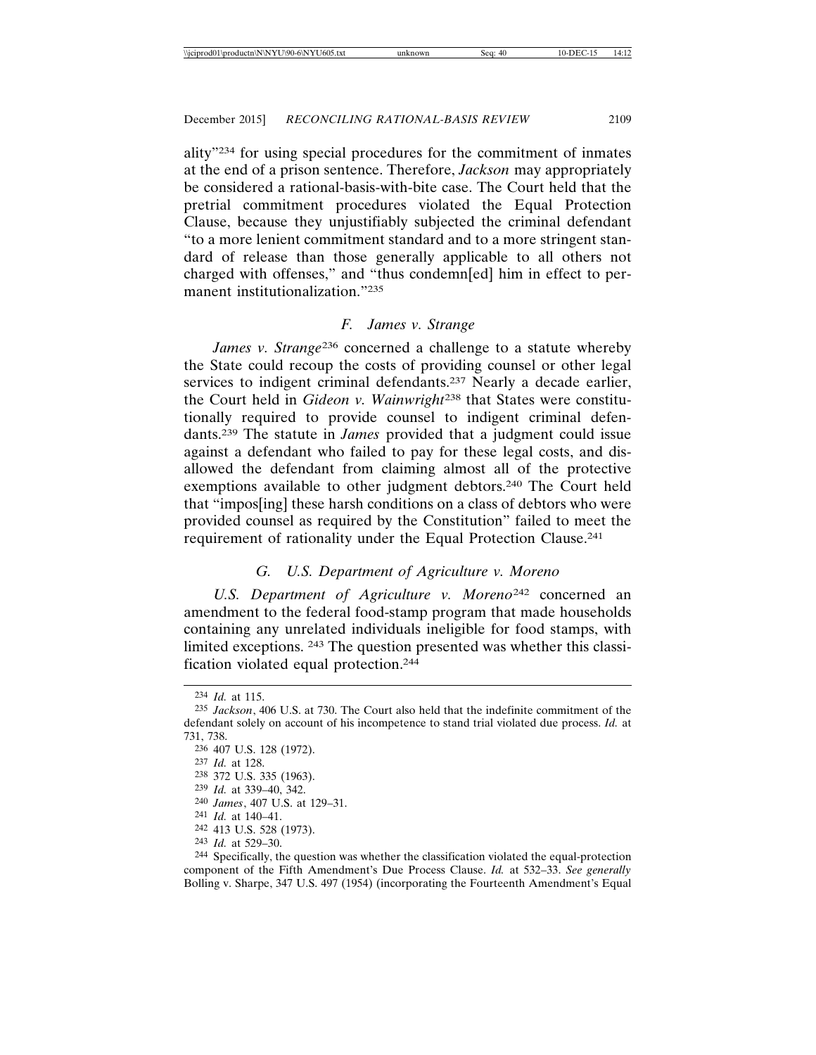ality"[234] for using special procedures for the commitment of inmates at the end of a prison sentence. Therefore, *Jackson* may appropriately be considered a rational-basis-with-bite case. The Court held that the pretrial commitment procedures violated the Equal Protection Clause, because they unjustifiably subjected the criminal defendant "to a more lenient commitment standard and to a more stringent standard of release than those generally applicable to all others not charged with offenses," and "thus condemn[ed] him in effect to permanent institutionalization."[235]

### F. *James v. Strange*

*James v. Strange*[236] concerned a challenge to a statute whereby the State could recoup the costs of providing counsel or other legal services to indigent criminal defendants.[237] Nearly a decade earlier, the Court held in *Gideon v. Wainwright*[238] that States were constitutionally required to provide counsel to indigent criminal defendants.[239] The statute in *James* provided that a judgment could issue against a defendant who failed to pay for these legal costs, and disallowed the defendant from claiming almost all of the protective exemptions available to other judgment debtors.[240] The Court held that "impos[ing] these harsh conditions on a class of debtors who were provided counsel as required by the Constitution" failed to meet the requirement of rationality under the Equal Protection Clause.[241]

### G. *U.S. Department of Agriculture v. Moreno*

*U.S. Department of Agriculture v. Moreno*[242] concerned an amendment to the federal food-stamp program that made households containing any unrelated individuals ineligible for food stamps, with limited exceptions. [243] The question presented was whether this classification violated equal protection.[244]

---

[234] *Id.* at 115.

[235] *Jackson*, 406 U.S. at 730. The Court also held that the indefinite commitment of the defendant solely on account of his incompetence to stand trial violated due process. *Id.* at 731, 738.

[236] 407 U.S. 128 (1972).

[237] *Id.* at 128.

[238] 372 U.S. 335 (1963).

[239] *Id.* at 339–40, 342.

[240] *James*, 407 U.S. at 129–31.

[241] *Id.* at 140–41.

[242] 413 U.S. 528 (1973).

[243] *Id.* at 529–30.

[244] Specifically, the question was whether the classification violated the equal-protection component of the Fifth Amendment's Due Process Clause. *Id.* at 532–33. *See generally* Bolling v. Sharpe, 347 U.S. 497 (1954) (incorporating the Fourteenth Amendment's Equal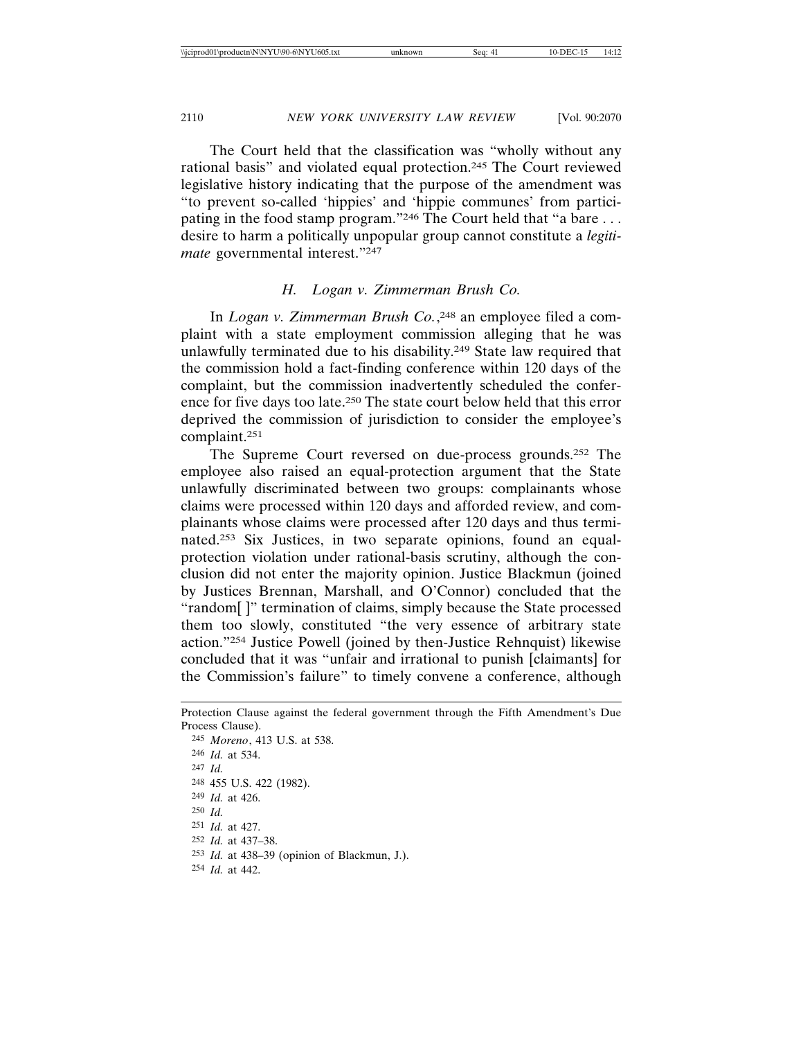The Court held that the classification was "wholly without any rational basis" and violated equal protection.[245] The Court reviewed legislative history indicating that the purpose of the amendment was "to prevent so-called 'hippies' and 'hippie communes' from participating in the food stamp program."[246] The Court held that "a bare . . . desire to harm a politically unpopular group cannot constitute a *legitimate* governmental interest."[247]

### *H. Logan v. Zimmerman Brush Co.*

In *Logan v. Zimmerman Brush Co.*,[248] an employee filed a complaint with a state employment commission alleging that he was unlawfully terminated due to his disability.[249] State law required that the commission hold a fact-finding conference within 120 days of the complaint, but the commission inadvertently scheduled the conference for five days too late.[250] The state court below held that this error deprived the commission of jurisdiction to consider the employee's complaint.[251]

The Supreme Court reversed on due-process grounds.[252] The employee also raised an equal-protection argument that the State unlawfully discriminated between two groups: complainants whose claims were processed within 120 days and afforded review, and complainants whose claims were processed after 120 days and thus terminated.[253] Six Justices, in two separate opinions, found an equal-protection violation under rational-basis scrutiny, although the conclusion did not enter the majority opinion. Justice Blackmun (joined by Justices Brennan, Marshall, and O'Connor) concluded that the "random[ ]" termination of claims, simply because the State processed them too slowly, constituted "the very essence of arbitrary state action."[254] Justice Powell (joined by then-Justice Rehnquist) likewise concluded that it was "unfair and irrational to punish [claimants] for the Commission's failure" to timely convene a conference, although

---

Protection Clause against the federal government through the Fifth Amendment's Due Process Clause).

[245] *Moreno*, 413 U.S. at 538.

[246] *Id.* at 534.

[247] *Id.*

[248] 455 U.S. 422 (1982).

[249] *Id.* at 426.

[250] *Id.*

[251] *Id.* at 427.

[252] *Id.* at 437–38.

[253] *Id.* at 438–39 (opinion of Blackmun, J.).

[254] *Id.* at 442.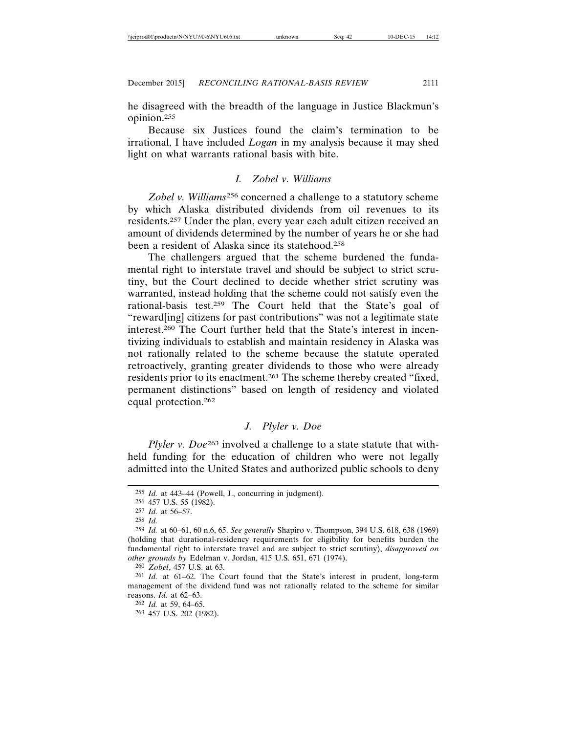he disagreed with the breadth of the language in Justice Blackmun's opinion.[255]

Because six Justices found the claim's termination to be irrational, I have included *Logan* in my analysis because it may shed light on what warrants rational basis with bite.

### I. *Zobel v. Williams*

*Zobel v. Williams*[256] concerned a challenge to a statutory scheme by which Alaska distributed dividends from oil revenues to its residents.[257] Under the plan, every year each adult citizen received an amount of dividends determined by the number of years he or she had been a resident of Alaska since its statehood.[258]

The challengers argued that the scheme burdened the fundamental right to interstate travel and should be subject to strict scrutiny, but the Court declined to decide whether strict scrutiny was warranted, instead holding that the scheme could not satisfy even the rational-basis test.[259] The Court held that the State's goal of "reward[ing] citizens for past contributions" was not a legitimate state interest.[260] The Court further held that the State's interest in incentivizing individuals to establish and maintain residency in Alaska was not rationally related to the scheme because the statute operated retroactively, granting greater dividends to those who were already residents prior to its enactment.[261] The scheme thereby created "fixed, permanent distinctions" based on length of residency and violated equal protection.[262]

### J. *Plyler v. Doe*

*Plyler v. Doe*[263] involved a challenge to a state statute that withheld funding for the education of children who were not legally admitted into the United States and authorized public schools to deny

---

[255] *Id.* at 443–44 (Powell, J., concurring in judgment).

[256] 457 U.S. 55 (1982).

[257] *Id.* at 56–57.

[258] *Id.*

[259] *Id.* at 60–61, 60 n.6, 65. *See generally* Shapiro v. Thompson, 394 U.S. 618, 638 (1969) (holding that durational-residency requirements for eligibility for benefits burden the fundamental right to interstate travel and are subject to strict scrutiny), *disapproved on other grounds by* Edelman v. Jordan, 415 U.S. 651, 671 (1974).

[260] *Zobel*, 457 U.S. at 63.

[261] *Id.* at 61–62. The Court found that the State's interest in prudent, long-term management of the dividend fund was not rationally related to the scheme for similar reasons. *Id.* at 62–63.

[262] *Id.* at 59, 64–65.

[263] 457 U.S. 202 (1982).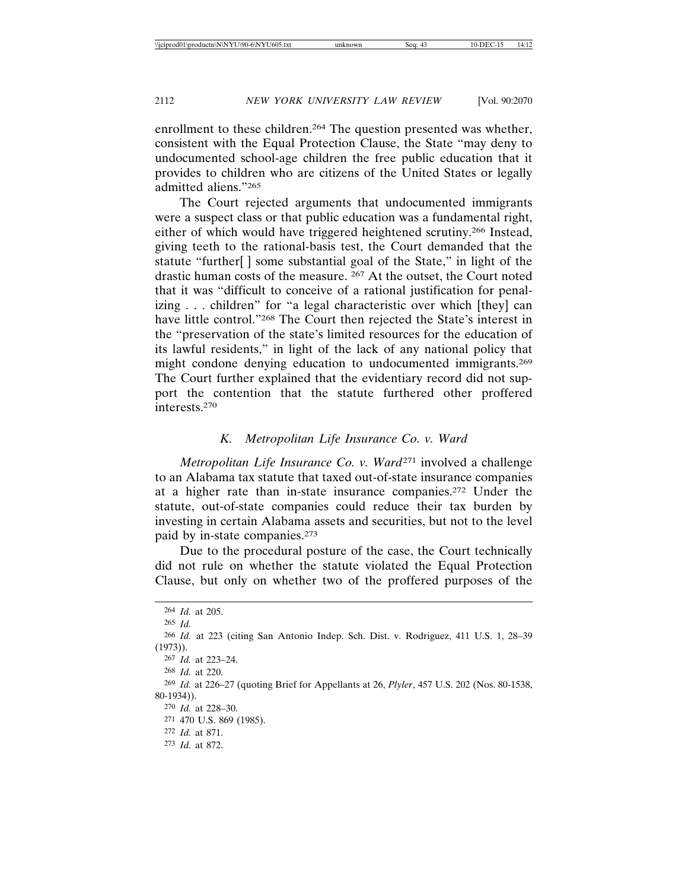enrollment to these children.[264] The question presented was whether, consistent with the Equal Protection Clause, the State "may deny to undocumented school-age children the free public education that it provides to children who are citizens of the United States or legally admitted aliens."[265]

The Court rejected arguments that undocumented immigrants were a suspect class or that public education was a fundamental right, either of which would have triggered heightened scrutiny.[266] Instead, giving teeth to the rational-basis test, the Court demanded that the statute "further[ ] some substantial goal of the State," in light of the drastic human costs of the measure.[267] At the outset, the Court noted that it was "difficult to conceive of a rational justification for penalizing . . . children" for "a legal characteristic over which [they] can have little control."[268] The Court then rejected the State's interest in the "preservation of the state's limited resources for the education of its lawful residents," in light of the lack of any national policy that might condone denying education to undocumented immigrants.[269] The Court further explained that the evidentiary record did not support the contention that the statute furthered other proffered interests.[270]

### K. *Metropolitan Life Insurance Co. v. Ward*

*Metropolitan Life Insurance Co. v. Ward*[271] involved a challenge to an Alabama tax statute that taxed out-of-state insurance companies at a higher rate than in-state insurance companies.[272] Under the statute, out-of-state companies could reduce their tax burden by investing in certain Alabama assets and securities, but not to the level paid by in-state companies.[273]

Due to the procedural posture of the case, the Court technically did not rule on whether the statute violated the Equal Protection Clause, but only on whether two of the proffered purposes of the

---

[264] *Id.* at 205.

[265] *Id.*

[266] *Id.* at 223 (citing San Antonio Indep. Sch. Dist. v. Rodriguez, 411 U.S. 1, 28–39 (1973)).

[267] *Id.* at 223–24.

[268] *Id.* at 220.

[269] *Id.* at 226–27 (quoting Brief for Appellants at 26, *Plyler*, 457 U.S. 202 (Nos. 80-1538, 80-1934)).

[270] *Id.* at 228–30.

[271] 470 U.S. 869 (1985).

[272] *Id.* at 871.

[273] *Id.* at 872.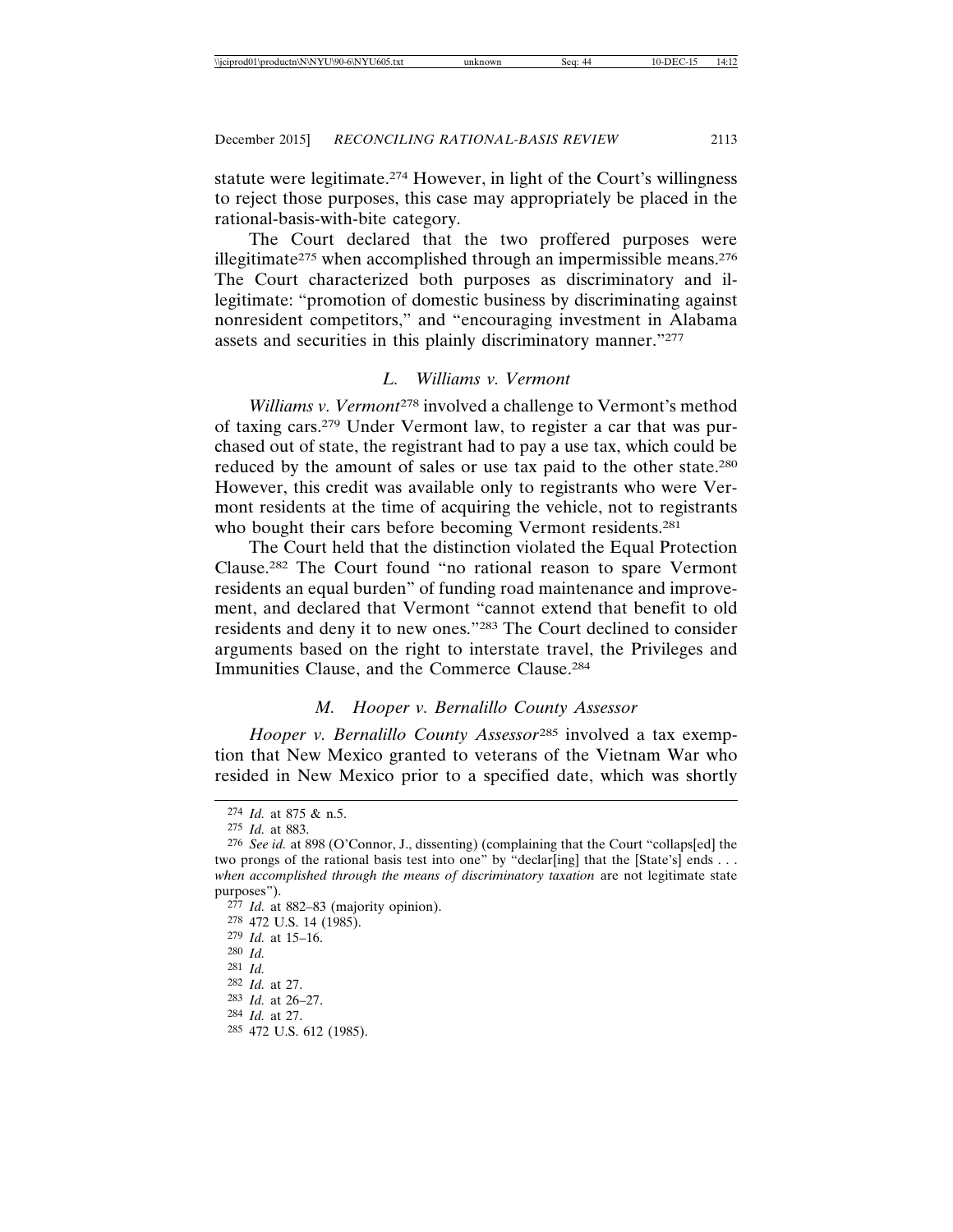statute were legitimate.[274] However, in light of the Court's willingness to reject those purposes, this case may appropriately be placed in the rational-basis-with-bite category.

The Court declared that the two proffered purposes were illegitimate[275] when accomplished through an impermissible means.[276] The Court characterized both purposes as discriminatory and illegitimate: "promotion of domestic business by discriminating against nonresident competitors," and "encouraging investment in Alabama assets and securities in this plainly discriminatory manner."[277]

### L. *Williams v. Vermont*

*Williams v. Vermont*[278] involved a challenge to Vermont's method of taxing cars.[279] Under Vermont law, to register a car that was purchased out of state, the registrant had to pay a use tax, which could be reduced by the amount of sales or use tax paid to the other state.[280] However, this credit was available only to registrants who were Vermont residents at the time of acquiring the vehicle, not to registrants who bought their cars before becoming Vermont residents.[281]

The Court held that the distinction violated the Equal Protection Clause.[282] The Court found "no rational reason to spare Vermont residents an equal burden" of funding road maintenance and improvement, and declared that Vermont "cannot extend that benefit to old residents and deny it to new ones."[283] The Court declined to consider arguments based on the right to interstate travel, the Privileges and Immunities Clause, and the Commerce Clause.[284]

### M. *Hooper v. Bernalillo County Assessor*

*Hooper v. Bernalillo County Assessor*[285] involved a tax exemption that New Mexico granted to veterans of the Vietnam War who resided in New Mexico prior to a specified date, which was shortly

---

[274] *Id.* at 875 & n.5.

[275] *Id.* at 883.

[276] *See id.* at 898 (O'Connor, J., dissenting) (complaining that the Court "collaps[ed] the two prongs of the rational basis test into one" by "declar[ing] that the [State's] ends . . . *when accomplished through the means of discriminatory taxation* are not legitimate state purposes").

[277] *Id.* at 882–83 (majority opinion).

[278] 472 U.S. 14 (1985).

[279] *Id.* at 15–16.

[280] *Id.*

[281] *Id.*

[282] *Id.* at 27.

[283] *Id.* at 26–27.

[284] *Id.* at 27.

[285] 472 U.S. 612 (1985).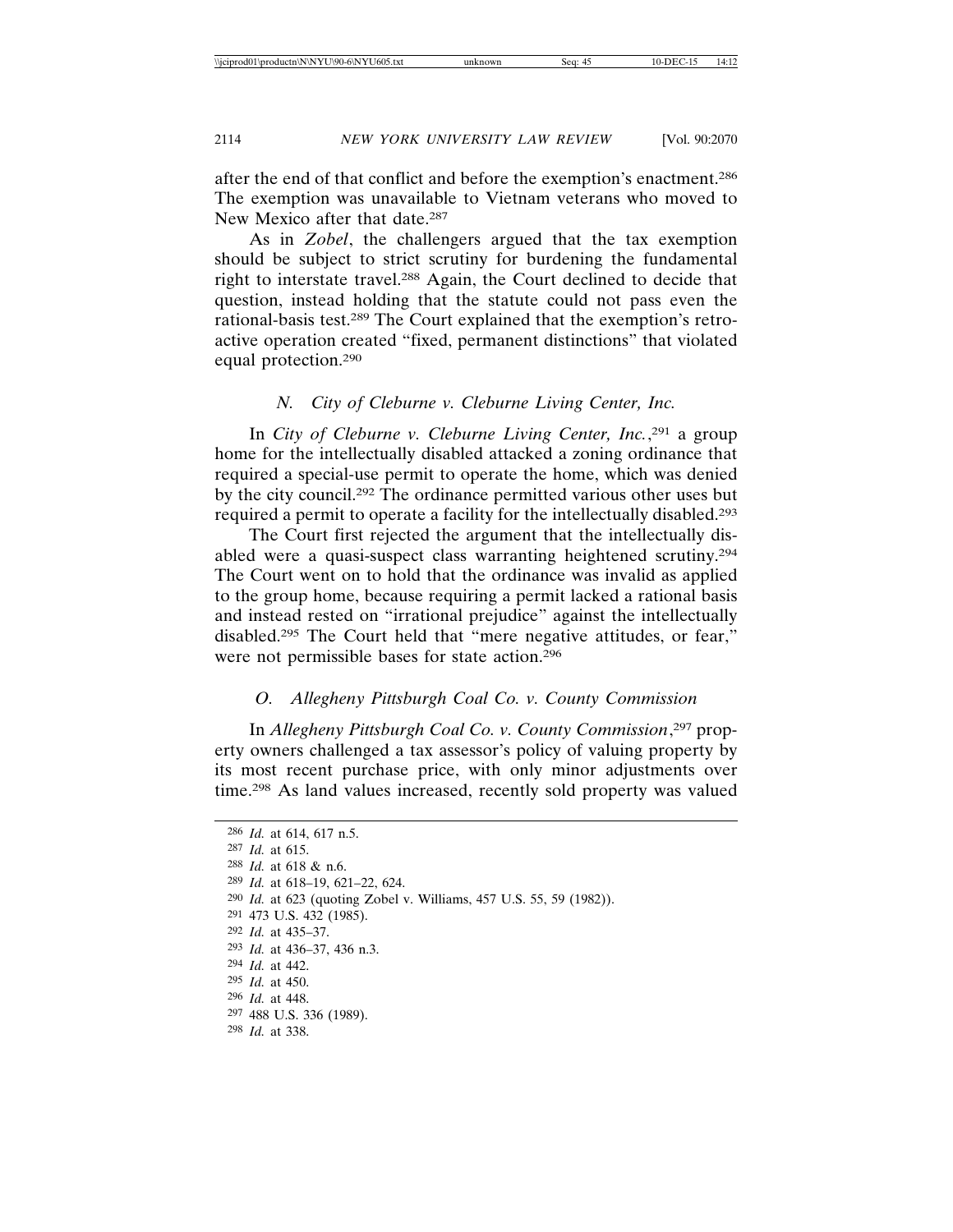after the end of that conflict and before the exemption's enactment.[286] The exemption was unavailable to Vietnam veterans who moved to New Mexico after that date.[287]

As in *Zobel*, the challengers argued that the tax exemption should be subject to strict scrutiny for burdening the fundamental right to interstate travel.[288] Again, the Court declined to decide that question, instead holding that the statute could not pass even the rational-basis test.[289] The Court explained that the exemption's retroactive operation created "fixed, permanent distinctions" that violated equal protection.[290]

### N. *City of Cleburne v. Cleburne Living Center, Inc.*

In *City of Cleburne v. Cleburne Living Center, Inc.*,[291] a group home for the intellectually disabled attacked a zoning ordinance that required a special-use permit to operate the home, which was denied by the city council.[292] The ordinance permitted various other uses but required a permit to operate a facility for the intellectually disabled.[293]

The Court first rejected the argument that the intellectually disabled were a quasi-suspect class warranting heightened scrutiny.[294] The Court went on to hold that the ordinance was invalid as applied to the group home, because requiring a permit lacked a rational basis and instead rested on "irrational prejudice" against the intellectually disabled.[295] The Court held that "mere negative attitudes, or fear," were not permissible bases for state action.[296]

### O. *Allegheny Pittsburgh Coal Co. v. County Commission*

In *Allegheny Pittsburgh Coal Co. v. County Commission*,[297] property owners challenged a tax assessor's policy of valuing property by its most recent purchase price, with only minor adjustments over time.[298] As land values increased, recently sold property was valued

---

[286] *Id.* at 614, 617 n.5.

[287] *Id.* at 615.

[288] *Id.* at 618 & n.6.

[289] *Id.* at 618–19, 621–22, 624.

[290] *Id.* at 623 (quoting Zobel v. Williams, 457 U.S. 55, 59 (1982)).

[291] 473 U.S. 432 (1985).

[292] *Id.* at 435–37.

[293] *Id.* at 436–37, 436 n.3.

[294] *Id.* at 442.

[295] *Id.* at 450.

[296] *Id.* at 448.

[297] 488 U.S. 336 (1989).

[298] *Id.* at 338.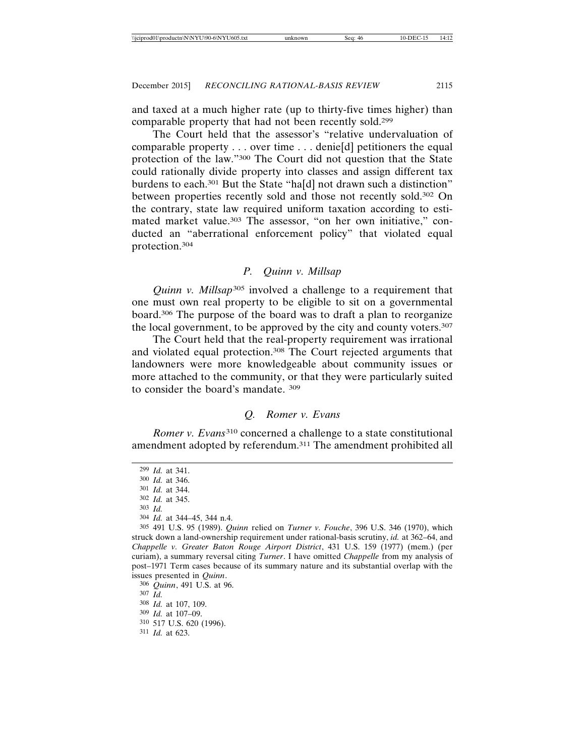and taxed at a much higher rate (up to thirty-five times higher) than comparable property that had not been recently sold.[299]

The Court held that the assessor's "relative undervaluation of comparable property . . . over time . . . denie[d] petitioners the equal protection of the law."[300] The Court did not question that the State could rationally divide property into classes and assign different tax burdens to each.[301] But the State "ha[d] not drawn such a distinction" between properties recently sold and those not recently sold.[302] On the contrary, state law required uniform taxation according to estimated market value.[303] The assessor, "on her own initiative," conducted an "aberrational enforcement policy" that violated equal protection.[304]

### *P. Quinn v. Millsap*

*Quinn v. Millsap*[305] involved a challenge to a requirement that one must own real property to be eligible to sit on a governmental board.[306] The purpose of the board was to draft a plan to reorganize the local government, to be approved by the city and county voters.[307]

The Court held that the real-property requirement was irrational and violated equal protection.[308] The Court rejected arguments that landowners were more knowledgeable about community issues or more attached to the community, or that they were particularly suited to consider the board's mandate. [309]

### *Q. Romer v. Evans*

*Romer v. Evans*[310] concerned a challenge to a state constitutional amendment adopted by referendum.[311] The amendment prohibited all

---

[299] *Id.* at 341.

[300] *Id.* at 346.

[301] *Id.* at 344.

[302] *Id.* at 345.

[303] *Id.*

[304] *Id.* at 344–45, 344 n.4.

[305] 491 U.S. 95 (1989). *Quinn* relied on *Turner v. Fouche*, 396 U.S. 346 (1970), which struck down a land-ownership requirement under rational-basis scrutiny, *id.* at 362–64, and *Chappelle v. Greater Baton Rouge Airport District*, 431 U.S. 159 (1977) (mem.) (per curiam), a summary reversal citing *Turner*. I have omitted *Chappelle* from my analysis of post–1971 Term cases because of its summary nature and its substantial overlap with the issues presented in *Quinn*.

[306] *Quinn*, 491 U.S. at 96.

[307] *Id.*

[308] *Id.* at 107, 109.

[309] *Id.* at 107–09.

[310] 517 U.S. 620 (1996).

[311] *Id.* at 623.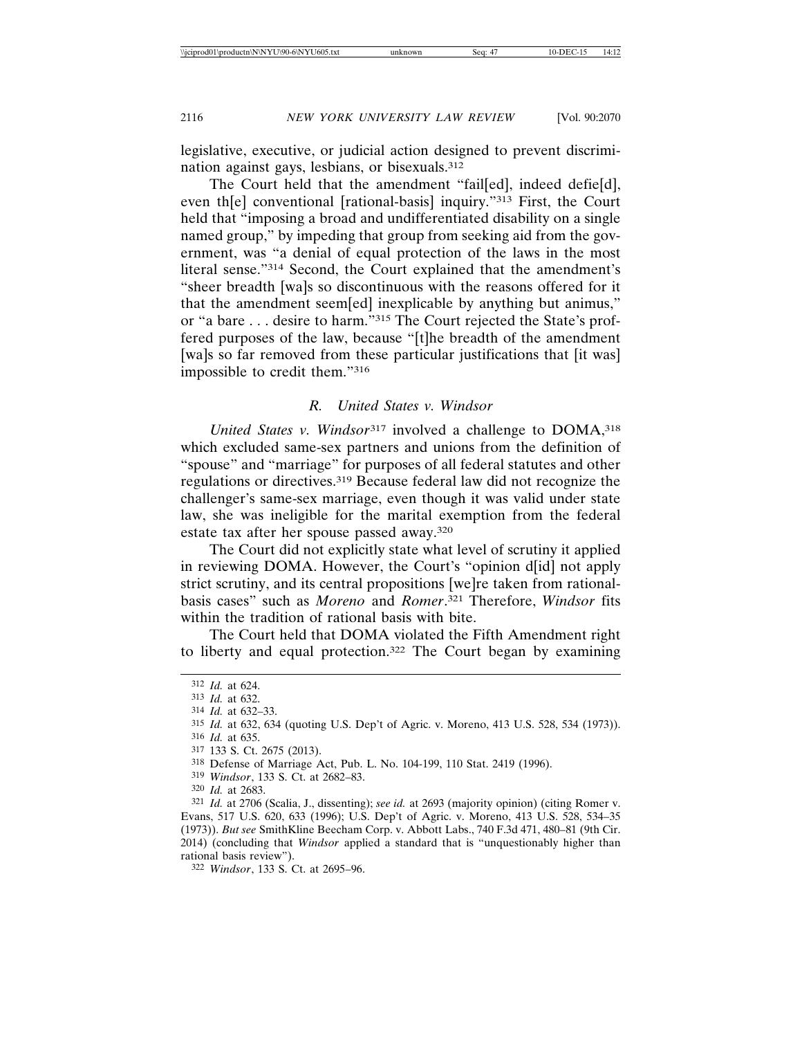legislative, executive, or judicial action designed to prevent discrimination against gays, lesbians, or bisexuals.[312]

The Court held that the amendment "fail[ed], indeed defie[d], even th[e] conventional [rational-basis] inquiry."[313] First, the Court held that "imposing a broad and undifferentiated disability on a single named group," by impeding that group from seeking aid from the government, was "a denial of equal protection of the laws in the most literal sense."[314] Second, the Court explained that the amendment's "sheer breadth [wa]s so discontinuous with the reasons offered for it that the amendment seem[ed] inexplicable by anything but animus," or "a bare . . . desire to harm."[315] The Court rejected the State's proffered purposes of the law, because "[t]he breadth of the amendment [wa]s so far removed from these particular justifications that [it was] impossible to credit them."[316]

### R. *United States v. Windsor*

*United States v. Windsor*[317] involved a challenge to DOMA,[318] which excluded same-sex partners and unions from the definition of "spouse" and "marriage" for purposes of all federal statutes and other regulations or directives.[319] Because federal law did not recognize the challenger's same-sex marriage, even though it was valid under state law, she was ineligible for the marital exemption from the federal estate tax after her spouse passed away.[320]

The Court did not explicitly state what level of scrutiny it applied in reviewing DOMA. However, the Court's "opinion d[id] not apply strict scrutiny, and its central propositions [we]re taken from rational-basis cases" such as *Moreno* and *Romer*.[321] Therefore, *Windsor* fits within the tradition of rational basis with bite.

The Court held that DOMA violated the Fifth Amendment right to liberty and equal protection.[322] The Court began by examining

---

312 *Id.* at 624.

313 *Id.* at 632.

314 *Id.* at 632–33.

315 *Id.* at 632, 634 (quoting U.S. Dep't of Agric. v. Moreno, 413 U.S. 528, 534 (1973)).

316 *Id.* at 635.

317 133 S. Ct. 2675 (2013).

318 Defense of Marriage Act, Pub. L. No. 104-199, 110 Stat. 2419 (1996).

319 *Windsor*, 133 S. Ct. at 2682–83.

320 *Id.* at 2683.

321 *Id.* at 2706 (Scalia, J., dissenting); *see id.* at 2693 (majority opinion) (citing Romer v. Evans, 517 U.S. 620, 633 (1996); U.S. Dep't of Agric. v. Moreno, 413 U.S. 528, 534–35 (1973)). *But see* SmithKline Beecham Corp. v. Abbott Labs., 740 F.3d 471, 480–81 (9th Cir. 2014) (concluding that *Windsor* applied a standard that is "unquestionably higher than rational basis review").

322 *Windsor*, 133 S. Ct. at 2695–96.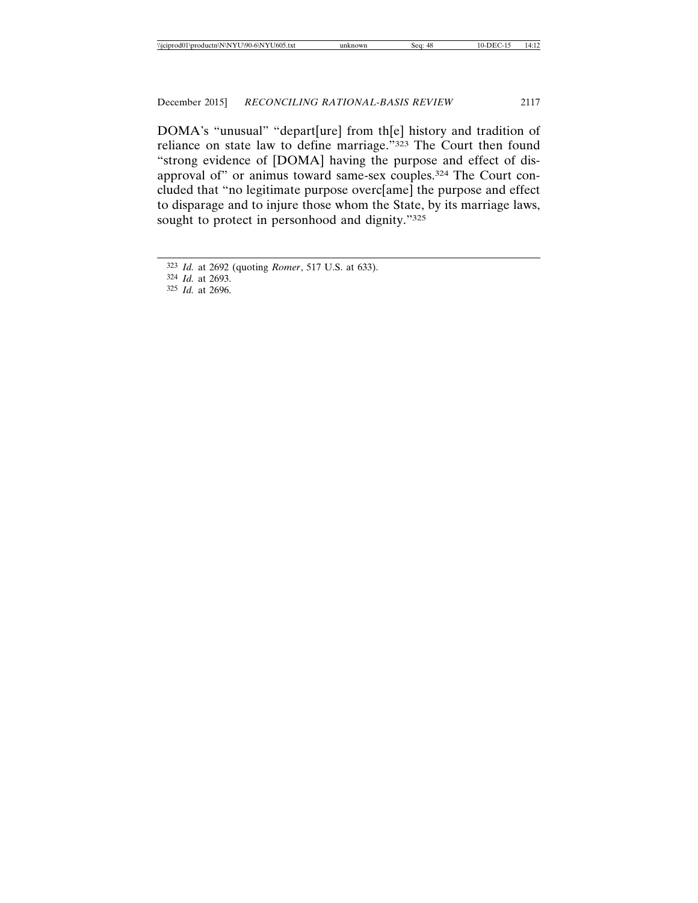DOMA's "unusual" "depart[ure] from th[e] history and tradition of reliance on state law to define marriage."[323] The Court then found "strong evidence of [DOMA] having the purpose and effect of disapproval of" or animus toward same-sex couples.[324] The Court concluded that "no legitimate purpose overc[ame] the purpose and effect to disparage and to injure those whom the State, by its marriage laws, sought to protect in personhood and dignity."[325]

---

[323] *Id.* at 2692 (quoting *Romer*, 517 U.S. at 633).

[324] *Id.* at 2693.

[325] *Id.* at 2696.